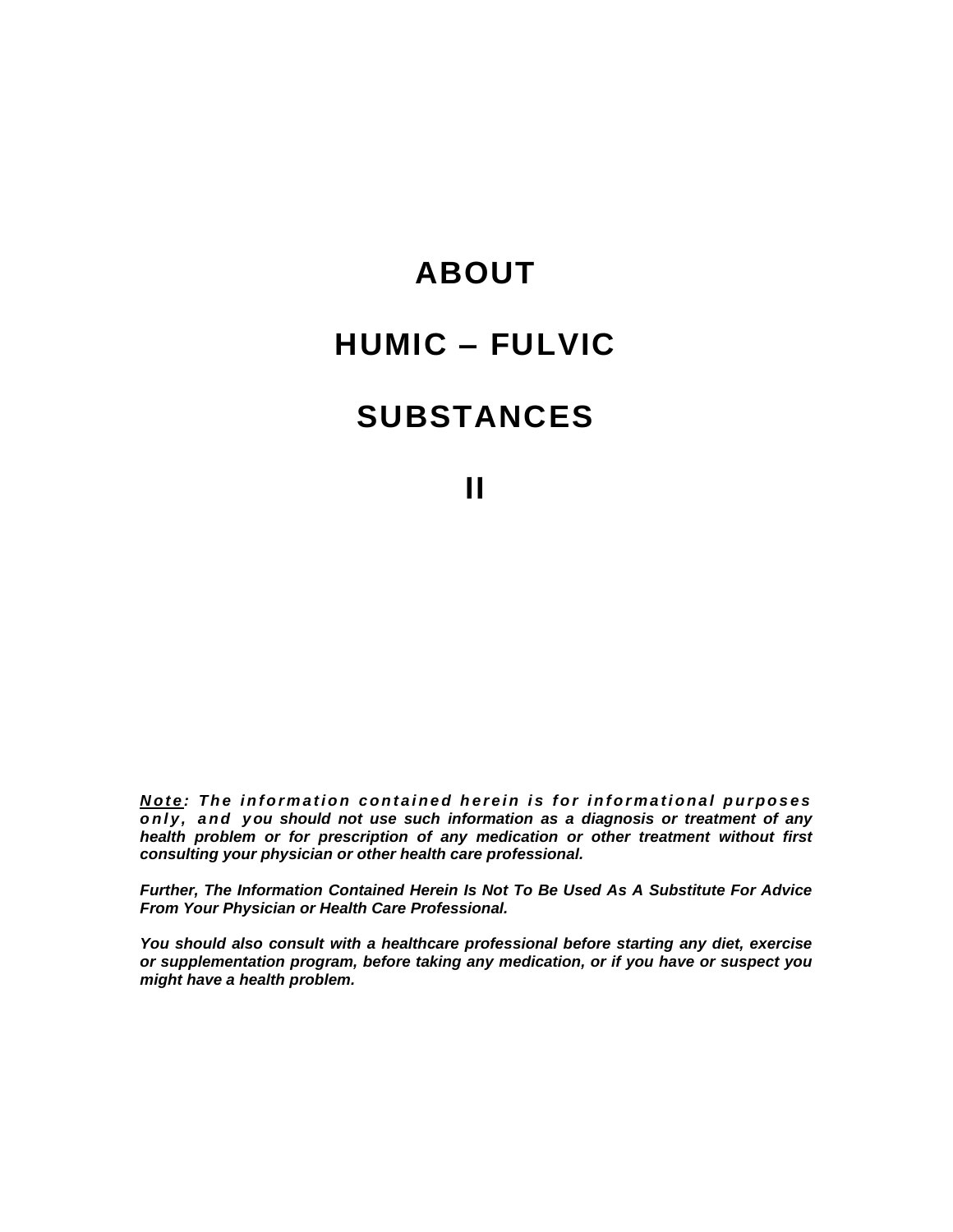# ABOUT

# HUMIC – FULVIC

# SUBSTANCES

# II

***<u>Note</u>: The information contained herein is for informational purposes only, and you should not use such information as a diagnosis or treatment of any health problem or for prescription of any medication or other treatment without first consulting your physician or other health care professional.***

***Further, The Information Contained Herein Is Not To Be Used As A Substitute For Advice From Your Physician or Health Care Professional.***

***You should also consult with a healthcare professional before starting any diet, exercise or supplementation program, before taking any medication, or if you have or suspect you might have a health problem.***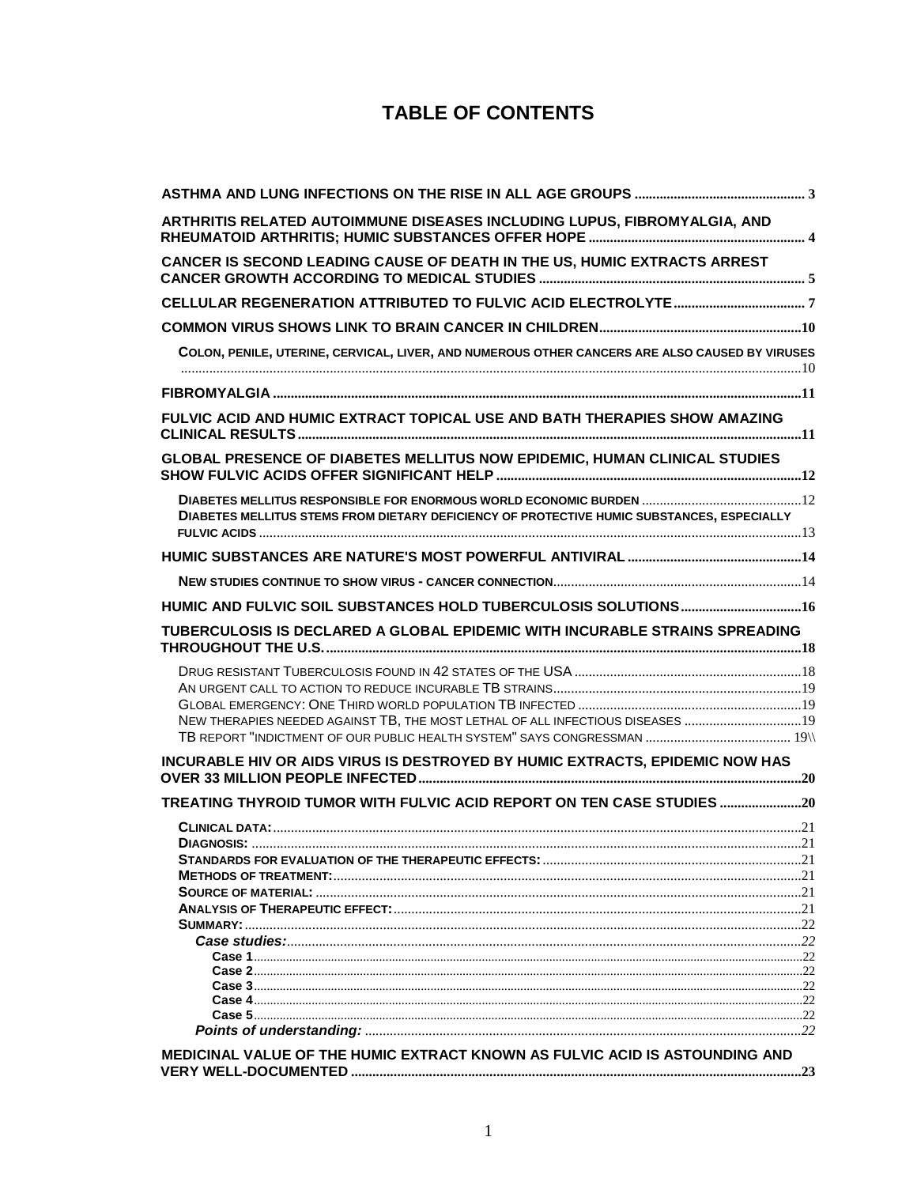# TABLE OF CONTENTS

- **ASTHMA AND LUNG INFECTIONS ON THE RISE IN ALL AGE GROUPS** ... 3
- **ARTHRITIS RELATED AUTOIMMUNE DISEASES INCLUDING LUPUS, FIBROMYALGIA, AND RHEUMATOID ARTHRITIS; HUMIC SUBSTANCES OFFER HOPE** ... 4
- **CANCER IS SECOND LEADING CAUSE OF DEATH IN THE US, HUMIC EXTRACTS ARREST CANCER GROWTH ACCORDING TO MEDICAL STUDIES** ... 5
- **CELLULAR REGENERATION ATTRIBUTED TO FULVIC ACID ELECTROLYTE** ... 7
- **COMMON VIRUS SHOWS LINK TO BRAIN CANCER IN CHILDREN** ... 10
  - **COLON, PENILE, UTERINE, CERVICAL, LIVER, AND NUMEROUS OTHER CANCERS ARE ALSO CAUSED BY VIRUSES** ... 10
- **FIBROMYALGIA** ... 11
- **FULVIC ACID AND HUMIC EXTRACT TOPICAL USE AND BATH THERAPIES SHOW AMAZING CLINICAL RESULTS** ... 11
- **GLOBAL PRESENCE OF DIABETES MELLITUS NOW EPIDEMIC, HUMAN CLINICAL STUDIES SHOW FULVIC ACIDS OFFER SIGNIFICANT HELP** ... 12
  - **DIABETES MELLITUS RESPONSIBLE FOR ENORMOUS WORLD ECONOMIC BURDEN** ... 12
  - **DIABETES MELLITUS STEMS FROM DIETARY DEFICIENCY OF PROTECTIVE HUMIC SUBSTANCES, ESPECIALLY FULVIC ACIDS** ... 13
- **HUMIC SUBSTANCES ARE NATURE'S MOST POWERFUL ANTIVIRAL** ... 14
  - **NEW STUDIES CONTINUE TO SHOW VIRUS - CANCER CONNECTION** ... 14
- **HUMIC AND FULVIC SOIL SUBSTANCES HOLD TUBERCULOSIS SOLUTIONS** ... 16
- **TUBERCULOSIS IS DECLARED A GLOBAL EPIDEMIC WITH INCURABLE STRAINS SPREADING THROUGHOUT THE U.S.** ... 18
  - DRUG RESISTANT TUBERCULOSIS FOUND IN 42 STATES OF THE USA ... 18
  - AN URGENT CALL TO ACTION TO REDUCE INCURABLE TB STRAINS ... 19
  - GLOBAL EMERGENCY: ONE THIRD WORLD POPULATION TB INFECTED ... 19
  - NEW THERAPIES NEEDED AGAINST TB, THE MOST LETHAL OF ALL INFECTIOUS DISEASES ... 19
  - TB REPORT "INDICTMENT OF OUR PUBLIC HEALTH SYSTEM" SAYS CONGRESSMAN ... 19\\
- **INCURABLE HIV OR AIDS VIRUS IS DESTROYED BY HUMIC EXTRACTS, EPIDEMIC NOW HAS OVER 33 MILLION PEOPLE INFECTED** ... 20
- **TREATING THYROID TUMOR WITH FULVIC ACID REPORT ON TEN CASE STUDIES** ... 20
  - **CLINICAL DATA:** ... 21
  - **DIAGNOSIS:** ... 21
  - **STANDARDS FOR EVALUATION OF THE THERAPEUTIC EFFECTS:** ... 21
  - **METHODS OF TREATMENT:** ... 21
  - **SOURCE OF MATERIAL:** ... 21
  - **ANALYSIS OF THERAPEUTIC EFFECT:** ... 21
  - **SUMMARY:** ... 22
    - ***Case studies:*** ... 22
      - **Case 1** ... 22
      - **Case 2** ... 22
      - **Case 3** ... 22
      - **Case 4** ... 22
      - **Case 5** ... 22
    - ***Points of understanding:*** ... 22
- **MEDICINAL VALUE OF THE HUMIC EXTRACT KNOWN AS FULVIC ACID IS ASTOUNDING AND VERY WELL-DOCUMENTED** ... 23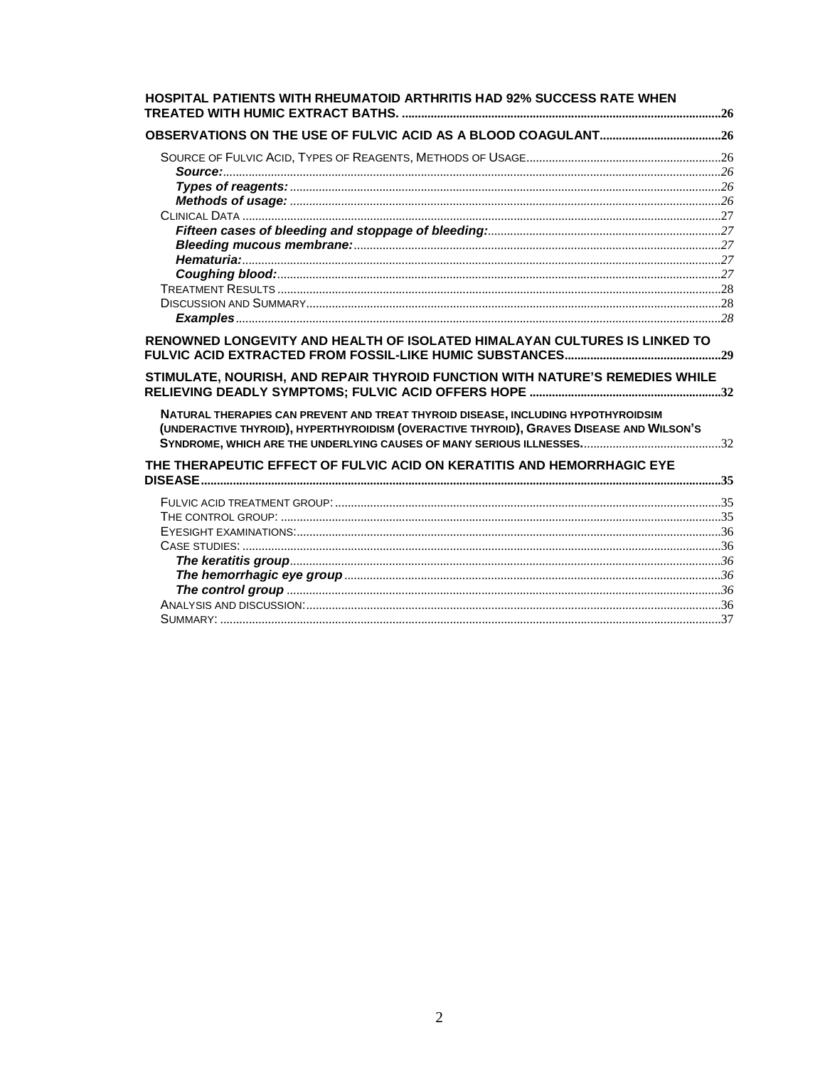**HOSPITAL PATIENTS WITH RHEUMATOID ARTHRITIS HAD 92% SUCCESS RATE WHEN TREATED WITH HUMIC EXTRACT BATHS. ....................................................................................................26**

**OBSERVATIONS ON THE USE OF FULVIC ACID AS A BLOOD COAGULANT......................................26**

- SOURCE OF FULVIC ACID, TYPES OF REAGENTS, METHODS OF USAGE............................................................26
  - ***Source:***..........................................................................................................................................*26*
  - ***Types of reagents:*** ......................................................................................................................*26*
  - ***Methods of usage:*** ......................................................................................................................*26*
- CLINICAL DATA .....................................................................................................................................27
  - ***Fifteen cases of bleeding and stoppage of bleeding:***........................................................................*27*
  - ***Bleeding mucous membrane:***.................................................................................................*27*
  - ***Hematuria:***....................................................................................................................................*27*
  - ***Coughing blood:***..........................................................................................................................*27*
- TREATMENT RESULTS ..........................................................................................................................28
- DISCUSSION AND SUMMARY.................................................................................................................28
  - ***Examples***.......................................................................................................................................*28*

**RENOWNED LONGEVITY AND HEALTH OF ISOLATED HIMALAYAN CULTURES IS LINKED TO FULVIC ACID EXTRACTED FROM FOSSIL-LIKE HUMIC SUBSTANCES................................................29**

**STIMULATE, NOURISH, AND REPAIR THYROID FUNCTION WITH NATURE'S REMEDIES WHILE RELIEVING DEADLY SYMPTOMS; FULVIC ACID OFFERS HOPE ...........................................................32**

- **NATURAL THERAPIES CAN PREVENT AND TREAT THYROID DISEASE, INCLUDING HYPOTHYROIDSIM (UNDERACTIVE THYROID), HYPERTHYROIDISM (OVERACTIVE THYROID), GRAVES DISEASE AND WILSON'S SYNDROME, WHICH ARE THE UNDERLYING CAUSES OF MANY SERIOUS ILLNESSES.**...........................................32

**THE THERAPEUTIC EFFECT OF FULVIC ACID ON KERATITIS AND HEMORRHAGIC EYE DISEASE.................................................................................................................................................35**

- FULVIC ACID TREATMENT GROUP: .........................................................................................................35
- THE CONTROL GROUP: ..........................................................................................................................35
- EYESIGHT EXAMINATIONS:.....................................................................................................................36
- CASE STUDIES: .....................................................................................................................................36
  - ***The keratitis group***......................................................................................................................*36*
  - ***The hemorrhagic eye group*** .....................................................................................................*36*
  - ***The control group*** .......................................................................................................................*36*
- ANALYSIS AND DISCUSSION:..................................................................................................................36
- SUMMARY: ............................................................................................................................................37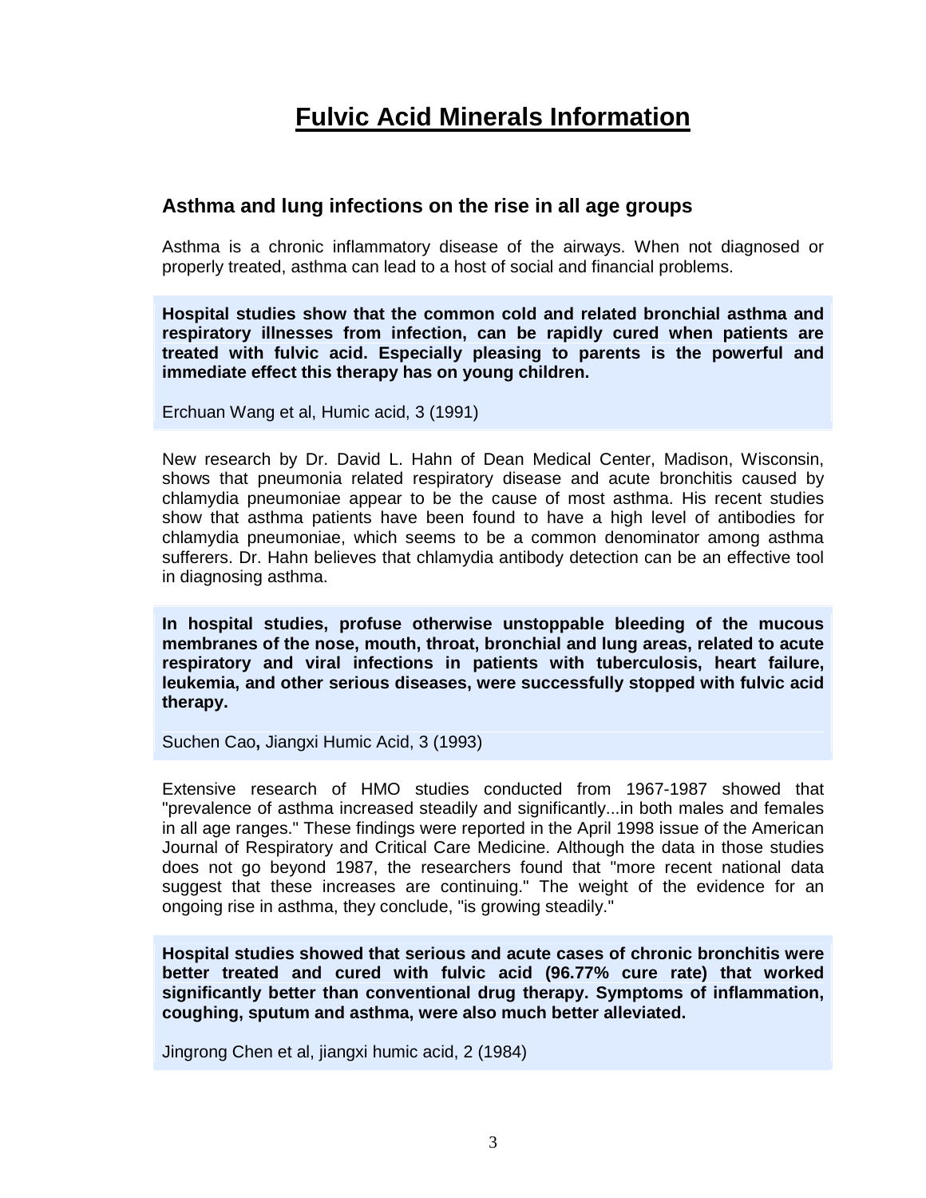# Fulvic Acid Minerals Information

## Asthma and lung infections on the rise in all age groups

Asthma is a chronic inflammatory disease of the airways. When not diagnosed or properly treated, asthma can lead to a host of social and financial problems.

**Hospital studies show that the common cold and related bronchial asthma and respiratory illnesses from infection, can be rapidly cured when patients are treated with fulvic acid. Especially pleasing to parents is the powerful and immediate effect this therapy has on young children.**

Erchuan Wang et al, Humic acid, 3 (1991)

New research by Dr. David L. Hahn of Dean Medical Center, Madison, Wisconsin, shows that pneumonia related respiratory disease and acute bronchitis caused by chlamydia pneumoniae appear to be the cause of most asthma. His recent studies show that asthma patients have been found to have a high level of antibodies for chlamydia pneumoniae, which seems to be a common denominator among asthma sufferers. Dr. Hahn believes that chlamydia antibody detection can be an effective tool in diagnosing asthma.

**In hospital studies, profuse otherwise unstoppable bleeding of the mucous membranes of the nose, mouth, throat, bronchial and lung areas, related to acute respiratory and viral infections in patients with tuberculosis, heart failure, leukemia, and other serious diseases, were successfully stopped with fulvic acid therapy.**

Suchen Cao**,** Jiangxi Humic Acid, 3 (1993)

Extensive research of HMO studies conducted from 1967-1987 showed that "prevalence of asthma increased steadily and significantly...in both males and females in all age ranges." These findings were reported in the April 1998 issue of the American Journal of Respiratory and Critical Care Medicine. Although the data in those studies does not go beyond 1987, the researchers found that "more recent national data suggest that these increases are continuing." The weight of the evidence for an ongoing rise in asthma, they conclude, "is growing steadily."

**Hospital studies showed that serious and acute cases of chronic bronchitis were better treated and cured with fulvic acid (96.77% cure rate) that worked significantly better than conventional drug therapy. Symptoms of inflammation, coughing, sputum and asthma, were also much better alleviated.**

Jingrong Chen et al, jiangxi humic acid, 2 (1984)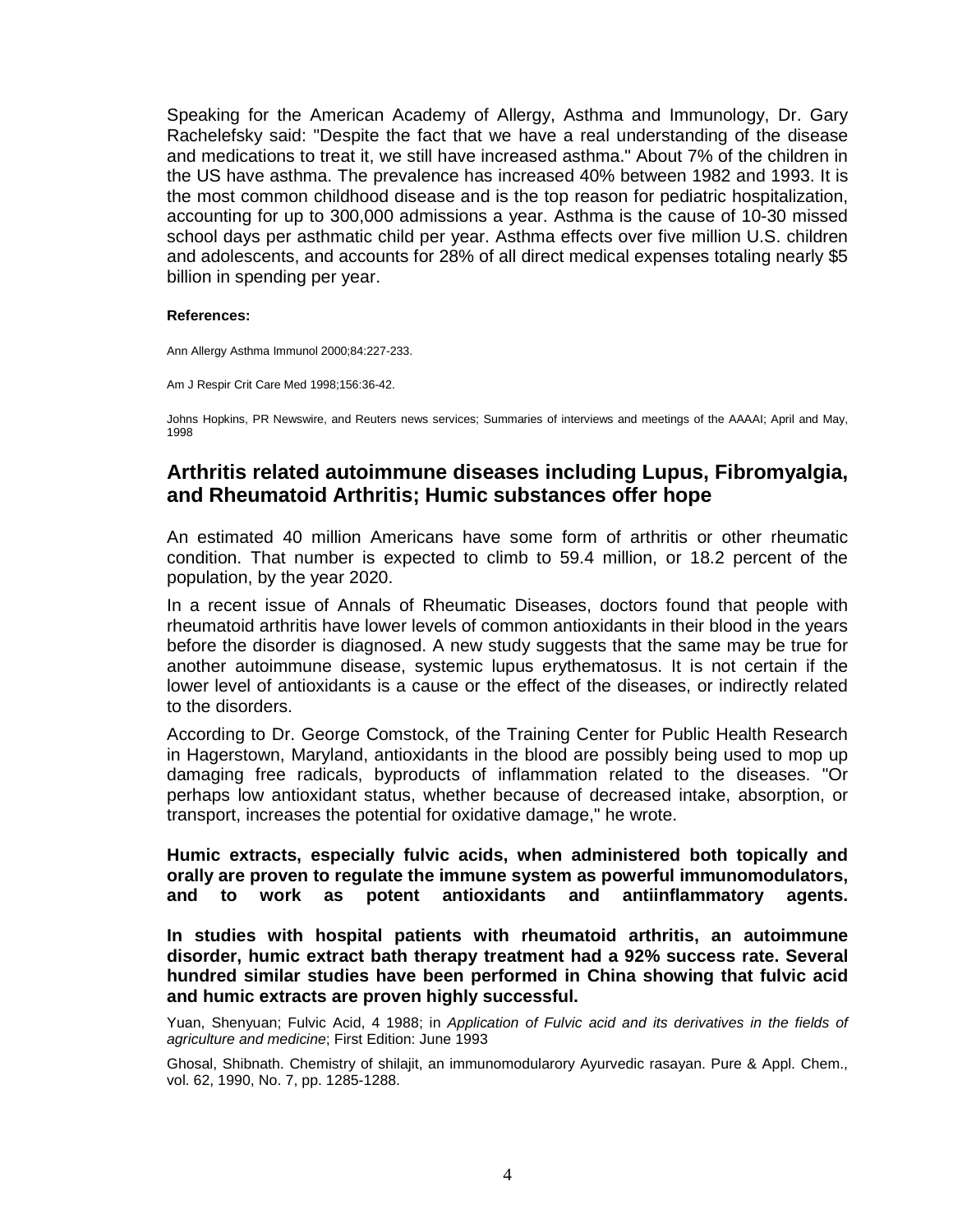Speaking for the American Academy of Allergy, Asthma and Immunology, Dr. Gary Rachelefsky said: "Despite the fact that we have a real understanding of the disease and medications to treat it, we still have increased asthma." About 7% of the children in the US have asthma. The prevalence has increased 40% between 1982 and 1993. It is the most common childhood disease and is the top reason for pediatric hospitalization, accounting for up to 300,000 admissions a year. Asthma is the cause of 10-30 missed school days per asthmatic child per year. Asthma effects over five million U.S. children and adolescents, and accounts for 28% of all direct medical expenses totaling nearly $5 billion in spending per year.

**References:**

Ann Allergy Asthma Immunol 2000;84:227-233.

Am J Respir Crit Care Med 1998;156:36-42.

Johns Hopkins, PR Newswire, and Reuters news services; Summaries of interviews and meetings of the AAAAI; April and May, 1998

## Arthritis related autoimmune diseases including Lupus, Fibromyalgia, and Rheumatoid Arthritis; Humic substances offer hope

An estimated 40 million Americans have some form of arthritis or other rheumatic condition. That number is expected to climb to 59.4 million, or 18.2 percent of the population, by the year 2020.

In a recent issue of Annals of Rheumatic Diseases, doctors found that people with rheumatoid arthritis have lower levels of common antioxidants in their blood in the years before the disorder is diagnosed. A new study suggests that the same may be true for another autoimmune disease, systemic lupus erythematosus. It is not certain if the lower level of antioxidants is a cause or the effect of the diseases, or indirectly related to the disorders.

According to Dr. George Comstock, of the Training Center for Public Health Research in Hagerstown, Maryland, antioxidants in the blood are possibly being used to mop up damaging free radicals, byproducts of inflammation related to the diseases. "Or perhaps low antioxidant status, whether because of decreased intake, absorption, or transport, increases the potential for oxidative damage," he wrote.

**Humic extracts, especially fulvic acids, when administered both topically and orally are proven to regulate the immune system as powerful immunomodulators, and to work as potent antioxidants and antiinflammatory agents.**

**In studies with hospital patients with rheumatoid arthritis, an autoimmune disorder, humic extract bath therapy treatment had a 92% success rate. Several hundred similar studies have been performed in China showing that fulvic acid and humic extracts are proven highly successful.**

Yuan, Shenyuan; Fulvic Acid, 4 1988; in *Application of Fulvic acid and its derivatives in the fields of agriculture and medicine*; First Edition: June 1993

Ghosal, Shibnath. Chemistry of shilajit, an immunomodularory Ayurvedic rasayan. Pure & Appl. Chem., vol. 62, 1990, No. 7, pp. 1285-1288.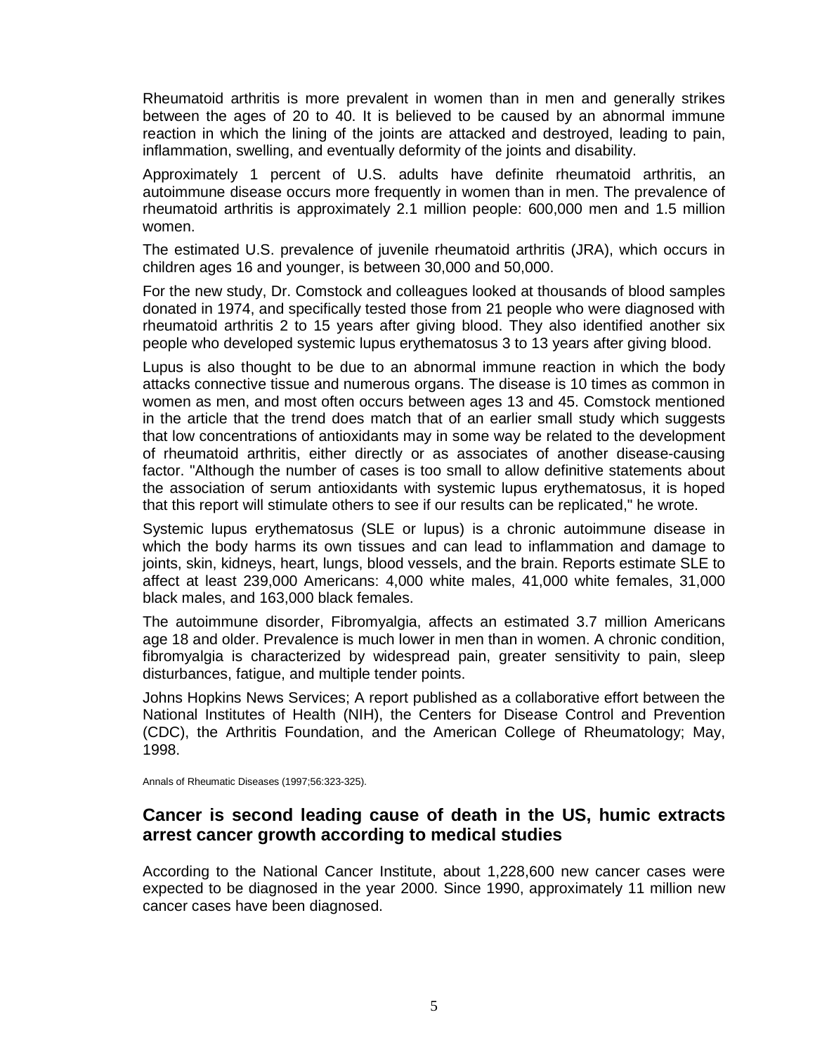Rheumatoid arthritis is more prevalent in women than in men and generally strikes between the ages of 20 to 40. It is believed to be caused by an abnormal immune reaction in which the lining of the joints are attacked and destroyed, leading to pain, inflammation, swelling, and eventually deformity of the joints and disability.

Approximately 1 percent of U.S. adults have definite rheumatoid arthritis, an autoimmune disease occurs more frequently in women than in men. The prevalence of rheumatoid arthritis is approximately 2.1 million people: 600,000 men and 1.5 million women.

The estimated U.S. prevalence of juvenile rheumatoid arthritis (JRA), which occurs in children ages 16 and younger, is between 30,000 and 50,000.

For the new study, Dr. Comstock and colleagues looked at thousands of blood samples donated in 1974, and specifically tested those from 21 people who were diagnosed with rheumatoid arthritis 2 to 15 years after giving blood. They also identified another six people who developed systemic lupus erythematosus 3 to 13 years after giving blood.

Lupus is also thought to be due to an abnormal immune reaction in which the body attacks connective tissue and numerous organs. The disease is 10 times as common in women as men, and most often occurs between ages 13 and 45. Comstock mentioned in the article that the trend does match that of an earlier small study which suggests that low concentrations of antioxidants may in some way be related to the development of rheumatoid arthritis, either directly or as associates of another disease-causing factor. "Although the number of cases is too small to allow definitive statements about the association of serum antioxidants with systemic lupus erythematosus, it is hoped that this report will stimulate others to see if our results can be replicated," he wrote.

Systemic lupus erythematosus (SLE or lupus) is a chronic autoimmune disease in which the body harms its own tissues and can lead to inflammation and damage to joints, skin, kidneys, heart, lungs, blood vessels, and the brain. Reports estimate SLE to affect at least 239,000 Americans: 4,000 white males, 41,000 white females, 31,000 black males, and 163,000 black females.

The autoimmune disorder, Fibromyalgia, affects an estimated 3.7 million Americans age 18 and older. Prevalence is much lower in men than in women. A chronic condition, fibromyalgia is characterized by widespread pain, greater sensitivity to pain, sleep disturbances, fatigue, and multiple tender points.

Johns Hopkins News Services; A report published as a collaborative effort between the National Institutes of Health (NIH), the Centers for Disease Control and Prevention (CDC), the Arthritis Foundation, and the American College of Rheumatology; May, 1998.

Annals of Rheumatic Diseases (1997;56:323-325).

## Cancer is second leading cause of death in the US, humic extracts arrest cancer growth according to medical studies

According to the National Cancer Institute, about 1,228,600 new cancer cases were expected to be diagnosed in the year 2000. Since 1990, approximately 11 million new cancer cases have been diagnosed.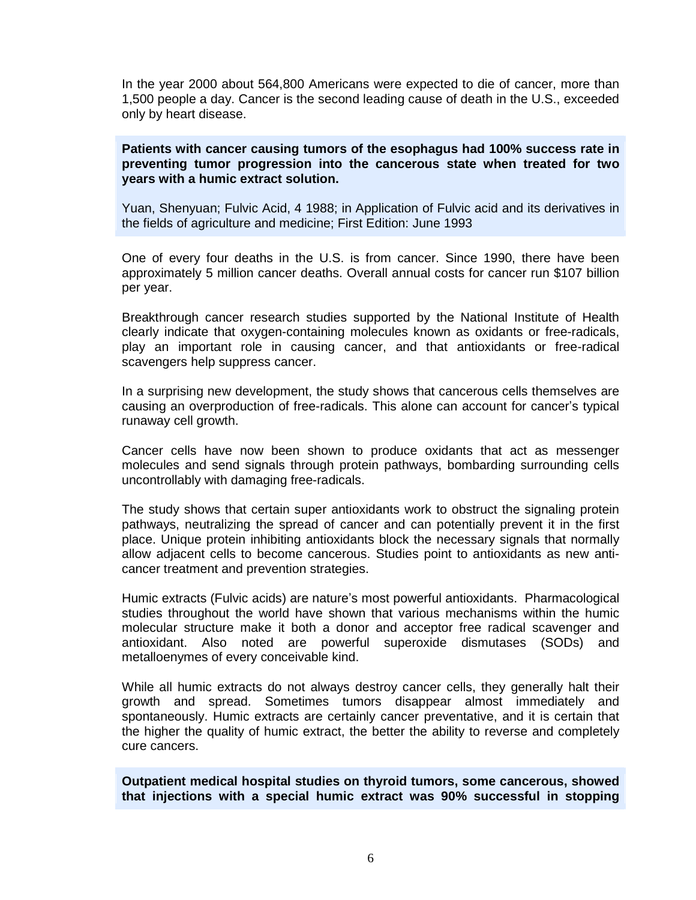In the year 2000 about 564,800 Americans were expected to die of cancer, more than 1,500 people a day. Cancer is the second leading cause of death in the U.S., exceeded only by heart disease.

**Patients with cancer causing tumors of the esophagus had 100% success rate in preventing tumor progression into the cancerous state when treated for two years with a humic extract solution.**

Yuan, Shenyuan; Fulvic Acid, 4 1988; in Application of Fulvic acid and its derivatives in the fields of agriculture and medicine; First Edition: June 1993

One of every four deaths in the U.S. is from cancer. Since 1990, there have been approximately 5 million cancer deaths. Overall annual costs for cancer run $107 billion per year.

Breakthrough cancer research studies supported by the National Institute of Health clearly indicate that oxygen-containing molecules known as oxidants or free-radicals, play an important role in causing cancer, and that antioxidants or free-radical scavengers help suppress cancer.

In a surprising new development, the study shows that cancerous cells themselves are causing an overproduction of free-radicals. This alone can account for cancer's typical runaway cell growth.

Cancer cells have now been shown to produce oxidants that act as messenger molecules and send signals through protein pathways, bombarding surrounding cells uncontrollably with damaging free-radicals.

The study shows that certain super antioxidants work to obstruct the signaling protein pathways, neutralizing the spread of cancer and can potentially prevent it in the first place. Unique protein inhibiting antioxidants block the necessary signals that normally allow adjacent cells to become cancerous. Studies point to antioxidants as new anti-cancer treatment and prevention strategies.

Humic extracts (Fulvic acids) are nature's most powerful antioxidants. Pharmacological studies throughout the world have shown that various mechanisms within the humic molecular structure make it both a donor and acceptor free radical scavenger and antioxidant. Also noted are powerful superoxide dismutases (SODs) and metalloenymes of every conceivable kind.

While all humic extracts do not always destroy cancer cells, they generally halt their growth and spread. Sometimes tumors disappear almost immediately and spontaneously. Humic extracts are certainly cancer preventative, and it is certain that the higher the quality of humic extract, the better the ability to reverse and completely cure cancers.

**Outpatient medical hospital studies on thyroid tumors, some cancerous, showed that injections with a special humic extract was 90% successful in stopping**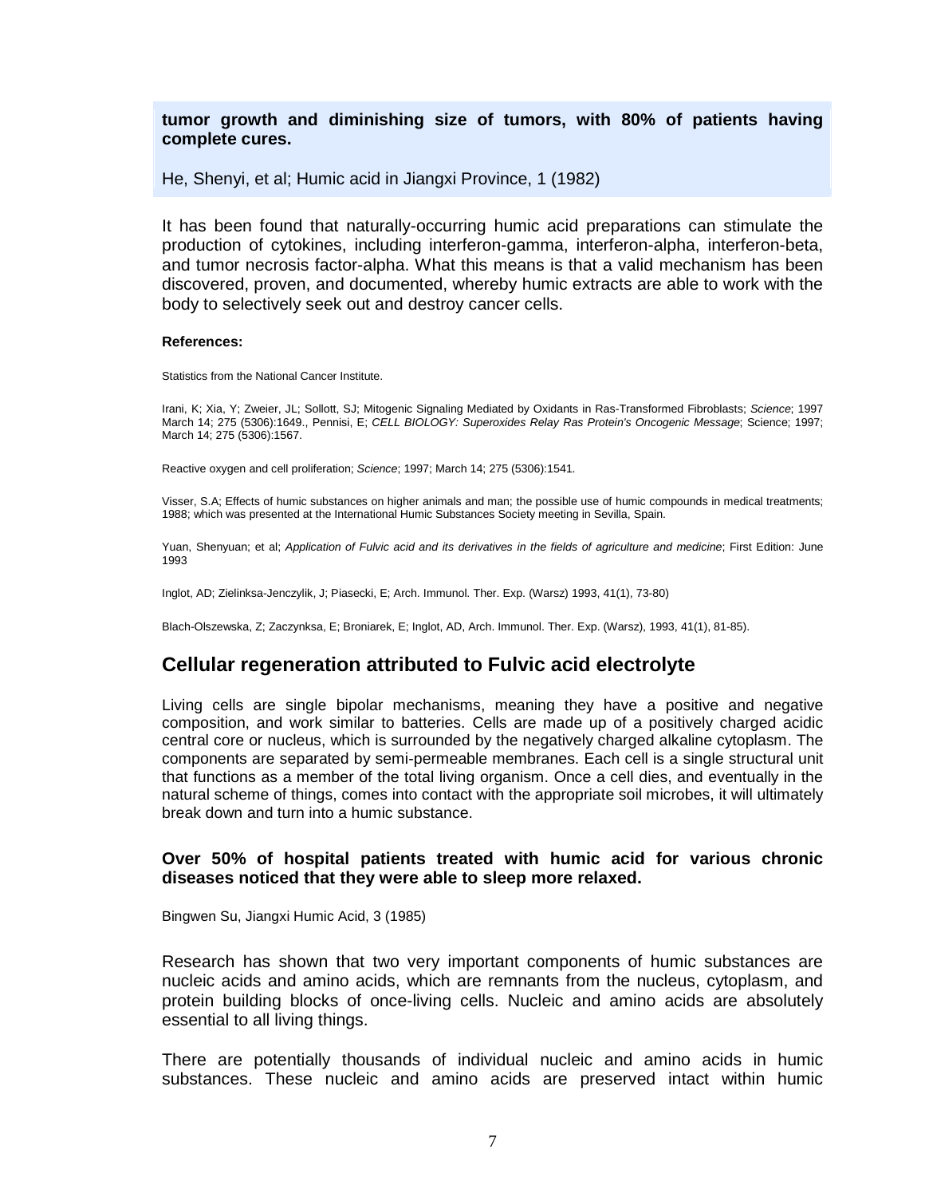**tumor growth and diminishing size of tumors, with 80% of patients having complete cures.**

He, Shenyi, et al; Humic acid in Jiangxi Province, 1 (1982)

It has been found that naturally-occurring humic acid preparations can stimulate the production of cytokines, including interferon-gamma, interferon-alpha, interferon-beta, and tumor necrosis factor-alpha. What this means is that a valid mechanism has been discovered, proven, and documented, whereby humic extracts are able to work with the body to selectively seek out and destroy cancer cells.

**References:**

Statistics from the National Cancer Institute.

Irani, K; Xia, Y; Zweier, JL; Sollott, SJ; Mitogenic Signaling Mediated by Oxidants in Ras-Transformed Fibroblasts; *Science*; 1997 March 14; 275 (5306):1649., Pennisi, E; *CELL BIOLOGY: Superoxides Relay Ras Protein's Oncogenic Message*; Science; 1997; March 14; 275 (5306):1567.

Reactive oxygen and cell proliferation; *Science*; 1997; March 14; 275 (5306):1541.

Visser, S.A; Effects of humic substances on higher animals and man; the possible use of humic compounds in medical treatments; 1988; which was presented at the International Humic Substances Society meeting in Sevilla, Spain.

Yuan, Shenyuan; et al; *Application of Fulvic acid and its derivatives in the fields of agriculture and medicine*; First Edition: June 1993

Inglot, AD; Zielinksa-Jenczylik, J; Piasecki, E; Arch. Immunol. Ther. Exp. (Warsz) 1993, 41(1), 73-80)

Blach-Olszewska, Z; Zaczynksa, E; Broniarek, E; Inglot, AD, Arch. Immunol. Ther. Exp. (Warsz), 1993, 41(1), 81-85).

## Cellular regeneration attributed to Fulvic acid electrolyte

Living cells are single bipolar mechanisms, meaning they have a positive and negative composition, and work similar to batteries. Cells are made up of a positively charged acidic central core or nucleus, which is surrounded by the negatively charged alkaline cytoplasm. The components are separated by semi-permeable membranes. Each cell is a single structural unit that functions as a member of the total living organism. Once a cell dies, and eventually in the natural scheme of things, comes into contact with the appropriate soil microbes, it will ultimately break down and turn into a humic substance.

**Over 50% of hospital patients treated with humic acid for various chronic diseases noticed that they were able to sleep more relaxed.**

Bingwen Su, Jiangxi Humic Acid, 3 (1985)

Research has shown that two very important components of humic substances are nucleic acids and amino acids, which are remnants from the nucleus, cytoplasm, and protein building blocks of once-living cells. Nucleic and amino acids are absolutely essential to all living things.

There are potentially thousands of individual nucleic and amino acids in humic substances. These nucleic and amino acids are preserved intact within humic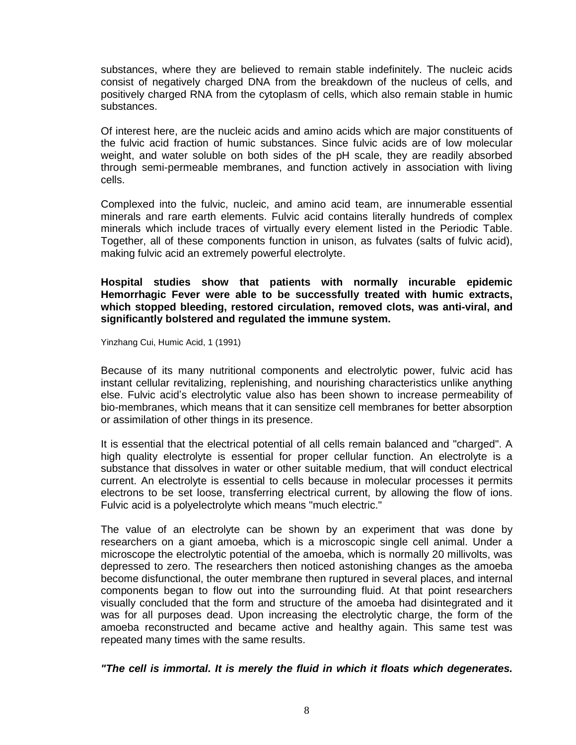substances, where they are believed to remain stable indefinitely. The nucleic acids consist of negatively charged DNA from the breakdown of the nucleus of cells, and positively charged RNA from the cytoplasm of cells, which also remain stable in humic substances.

Of interest here, are the nucleic acids and amino acids which are major constituents of the fulvic acid fraction of humic substances. Since fulvic acids are of low molecular weight, and water soluble on both sides of the pH scale, they are readily absorbed through semi-permeable membranes, and function actively in association with living cells.

Complexed into the fulvic, nucleic, and amino acid team, are innumerable essential minerals and rare earth elements. Fulvic acid contains literally hundreds of complex minerals which include traces of virtually every element listed in the Periodic Table. Together, all of these components function in unison, as fulvates (salts of fulvic acid), making fulvic acid an extremely powerful electrolyte.

**Hospital studies show that patients with normally incurable epidemic Hemorrhagic Fever were able to be successfully treated with humic extracts, which stopped bleeding, restored circulation, removed clots, was anti-viral, and significantly bolstered and regulated the immune system.**

Yinzhang Cui, Humic Acid, 1 (1991)

Because of its many nutritional components and electrolytic power, fulvic acid has instant cellular revitalizing, replenishing, and nourishing characteristics unlike anything else. Fulvic acid's electrolytic value also has been shown to increase permeability of bio-membranes, which means that it can sensitize cell membranes for better absorption or assimilation of other things in its presence.

It is essential that the electrical potential of all cells remain balanced and "charged". A high quality electrolyte is essential for proper cellular function. An electrolyte is a substance that dissolves in water or other suitable medium, that will conduct electrical current. An electrolyte is essential to cells because in molecular processes it permits electrons to be set loose, transferring electrical current, by allowing the flow of ions. Fulvic acid is a polyelectrolyte which means "much electric."

The value of an electrolyte can be shown by an experiment that was done by researchers on a giant amoeba, which is a microscopic single cell animal. Under a microscope the electrolytic potential of the amoeba, which is normally 20 millivolts, was depressed to zero. The researchers then noticed astonishing changes as the amoeba become disfunctional, the outer membrane then ruptured in several places, and internal components began to flow out into the surrounding fluid. At that point researchers visually concluded that the form and structure of the amoeba had disintegrated and it was for all purposes dead. Upon increasing the electrolytic charge, the form of the amoeba reconstructed and became active and healthy again. This same test was repeated many times with the same results.

***"The cell is immortal. It is merely the fluid in which it floats which degenerates.***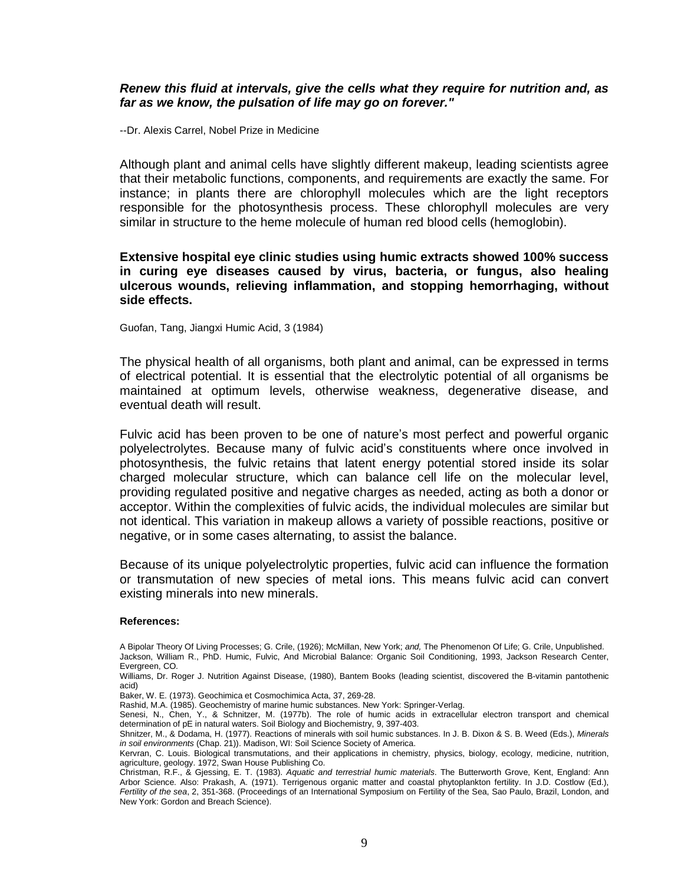***Renew this fluid at intervals, give the cells what they require for nutrition and, as far as we know, the pulsation of life may go on forever."***

--Dr. Alexis Carrel, Nobel Prize in Medicine

Although plant and animal cells have slightly different makeup, leading scientists agree that their metabolic functions, components, and requirements are exactly the same. For instance; in plants there are chlorophyll molecules which are the light receptors responsible for the photosynthesis process. These chlorophyll molecules are very similar in structure to the heme molecule of human red blood cells (hemoglobin).

**Extensive hospital eye clinic studies using humic extracts showed 100% success in curing eye diseases caused by virus, bacteria, or fungus, also healing ulcerous wounds, relieving inflammation, and stopping hemorrhaging, without side effects.**

Guofan, Tang, Jiangxi Humic Acid, 3 (1984)

The physical health of all organisms, both plant and animal, can be expressed in terms of electrical potential. It is essential that the electrolytic potential of all organisms be maintained at optimum levels, otherwise weakness, degenerative disease, and eventual death will result.

Fulvic acid has been proven to be one of nature's most perfect and powerful organic polyelectrolytes. Because many of fulvic acid's constituents where once involved in photosynthesis, the fulvic retains that latent energy potential stored inside its solar charged molecular structure, which can balance cell life on the molecular level, providing regulated positive and negative charges as needed, acting as both a donor or acceptor. Within the complexities of fulvic acids, the individual molecules are similar but not identical. This variation in makeup allows a variety of possible reactions, positive or negative, or in some cases alternating, to assist the balance.

Because of its unique polyelectrolytic properties, fulvic acid can influence the formation or transmutation of new species of metal ions. This means fulvic acid can convert existing minerals into new minerals.

**References:**

A Bipolar Theory Of Living Processes; G. Crile, (1926); McMillan, New York; *and,* The Phenomenon Of Life; G. Crile, Unpublished.

Jackson, William R., PhD. Humic, Fulvic, And Microbial Balance: Organic Soil Conditioning, 1993, Jackson Research Center, Evergreen, CO.

Williams, Dr. Roger J. Nutrition Against Disease, (1980), Bantem Books (leading scientist, discovered the B-vitamin pantothenic acid)

Baker, W. E. (1973). Geochimica et Cosmochimica Acta, 37, 269-28.

Rashid, M.A. (1985). Geochemistry of marine humic substances. New York: Springer-Verlag.

Senesi, N., Chen, Y., & Schnitzer, M. (1977b). The role of humic acids in extracellular electron transport and chemical determination of pE in natural waters. Soil Biology and Biochemistry, 9, 397-403.

Shnitzer, M., & Dodama, H. (1977). Reactions of minerals with soil humic substances. In J. B. Dixon & S. B. Weed (Eds.), *Minerals in soil environments* (Chap. 21)). Madison, WI: Soil Science Society of America.

Kervran, C. Louis. Biological transmutations, and their applications in chemistry, physics, biology, ecology, medicine, nutrition, agriculture, geology. 1972, Swan House Publishing Co.

Christman, R.F., & Gjessing, E. T. (1983). *Aquatic and terrestrial humic materials*. The Butterworth Grove, Kent, England: Ann Arbor Science. Also: Prakash, A. (1971). Terrigenous organic matter and coastal phytoplankton fertility. In J.D. Costlow (Ed.), *Fertility of the sea*, 2, 351-368. (Proceedings of an International Symposium on Fertility of the Sea, Sao Paulo, Brazil, London, and New York: Gordon and Breach Science).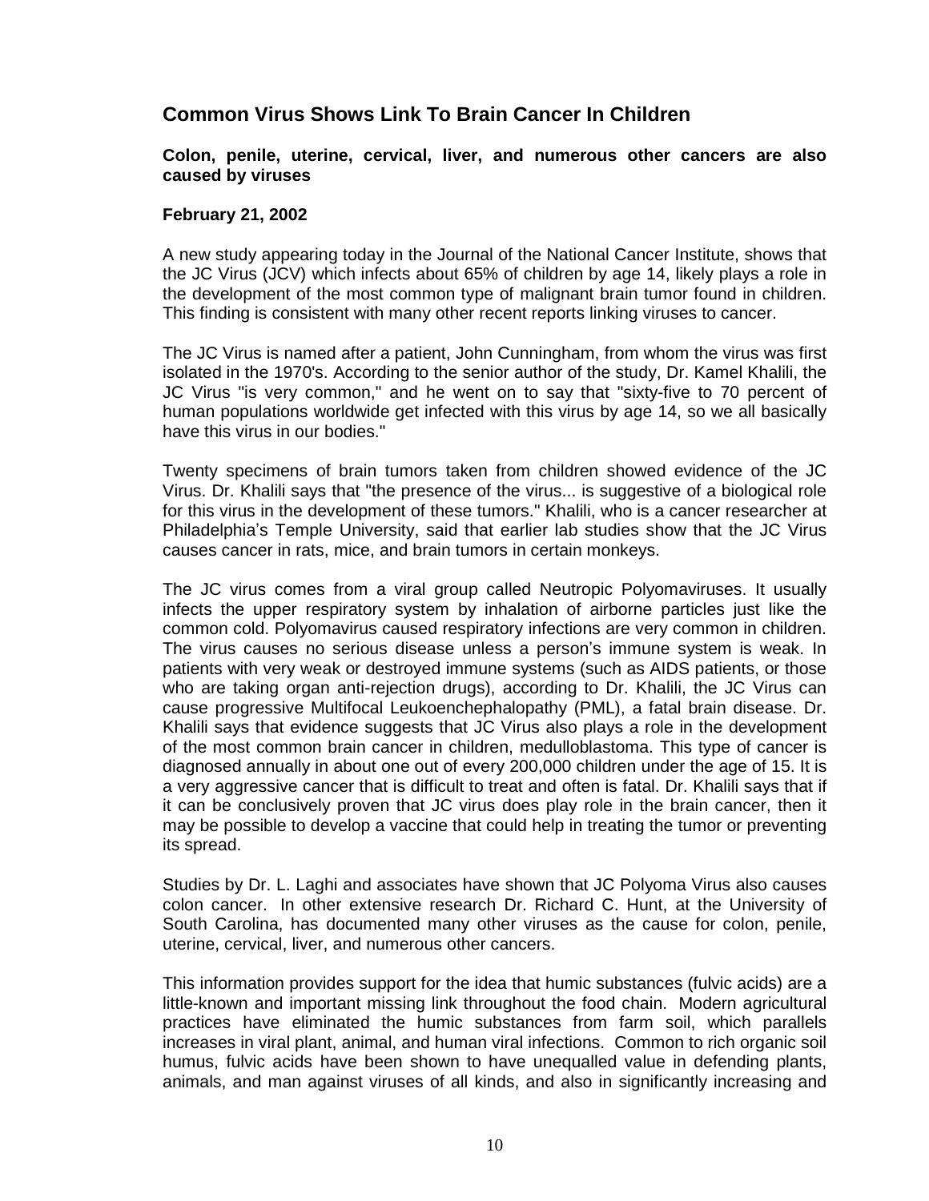## Common Virus Shows Link To Brain Cancer In Children

**Colon, penile, uterine, cervical, liver, and numerous other cancers are also caused by viruses**

**February 21, 2002**

A new study appearing today in the Journal of the National Cancer Institute, shows that the JC Virus (JCV) which infects about 65% of children by age 14, likely plays a role in the development of the most common type of malignant brain tumor found in children. This finding is consistent with many other recent reports linking viruses to cancer.

The JC Virus is named after a patient, John Cunningham, from whom the virus was first isolated in the 1970's. According to the senior author of the study, Dr. Kamel Khalili, the JC Virus "is very common," and he went on to say that "sixty-five to 70 percent of human populations worldwide get infected with this virus by age 14, so we all basically have this virus in our bodies."

Twenty specimens of brain tumors taken from children showed evidence of the JC Virus. Dr. Khalili says that "the presence of the virus... is suggestive of a biological role for this virus in the development of these tumors." Khalili, who is a cancer researcher at Philadelphia's Temple University, said that earlier lab studies show that the JC Virus causes cancer in rats, mice, and brain tumors in certain monkeys.

The JC virus comes from a viral group called Neutropic Polyomaviruses. It usually infects the upper respiratory system by inhalation of airborne particles just like the common cold. Polyomavirus caused respiratory infections are very common in children. The virus causes no serious disease unless a person's immune system is weak. In patients with very weak or destroyed immune systems (such as AIDS patients, or those who are taking organ anti-rejection drugs), according to Dr. Khalili, the JC Virus can cause progressive Multifocal Leukoenchephalopathy (PML), a fatal brain disease. Dr. Khalili says that evidence suggests that JC Virus also plays a role in the development of the most common brain cancer in children, medulloblastoma. This type of cancer is diagnosed annually in about one out of every 200,000 children under the age of 15. It is a very aggressive cancer that is difficult to treat and often is fatal. Dr. Khalili says that if it can be conclusively proven that JC virus does play role in the brain cancer, then it may be possible to develop a vaccine that could help in treating the tumor or preventing its spread.

Studies by Dr. L. Laghi and associates have shown that JC Polyoma Virus also causes colon cancer. In other extensive research Dr. Richard C. Hunt, at the University of South Carolina, has documented many other viruses as the cause for colon, penile, uterine, cervical, liver, and numerous other cancers.

This information provides support for the idea that humic substances (fulvic acids) are a little-known and important missing link throughout the food chain. Modern agricultural practices have eliminated the humic substances from farm soil, which parallels increases in viral plant, animal, and human viral infections. Common to rich organic soil humus, fulvic acids have been shown to have unequalled value in defending plants, animals, and man against viruses of all kinds, and also in significantly increasing and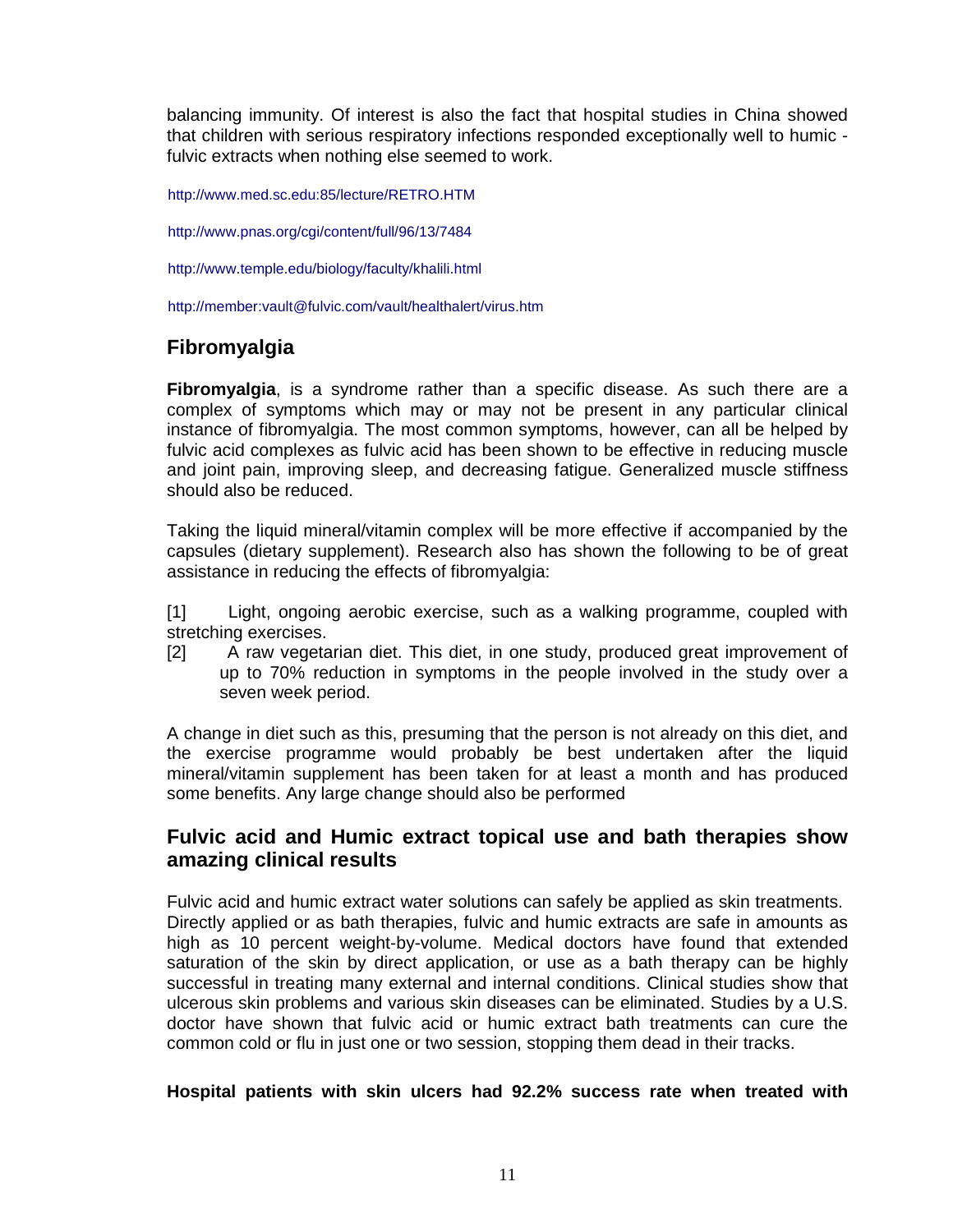balancing immunity. Of interest is also the fact that hospital studies in China showed that children with serious respiratory infections responded exceptionally well to humic - fulvic extracts when nothing else seemed to work.

http://www.med.sc.edu:85/lecture/RETRO.HTM

http://www.pnas.org/cgi/content/full/96/13/7484

http://www.temple.edu/biology/faculty/khalili.html

http://member:vault@fulvic.com/vault/healthalert/virus.htm

## Fibromyalgia

**Fibromyalgia**, is a syndrome rather than a specific disease. As such there are a complex of symptoms which may or may not be present in any particular clinical instance of fibromyalgia. The most common symptoms, however, can all be helped by fulvic acid complexes as fulvic acid has been shown to be effective in reducing muscle and joint pain, improving sleep, and decreasing fatigue. Generalized muscle stiffness should also be reduced.

Taking the liquid mineral/vitamin complex will be more effective if accompanied by the capsules (dietary supplement). Research also has shown the following to be of great assistance in reducing the effects of fibromyalgia:

[1] Light, ongoing aerobic exercise, such as a walking programme, coupled with stretching exercises.

[2] A raw vegetarian diet. This diet, in one study, produced great improvement of up to 70% reduction in symptoms in the people involved in the study over a seven week period.

A change in diet such as this, presuming that the person is not already on this diet, and the exercise programme would probably be best undertaken after the liquid mineral/vitamin supplement has been taken for at least a month and has produced some benefits. Any large change should also be performed

## Fulvic acid and Humic extract topical use and bath therapies show amazing clinical results

Fulvic acid and humic extract water solutions can safely be applied as skin treatments. Directly applied or as bath therapies, fulvic and humic extracts are safe in amounts as high as 10 percent weight-by-volume. Medical doctors have found that extended saturation of the skin by direct application, or use as a bath therapy can be highly successful in treating many external and internal conditions. Clinical studies show that ulcerous skin problems and various skin diseases can be eliminated. Studies by a U.S. doctor have shown that fulvic acid or humic extract bath treatments can cure the common cold or flu in just one or two session, stopping them dead in their tracks.

**Hospital patients with skin ulcers had 92.2% success rate when treated with**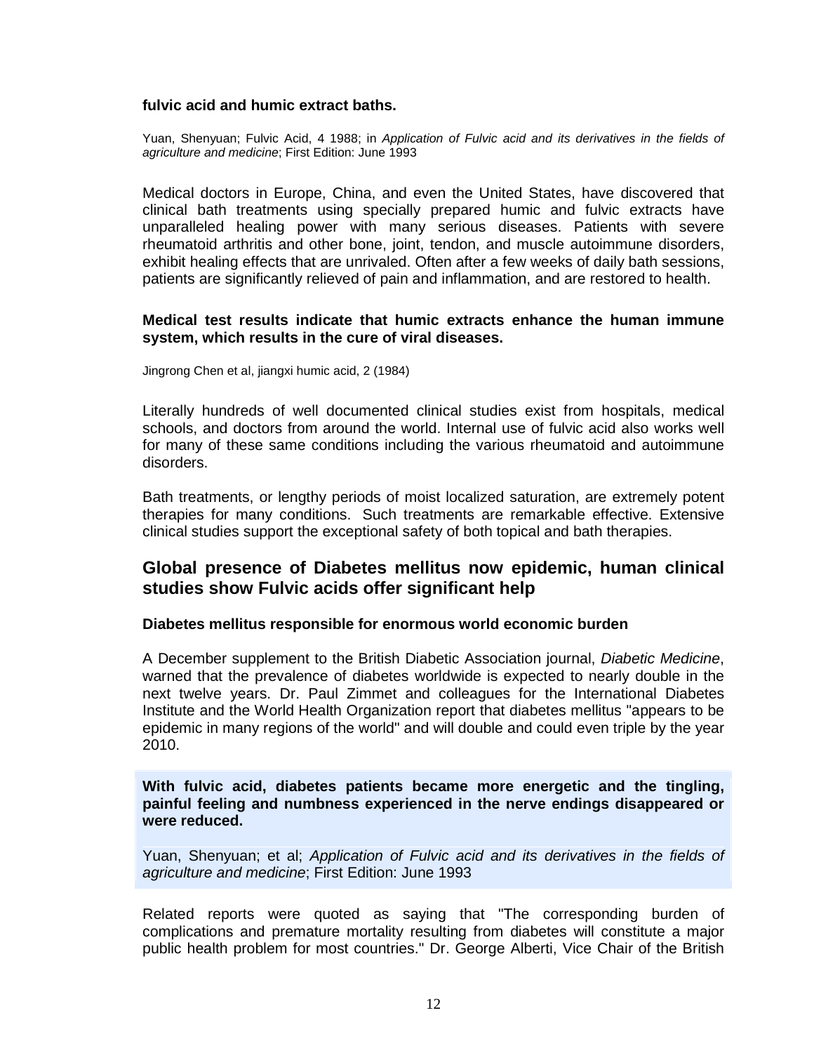**fulvic acid and humic extract baths.**

Yuan, Shenyuan; Fulvic Acid, 4 1988; in *Application of Fulvic acid and its derivatives in the fields of agriculture and medicine*; First Edition: June 1993

Medical doctors in Europe, China, and even the United States, have discovered that clinical bath treatments using specially prepared humic and fulvic extracts have unparalleled healing power with many serious diseases. Patients with severe rheumatoid arthritis and other bone, joint, tendon, and muscle autoimmune disorders, exhibit healing effects that are unrivaled. Often after a few weeks of daily bath sessions, patients are significantly relieved of pain and inflammation, and are restored to health.

**Medical test results indicate that humic extracts enhance the human immune system, which results in the cure of viral diseases.**

Jingrong Chen et al, jiangxi humic acid, 2 (1984)

Literally hundreds of well documented clinical studies exist from hospitals, medical schools, and doctors from around the world. Internal use of fulvic acid also works well for many of these same conditions including the various rheumatoid and autoimmune disorders.

Bath treatments, or lengthy periods of moist localized saturation, are extremely potent therapies for many conditions. Such treatments are remarkable effective. Extensive clinical studies support the exceptional safety of both topical and bath therapies.

## Global presence of Diabetes mellitus now epidemic, human clinical studies show Fulvic acids offer significant help

### Diabetes mellitus responsible for enormous world economic burden

A December supplement to the British Diabetic Association journal, *Diabetic Medicine*, warned that the prevalence of diabetes worldwide is expected to nearly double in the next twelve years. Dr. Paul Zimmet and colleagues for the International Diabetes Institute and the World Health Organization report that diabetes mellitus "appears to be epidemic in many regions of the world" and will double and could even triple by the year 2010.

**With fulvic acid, diabetes patients became more energetic and the tingling, painful feeling and numbness experienced in the nerve endings disappeared or were reduced.**

Yuan, Shenyuan; et al; *Application of Fulvic acid and its derivatives in the fields of agriculture and medicine*; First Edition: June 1993

Related reports were quoted as saying that "The corresponding burden of complications and premature mortality resulting from diabetes will constitute a major public health problem for most countries." Dr. George Alberti, Vice Chair of the British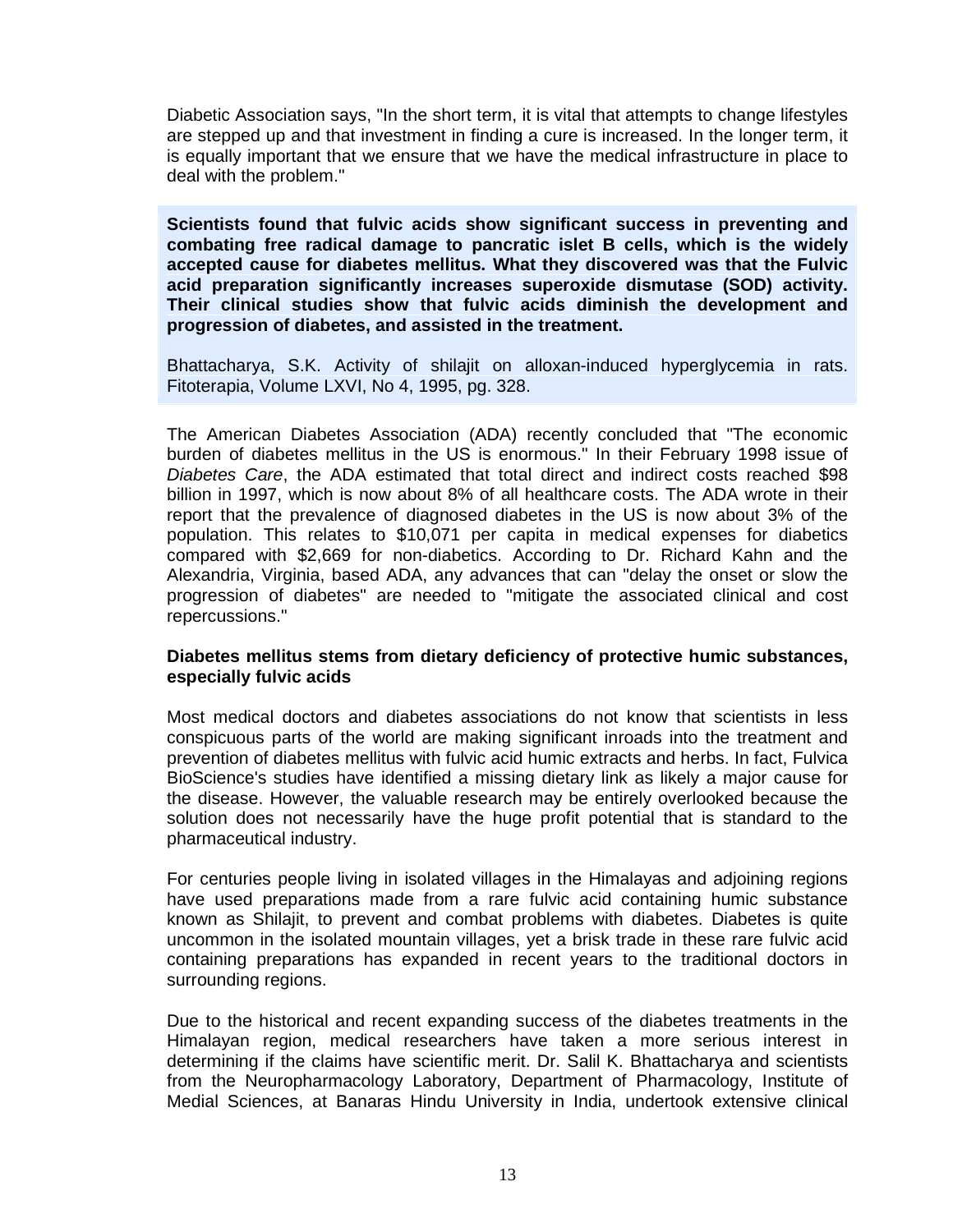Diabetic Association says, "In the short term, it is vital that attempts to change lifestyles are stepped up and that investment in finding a cure is increased. In the longer term, it is equally important that we ensure that we have the medical infrastructure in place to deal with the problem."

**Scientists found that fulvic acids show significant success in preventing and combating free radical damage to pancratic islet B cells, which is the widely accepted cause for diabetes mellitus. What they discovered was that the Fulvic acid preparation significantly increases superoxide dismutase (SOD) activity. Their clinical studies show that fulvic acids diminish the development and progression of diabetes, and assisted in the treatment.**

Bhattacharya, S.K. Activity of shilajit on alloxan-induced hyperglycemia in rats. Fitoterapia, Volume LXVI, No 4, 1995, pg. 328.

The American Diabetes Association (ADA) recently concluded that "The economic burden of diabetes mellitus in the US is enormous." In their February 1998 issue of *Diabetes Care*, the ADA estimated that total direct and indirect costs reached $98 billion in 1997, which is now about 8% of all healthcare costs. The ADA wrote in their report that the prevalence of diagnosed diabetes in the US is now about 3% of the population. This relates to $10,071 per capita in medical expenses for diabetics compared with $2,669 for non-diabetics. According to Dr. Richard Kahn and the Alexandria, Virginia, based ADA, any advances that can "delay the onset or slow the progression of diabetes" are needed to "mitigate the associated clinical and cost repercussions."

**Diabetes mellitus stems from dietary deficiency of protective humic substances, especially fulvic acids**

Most medical doctors and diabetes associations do not know that scientists in less conspicuous parts of the world are making significant inroads into the treatment and prevention of diabetes mellitus with fulvic acid humic extracts and herbs. In fact, Fulvica BioScience's studies have identified a missing dietary link as likely a major cause for the disease. However, the valuable research may be entirely overlooked because the solution does not necessarily have the huge profit potential that is standard to the pharmaceutical industry.

For centuries people living in isolated villages in the Himalayas and adjoining regions have used preparations made from a rare fulvic acid containing humic substance known as Shilajit, to prevent and combat problems with diabetes. Diabetes is quite uncommon in the isolated mountain villages, yet a brisk trade in these rare fulvic acid containing preparations has expanded in recent years to the traditional doctors in surrounding regions.

Due to the historical and recent expanding success of the diabetes treatments in the Himalayan region, medical researchers have taken a more serious interest in determining if the claims have scientific merit. Dr. Salil K. Bhattacharya and scientists from the Neuropharmacology Laboratory, Department of Pharmacology, Institute of Medial Sciences, at Banaras Hindu University in India, undertook extensive clinical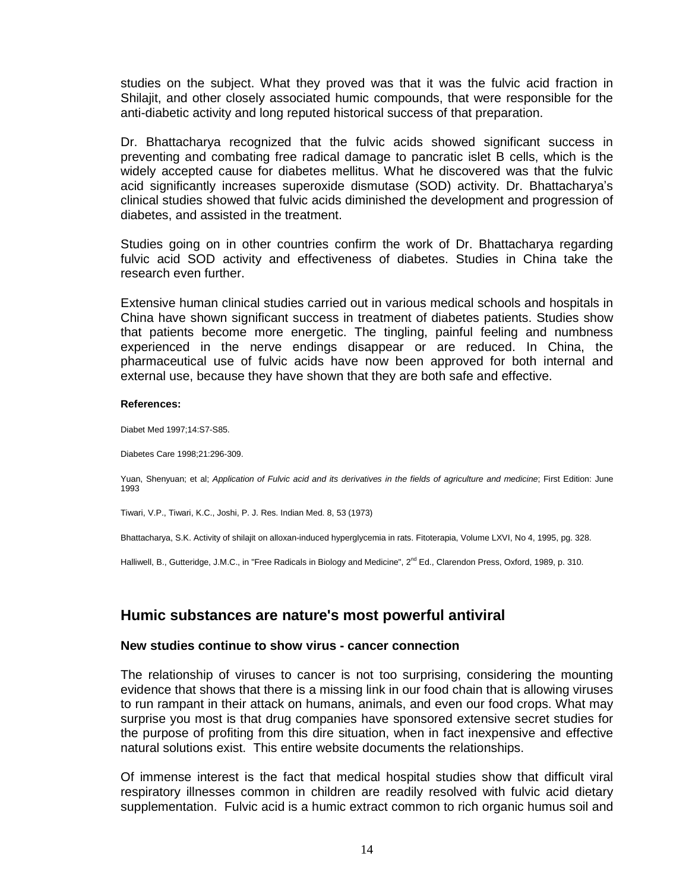studies on the subject. What they proved was that it was the fulvic acid fraction in Shilajit, and other closely associated humic compounds, that were responsible for the anti-diabetic activity and long reputed historical success of that preparation.

Dr. Bhattacharya recognized that the fulvic acids showed significant success in preventing and combating free radical damage to pancratic islet B cells, which is the widely accepted cause for diabetes mellitus. What he discovered was that the fulvic acid significantly increases superoxide dismutase (SOD) activity. Dr. Bhattacharya's clinical studies showed that fulvic acids diminished the development and progression of diabetes, and assisted in the treatment.

Studies going on in other countries confirm the work of Dr. Bhattacharya regarding fulvic acid SOD activity and effectiveness of diabetes. Studies in China take the research even further.

Extensive human clinical studies carried out in various medical schools and hospitals in China have shown significant success in treatment of diabetes patients. Studies show that patients become more energetic. The tingling, painful feeling and numbness experienced in the nerve endings disappear or are reduced. In China, the pharmaceutical use of fulvic acids have now been approved for both internal and external use, because they have shown that they are both safe and effective.

**References:**

Diabet Med 1997;14:S7-S85.

Diabetes Care 1998;21:296-309.

Yuan, Shenyuan; et al; *Application of Fulvic acid and its derivatives in the fields of agriculture and medicine*; First Edition: June 1993

Tiwari, V.P., Tiwari, K.C., Joshi, P. J. Res. Indian Med. 8, 53 (1973)

Bhattacharya, S.K. Activity of shilajit on alloxan-induced hyperglycemia in rats. Fitoterapia, Volume LXVI, No 4, 1995, pg. 328.

Halliwell, B., Gutteridge, J.M.C., in "Free Radicals in Biology and Medicine", 2nd Ed., Clarendon Press, Oxford, 1989, p. 310.

## Humic substances are nature's most powerful antiviral

### New studies continue to show virus - cancer connection

The relationship of viruses to cancer is not too surprising, considering the mounting evidence that shows that there is a missing link in our food chain that is allowing viruses to run rampant in their attack on humans, animals, and even our food crops. What may surprise you most is that drug companies have sponsored extensive secret studies for the purpose of profiting from this dire situation, when in fact inexpensive and effective natural solutions exist. This entire website documents the relationships.

Of immense interest is the fact that medical hospital studies show that difficult viral respiratory illnesses common in children are readily resolved with fulvic acid dietary supplementation. Fulvic acid is a humic extract common to rich organic humus soil and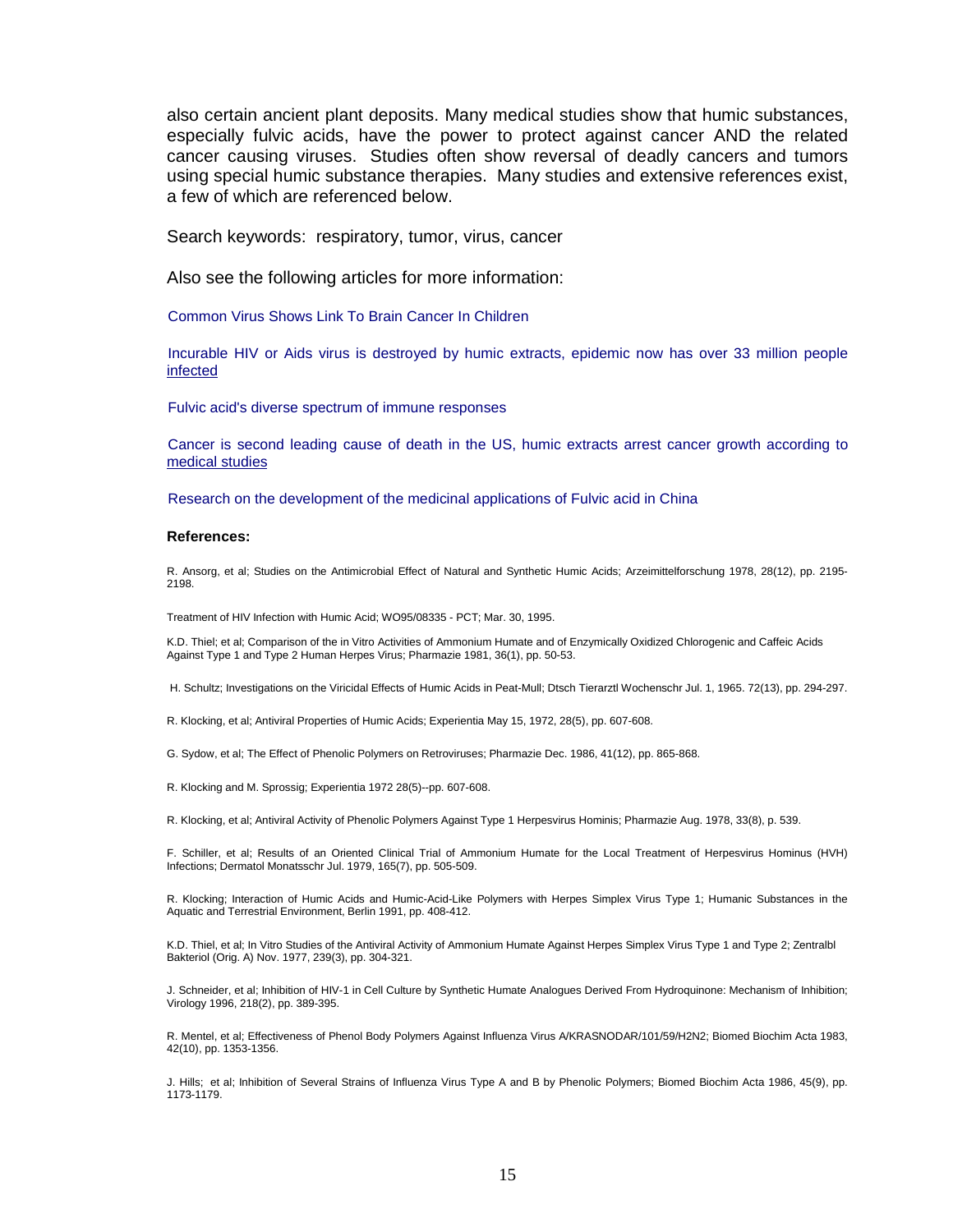also certain ancient plant deposits. Many medical studies show that humic substances, especially fulvic acids, have the power to protect against cancer AND the related cancer causing viruses. Studies often show reversal of deadly cancers and tumors using special humic substance therapies. Many studies and extensive references exist, a few of which are referenced below.

Search keywords: respiratory, tumor, virus, cancer

Also see the following articles for more information:

Common Virus Shows Link To Brain Cancer In Children

Incurable HIV or Aids virus is destroyed by humic extracts, epidemic now has over 33 million people infected

Fulvic acid's diverse spectrum of immune responses

Cancer is second leading cause of death in the US, humic extracts arrest cancer growth according to medical studies

Research on the development of the medicinal applications of Fulvic acid in China

**References:**

R. Ansorg, et al; Studies on the Antimicrobial Effect of Natural and Synthetic Humic Acids; Arzeimittelforschung 1978, 28(12), pp. 2195-2198.

Treatment of HIV Infection with Humic Acid; WO95/08335 - PCT; Mar. 30, 1995.

K.D. Thiel; et al; Comparison of the in Vitro Activities of Ammonium Humate and of Enzymically Oxidized Chlorogenic and Caffeic Acids Against Type 1 and Type 2 Human Herpes Virus; Pharmazie 1981, 36(1), pp. 50-53.

H. Schultz; Investigations on the Viricidal Effects of Humic Acids in Peat-Mull; Dtsch Tierarztl Wochenschr Jul. 1, 1965. 72(13), pp. 294-297.

R. Klocking, et al; Antiviral Properties of Humic Acids; Experientia May 15, 1972, 28(5), pp. 607-608.

G. Sydow, et al; The Effect of Phenolic Polymers on Retroviruses; Pharmazie Dec. 1986, 41(12), pp. 865-868.

R. Klocking and M. Sprossig; Experientia 1972 28(5)--pp. 607-608.

R. Klocking, et al; Antiviral Activity of Phenolic Polymers Against Type 1 Herpesvirus Hominis; Pharmazie Aug. 1978, 33(8), p. 539.

F. Schiller, et al; Results of an Oriented Clinical Trial of Ammonium Humate for the Local Treatment of Herpesvirus Hominus (HVH) Infections; Dermatol Monatsschr Jul. 1979, 165(7), pp. 505-509.

R. Klocking; Interaction of Humic Acids and Humic-Acid-Like Polymers with Herpes Simplex Virus Type 1; Humanic Substances in the Aquatic and Terrestrial Environment, Berlin 1991, pp. 408-412.

K.D. Thiel, et al; In Vitro Studies of the Antiviral Activity of Ammonium Humate Against Herpes Simplex Virus Type 1 and Type 2; Zentralbl Bakteriol (Orig. A) Nov. 1977, 239(3), pp. 304-321.

J. Schneider, et al; Inhibition of HIV-1 in Cell Culture by Synthetic Humate Analogues Derived From Hydroquinone: Mechanism of Inhibition; Virology 1996, 218(2), pp. 389-395.

R. Mentel, et al; Effectiveness of Phenol Body Polymers Against Influenza Virus A/KRASNODAR/101/59/H2N2; Biomed Biochim Acta 1983, 42(10), pp. 1353-1356.

J. Hills; et al; Inhibition of Several Strains of Influenza Virus Type A and B by Phenolic Polymers; Biomed Biochim Acta 1986, 45(9), pp. 1173-1179.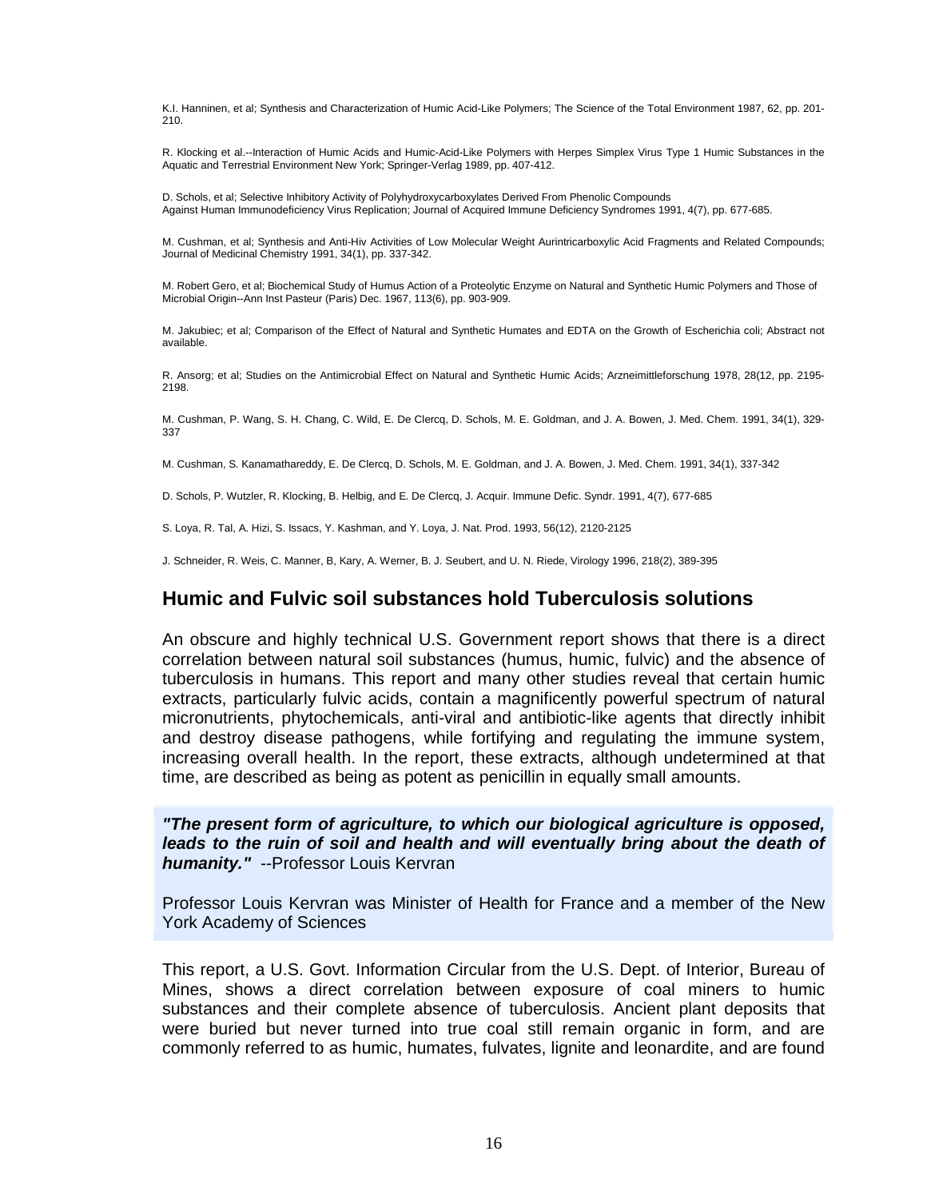K.I. Hanninen, et al; Synthesis and Characterization of Humic Acid-Like Polymers; The Science of the Total Environment 1987, 62, pp. 201-210.

R. Klocking et al.--Interaction of Humic Acids and Humic-Acid-Like Polymers with Herpes Simplex Virus Type 1 Humic Substances in the Aquatic and Terrestrial Environment New York; Springer-Verlag 1989, pp. 407-412.

D. Schols, et al; Selective Inhibitory Activity of Polyhydroxycarboxylates Derived From Phenolic Compounds Against Human Immunodeficiency Virus Replication; Journal of Acquired Immune Deficiency Syndromes 1991, 4(7), pp. 677-685.

M. Cushman, et al; Synthesis and Anti-Hiv Activities of Low Molecular Weight Aurintricarboxylic Acid Fragments and Related Compounds; Journal of Medicinal Chemistry 1991, 34(1), pp. 337-342.

M. Robert Gero, et al; Biochemical Study of Humus Action of a Proteolytic Enzyme on Natural and Synthetic Humic Polymers and Those of Microbial Origin--Ann Inst Pasteur (Paris) Dec. 1967, 113(6), pp. 903-909.

M. Jakubiec; et al; Comparison of the Effect of Natural and Synthetic Humates and EDTA on the Growth of Escherichia coli; Abstract not available.

R. Ansorg; et al; Studies on the Antimicrobial Effect on Natural and Synthetic Humic Acids; Arzneimittleforschung 1978, 28(12, pp. 2195-2198.

M. Cushman, P. Wang, S. H. Chang, C. Wild, E. De Clercq, D. Schols, M. E. Goldman, and J. A. Bowen, J. Med. Chem. 1991, 34(1), 329-337

M. Cushman, S. Kanamathareddy, E. De Clercq, D. Schols, M. E. Goldman, and J. A. Bowen, J. Med. Chem. 1991, 34(1), 337-342

D. Schols, P. Wutzler, R. Klocking, B. Helbig, and E. De Clercq, J. Acquir. Immune Defic. Syndr. 1991, 4(7), 677-685

S. Loya, R. Tal, A. Hizi, S. Issacs, Y. Kashman, and Y. Loya, J. Nat. Prod. 1993, 56(12), 2120-2125

J. Schneider, R. Weis, C. Manner, B, Kary, A. Werner, B. J. Seubert, and U. N. Riede, Virology 1996, 218(2), 389-395

## Humic and Fulvic soil substances hold Tuberculosis solutions

An obscure and highly technical U.S. Government report shows that there is a direct correlation between natural soil substances (humus, humic, fulvic) and the absence of tuberculosis in humans. This report and many other studies reveal that certain humic extracts, particularly fulvic acids, contain a magnificently powerful spectrum of natural micronutrients, phytochemicals, anti-viral and antibiotic-like agents that directly inhibit and destroy disease pathogens, while fortifying and regulating the immune system, increasing overall health. In the report, these extracts, although undetermined at that time, are described as being as potent as penicillin in equally small amounts.

***"The present form of agriculture, to which our biological agriculture is opposed, leads to the ruin of soil and health and will eventually bring about the death of humanity."*** --Professor Louis Kervran

Professor Louis Kervran was Minister of Health for France and a member of the New York Academy of Sciences

This report, a U.S. Govt. Information Circular from the U.S. Dept. of Interior, Bureau of Mines, shows a direct correlation between exposure of coal miners to humic substances and their complete absence of tuberculosis. Ancient plant deposits that were buried but never turned into true coal still remain organic in form, and are commonly referred to as humic, humates, fulvates, lignite and leonardite, and are found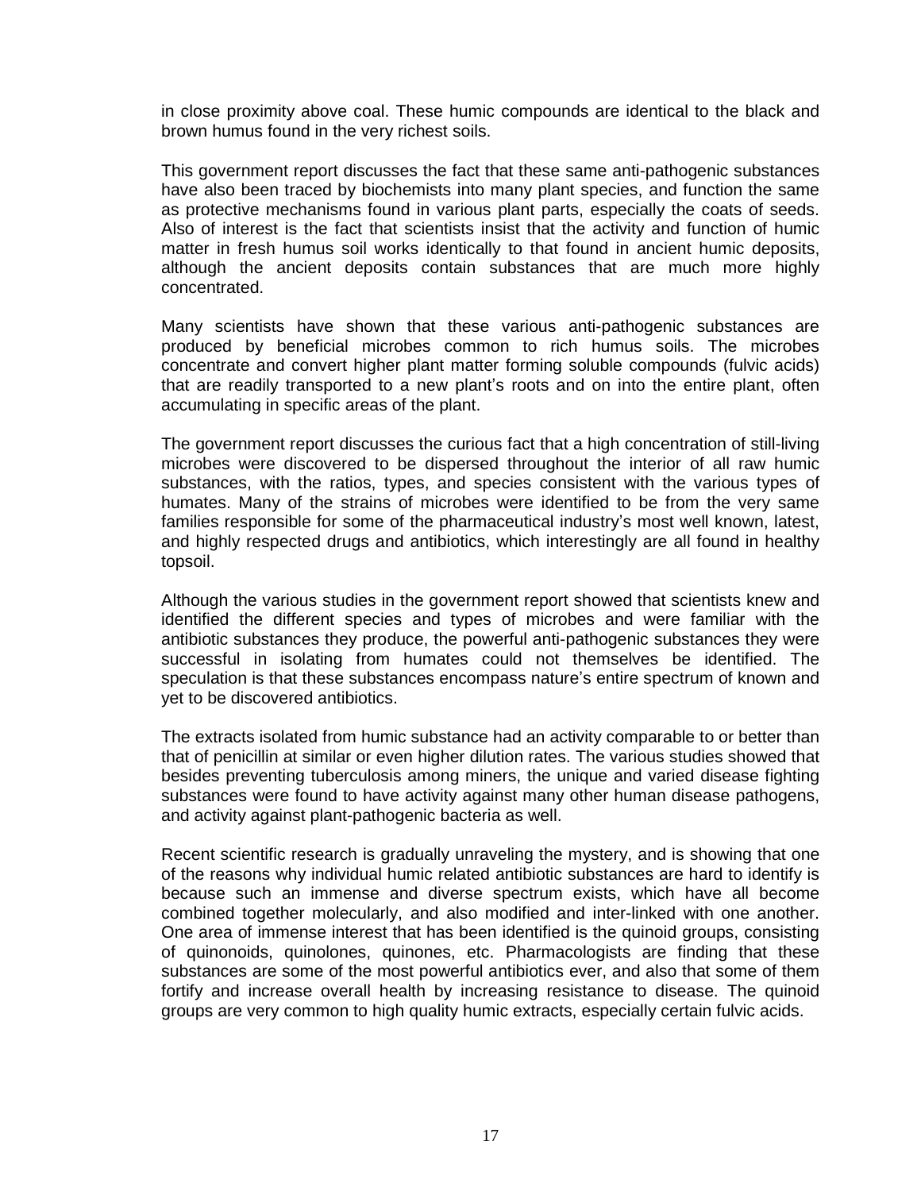in close proximity above coal. These humic compounds are identical to the black and brown humus found in the very richest soils.

This government report discusses the fact that these same anti-pathogenic substances have also been traced by biochemists into many plant species, and function the same as protective mechanisms found in various plant parts, especially the coats of seeds. Also of interest is the fact that scientists insist that the activity and function of humic matter in fresh humus soil works identically to that found in ancient humic deposits, although the ancient deposits contain substances that are much more highly concentrated.

Many scientists have shown that these various anti-pathogenic substances are produced by beneficial microbes common to rich humus soils. The microbes concentrate and convert higher plant matter forming soluble compounds (fulvic acids) that are readily transported to a new plant's roots and on into the entire plant, often accumulating in specific areas of the plant.

The government report discusses the curious fact that a high concentration of still-living microbes were discovered to be dispersed throughout the interior of all raw humic substances, with the ratios, types, and species consistent with the various types of humates. Many of the strains of microbes were identified to be from the very same families responsible for some of the pharmaceutical industry's most well known, latest, and highly respected drugs and antibiotics, which interestingly are all found in healthy topsoil.

Although the various studies in the government report showed that scientists knew and identified the different species and types of microbes and were familiar with the antibiotic substances they produce, the powerful anti-pathogenic substances they were successful in isolating from humates could not themselves be identified. The speculation is that these substances encompass nature's entire spectrum of known and yet to be discovered antibiotics.

The extracts isolated from humic substance had an activity comparable to or better than that of penicillin at similar or even higher dilution rates. The various studies showed that besides preventing tuberculosis among miners, the unique and varied disease fighting substances were found to have activity against many other human disease pathogens, and activity against plant-pathogenic bacteria as well.

Recent scientific research is gradually unraveling the mystery, and is showing that one of the reasons why individual humic related antibiotic substances are hard to identify is because such an immense and diverse spectrum exists, which have all become combined together molecularly, and also modified and inter-linked with one another. One area of immense interest that has been identified is the quinoid groups, consisting of quinonoids, quinolones, quinones, etc. Pharmacologists are finding that these substances are some of the most powerful antibiotics ever, and also that some of them fortify and increase overall health by increasing resistance to disease. The quinoid groups are very common to high quality humic extracts, especially certain fulvic acids.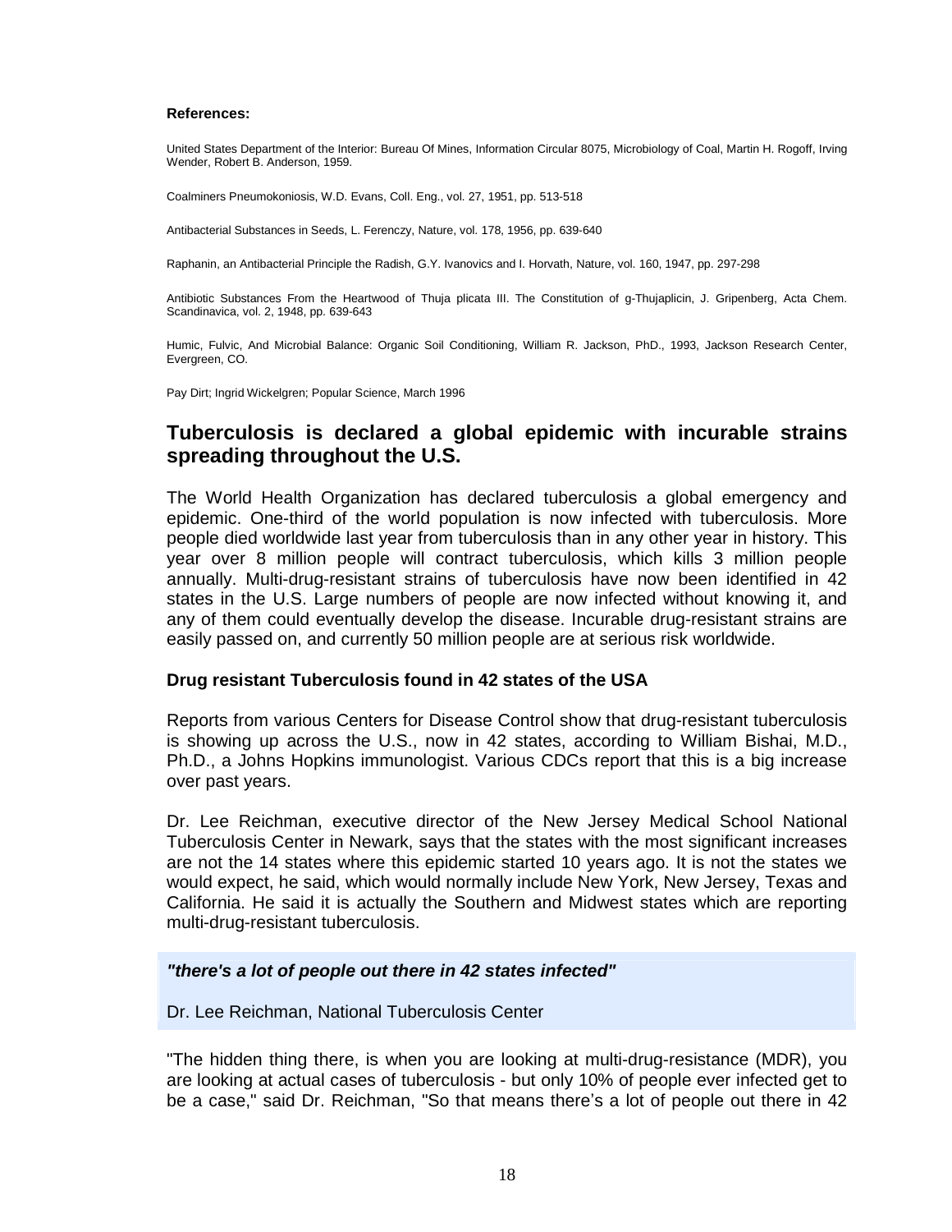**References:**

United States Department of the Interior: Bureau Of Mines, Information Circular 8075, Microbiology of Coal, Martin H. Rogoff, Irving Wender, Robert B. Anderson, 1959.

Coalminers Pneumokoniosis, W.D. Evans, Coll. Eng., vol. 27, 1951, pp. 513-518

Antibacterial Substances in Seeds, L. Ferenczy, Nature, vol. 178, 1956, pp. 639-640

Raphanin, an Antibacterial Principle the Radish, G.Y. Ivanovics and I. Horvath, Nature, vol. 160, 1947, pp. 297-298

Antibiotic Substances From the Heartwood of Thuja plicata III. The Constitution of g-Thujaplicin, J. Gripenberg, Acta Chem. Scandinavica, vol. 2, 1948, pp. 639-643

Humic, Fulvic, And Microbial Balance: Organic Soil Conditioning, William R. Jackson, PhD., 1993, Jackson Research Center, Evergreen, CO.

Pay Dirt; Ingrid Wickelgren; Popular Science, March 1996

## Tuberculosis is declared a global epidemic with incurable strains spreading throughout the U.S.

The World Health Organization has declared tuberculosis a global emergency and epidemic. One-third of the world population is now infected with tuberculosis. More people died worldwide last year from tuberculosis than in any other year in history. This year over 8 million people will contract tuberculosis, which kills 3 million people annually. Multi-drug-resistant strains of tuberculosis have now been identified in 42 states in the U.S. Large numbers of people are now infected without knowing it, and any of them could eventually develop the disease. Incurable drug-resistant strains are easily passed on, and currently 50 million people are at serious risk worldwide.

### Drug resistant Tuberculosis found in 42 states of the USA

Reports from various Centers for Disease Control show that drug-resistant tuberculosis is showing up across the U.S., now in 42 states, according to William Bishai, M.D., Ph.D., a Johns Hopkins immunologist. Various CDCs report that this is a big increase over past years.

Dr. Lee Reichman, executive director of the New Jersey Medical School National Tuberculosis Center in Newark, says that the states with the most significant increases are not the 14 states where this epidemic started 10 years ago. It is not the states we would expect, he said, which would normally include New York, New Jersey, Texas and California. He said it is actually the Southern and Midwest states which are reporting multi-drug-resistant tuberculosis.

> ***"there's a lot of people out there in 42 states infected"***
>
> Dr. Lee Reichman, National Tuberculosis Center

"The hidden thing there, is when you are looking at multi-drug-resistance (MDR), you are looking at actual cases of tuberculosis - but only 10% of people ever infected get to be a case," said Dr. Reichman, "So that means there's a lot of people out there in 42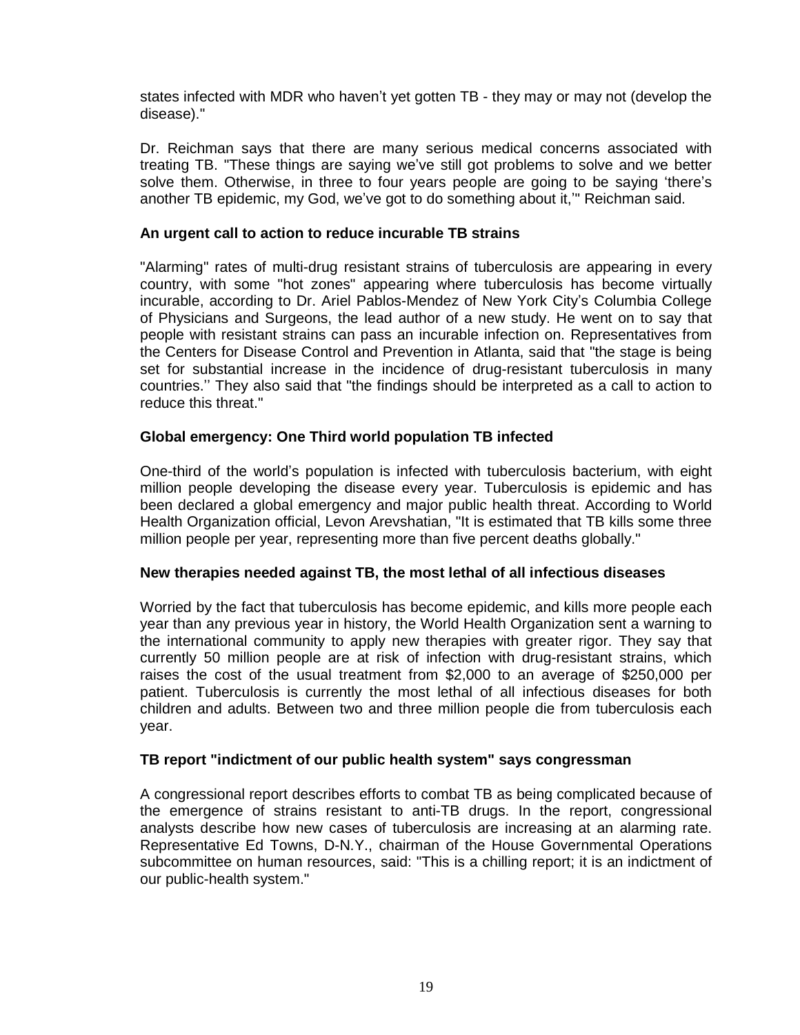states infected with MDR who haven't yet gotten TB - they may or may not (develop the disease)."

Dr. Reichman says that there are many serious medical concerns associated with treating TB. "These things are saying we've still got problems to solve and we better solve them. Otherwise, in three to four years people are going to be saying 'there's another TB epidemic, my God, we've got to do something about it,'" Reichman said.

**An urgent call to action to reduce incurable TB strains**

"Alarming" rates of multi-drug resistant strains of tuberculosis are appearing in every country, with some "hot zones" appearing where tuberculosis has become virtually incurable, according to Dr. Ariel Pablos-Mendez of New York City's Columbia College of Physicians and Surgeons, the lead author of a new study. He went on to say that people with resistant strains can pass an incurable infection on. Representatives from the Centers for Disease Control and Prevention in Atlanta, said that "the stage is being set for substantial increase in the incidence of drug-resistant tuberculosis in many countries.'' They also said that "the findings should be interpreted as a call to action to reduce this threat."

**Global emergency: One Third world population TB infected**

One-third of the world's population is infected with tuberculosis bacterium, with eight million people developing the disease every year. Tuberculosis is epidemic and has been declared a global emergency and major public health threat. According to World Health Organization official, Levon Arevshatian, "It is estimated that TB kills some three million people per year, representing more than five percent deaths globally."

**New therapies needed against TB, the most lethal of all infectious diseases**

Worried by the fact that tuberculosis has become epidemic, and kills more people each year than any previous year in history, the World Health Organization sent a warning to the international community to apply new therapies with greater rigor. They say that currently 50 million people are at risk of infection with drug-resistant strains, which raises the cost of the usual treatment from $2,000 to an average of $250,000 per patient. Tuberculosis is currently the most lethal of all infectious diseases for both children and adults. Between two and three million people die from tuberculosis each year.

**TB report "indictment of our public health system" says congressman**

A congressional report describes efforts to combat TB as being complicated because of the emergence of strains resistant to anti-TB drugs. In the report, congressional analysts describe how new cases of tuberculosis are increasing at an alarming rate. Representative Ed Towns, D-N.Y., chairman of the House Governmental Operations subcommittee on human resources, said: "This is a chilling report; it is an indictment of our public-health system."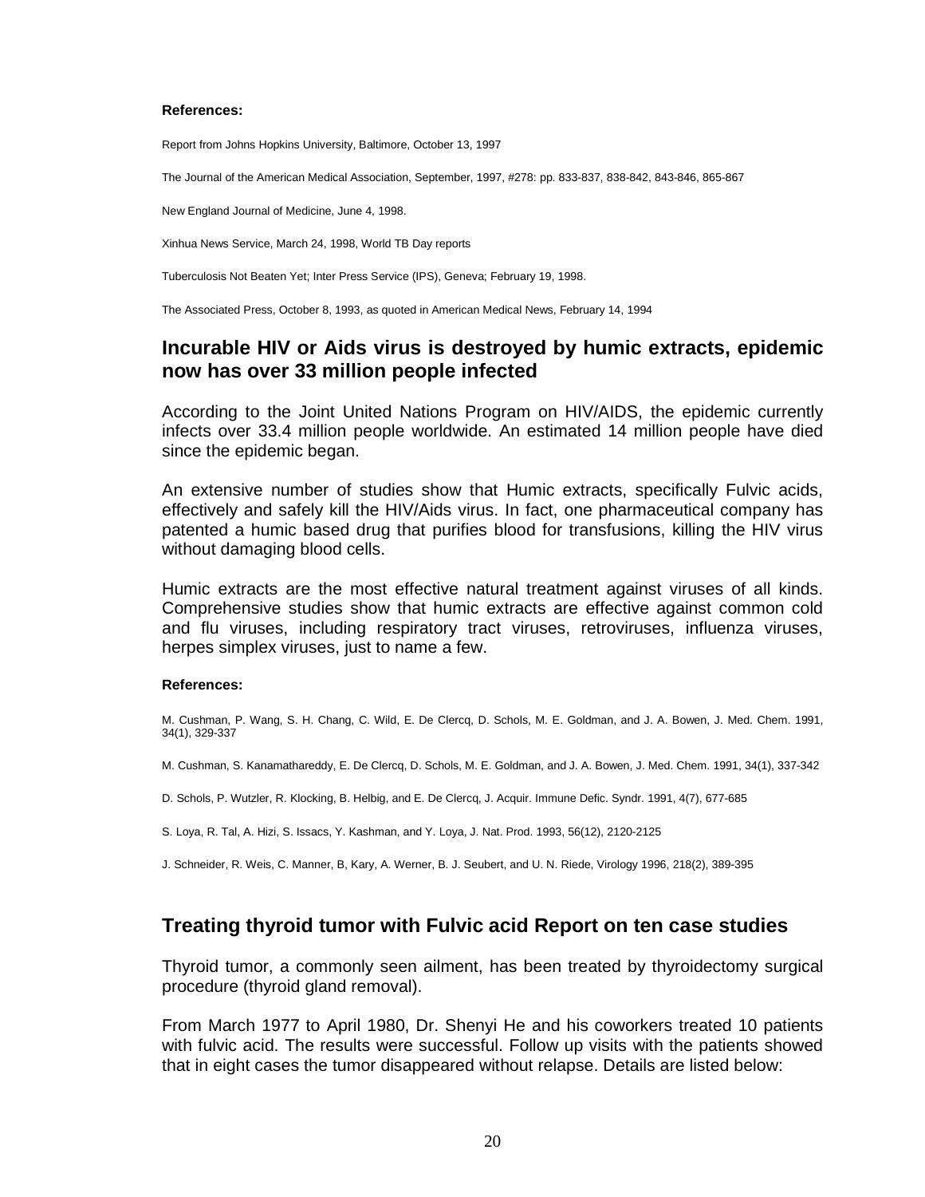**References:**

Report from Johns Hopkins University, Baltimore, October 13, 1997

The Journal of the American Medical Association, September, 1997, #278: pp. 833-837, 838-842, 843-846, 865-867

New England Journal of Medicine, June 4, 1998.

Xinhua News Service, March 24, 1998, World TB Day reports

Tuberculosis Not Beaten Yet; Inter Press Service (IPS), Geneva; February 19, 1998.

The Associated Press, October 8, 1993, as quoted in American Medical News, February 14, 1994

## Incurable HIV or Aids virus is destroyed by humic extracts, epidemic now has over 33 million people infected

According to the Joint United Nations Program on HIV/AIDS, the epidemic currently infects over 33.4 million people worldwide. An estimated 14 million people have died since the epidemic began.

An extensive number of studies show that Humic extracts, specifically Fulvic acids, effectively and safely kill the HIV/Aids virus. In fact, one pharmaceutical company has patented a humic based drug that purifies blood for transfusions, killing the HIV virus without damaging blood cells.

Humic extracts are the most effective natural treatment against viruses of all kinds. Comprehensive studies show that humic extracts are effective against common cold and flu viruses, including respiratory tract viruses, retroviruses, influenza viruses, herpes simplex viruses, just to name a few.

**References:**

M. Cushman, P. Wang, S. H. Chang, C. Wild, E. De Clercq, D. Schols, M. E. Goldman, and J. A. Bowen, J. Med. Chem. 1991, 34(1), 329-337

M. Cushman, S. Kanamathareddy, E. De Clercq, D. Schols, M. E. Goldman, and J. A. Bowen, J. Med. Chem. 1991, 34(1), 337-342

D. Schols, P. Wutzler, R. Klocking, B. Helbig, and E. De Clercq, J. Acquir. Immune Defic. Syndr. 1991, 4(7), 677-685

S. Loya, R. Tal, A. Hizi, S. Issacs, Y. Kashman, and Y. Loya, J. Nat. Prod. 1993, 56(12), 2120-2125

J. Schneider, R. Weis, C. Manner, B, Kary, A. Werner, B. J. Seubert, and U. N. Riede, Virology 1996, 218(2), 389-395

## Treating thyroid tumor with Fulvic acid Report on ten case studies

Thyroid tumor, a commonly seen ailment, has been treated by thyroidectomy surgical procedure (thyroid gland removal).

From March 1977 to April 1980, Dr. Shenyi He and his coworkers treated 10 patients with fulvic acid. The results were successful. Follow up visits with the patients showed that in eight cases the tumor disappeared without relapse. Details are listed below: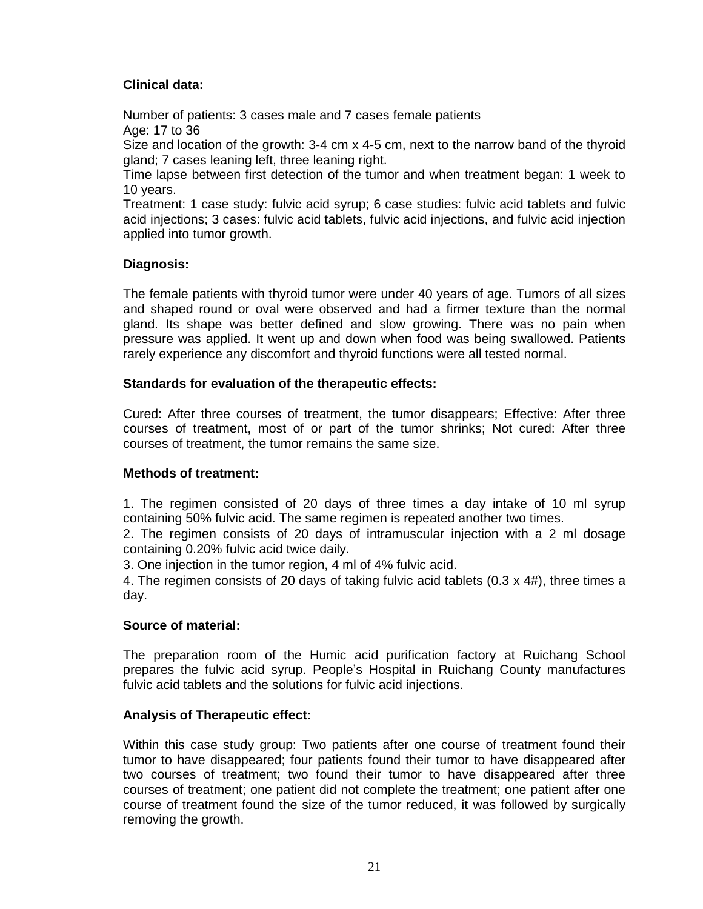**Clinical data:**

Number of patients: 3 cases male and 7 cases female patients
Age: 17 to 36
Size and location of the growth: 3-4 cm x 4-5 cm, next to the narrow band of the thyroid gland; 7 cases leaning left, three leaning right.
Time lapse between first detection of the tumor and when treatment began: 1 week to 10 years.
Treatment: 1 case study: fulvic acid syrup; 6 case studies: fulvic acid tablets and fulvic acid injections; 3 cases: fulvic acid tablets, fulvic acid injections, and fulvic acid injection applied into tumor growth.

**Diagnosis:**

The female patients with thyroid tumor were under 40 years of age. Tumors of all sizes and shaped round or oval were observed and had a firmer texture than the normal gland. Its shape was better defined and slow growing. There was no pain when pressure was applied. It went up and down when food was being swallowed. Patients rarely experience any discomfort and thyroid functions were all tested normal.

**Standards for evaluation of the therapeutic effects:**

Cured: After three courses of treatment, the tumor disappears; Effective: After three courses of treatment, most of or part of the tumor shrinks; Not cured: After three courses of treatment, the tumor remains the same size.

**Methods of treatment:**

1. The regimen consisted of 20 days of three times a day intake of 10 ml syrup containing 50% fulvic acid. The same regimen is repeated another two times.
2. The regimen consists of 20 days of intramuscular injection with a 2 ml dosage containing 0.20% fulvic acid twice daily.
3. One injection in the tumor region, 4 ml of 4% fulvic acid.
4. The regimen consists of 20 days of taking fulvic acid tablets (0.3 x 4#), three times a day.

**Source of material:**

The preparation room of the Humic acid purification factory at Ruichang School prepares the fulvic acid syrup. People's Hospital in Ruichang County manufactures fulvic acid tablets and the solutions for fulvic acid injections.

**Analysis of Therapeutic effect:**

Within this case study group: Two patients after one course of treatment found their tumor to have disappeared; four patients found their tumor to have disappeared after two courses of treatment; two found their tumor to have disappeared after three courses of treatment; one patient did not complete the treatment; one patient after one course of treatment found the size of the tumor reduced, it was followed by surgically removing the growth.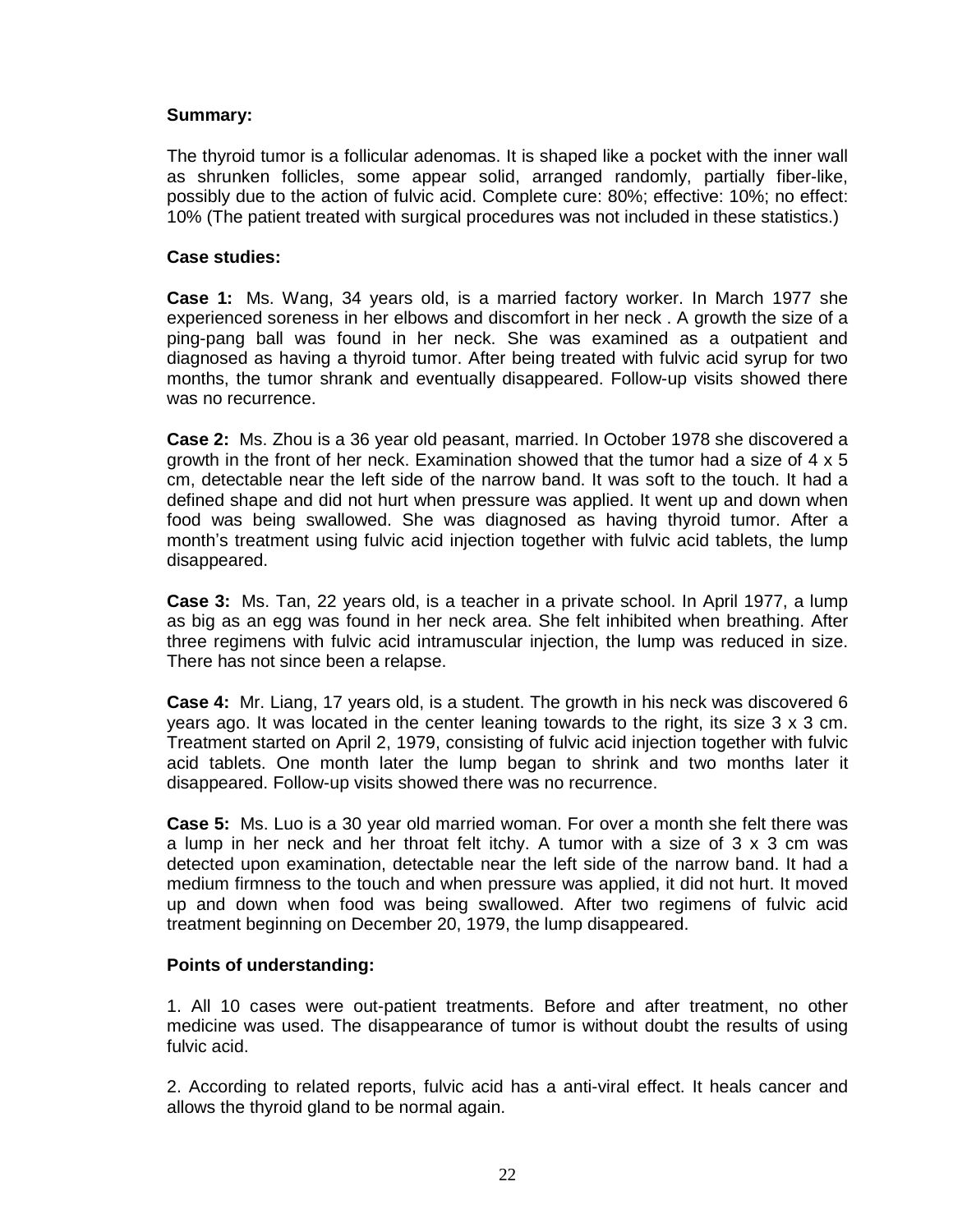**Summary:**

The thyroid tumor is a follicular adenomas. It is shaped like a pocket with the inner wall as shrunken follicles, some appear solid, arranged randomly, partially fiber-like, possibly due to the action of fulvic acid. Complete cure: 80%; effective: 10%; no effect: 10% (The patient treated with surgical procedures was not included in these statistics.)

**Case studies:**

**Case 1:** Ms. Wang, 34 years old, is a married factory worker. In March 1977 she experienced soreness in her elbows and discomfort in her neck . A growth the size of a ping-pang ball was found in her neck. She was examined as a outpatient and diagnosed as having a thyroid tumor. After being treated with fulvic acid syrup for two months, the tumor shrank and eventually disappeared. Follow-up visits showed there was no recurrence.

**Case 2:** Ms. Zhou is a 36 year old peasant, married. In October 1978 she discovered a growth in the front of her neck. Examination showed that the tumor had a size of 4 x 5 cm, detectable near the left side of the narrow band. It was soft to the touch. It had a defined shape and did not hurt when pressure was applied. It went up and down when food was being swallowed. She was diagnosed as having thyroid tumor. After a month's treatment using fulvic acid injection together with fulvic acid tablets, the lump disappeared.

**Case 3:** Ms. Tan, 22 years old, is a teacher in a private school. In April 1977, a lump as big as an egg was found in her neck area. She felt inhibited when breathing. After three regimens with fulvic acid intramuscular injection, the lump was reduced in size. There has not since been a relapse.

**Case 4:** Mr. Liang, 17 years old, is a student. The growth in his neck was discovered 6 years ago. It was located in the center leaning towards to the right, its size 3 x 3 cm. Treatment started on April 2, 1979, consisting of fulvic acid injection together with fulvic acid tablets. One month later the lump began to shrink and two months later it disappeared. Follow-up visits showed there was no recurrence.

**Case 5:** Ms. Luo is a 30 year old married woman. For over a month she felt there was a lump in her neck and her throat felt itchy. A tumor with a size of 3 x 3 cm was detected upon examination, detectable near the left side of the narrow band. It had a medium firmness to the touch and when pressure was applied, it did not hurt. It moved up and down when food was being swallowed. After two regimens of fulvic acid treatment beginning on December 20, 1979, the lump disappeared.

**Points of understanding:**

1. All 10 cases were out-patient treatments. Before and after treatment, no other medicine was used. The disappearance of tumor is without doubt the results of using fulvic acid.

2. According to related reports, fulvic acid has a anti-viral effect. It heals cancer and allows the thyroid gland to be normal again.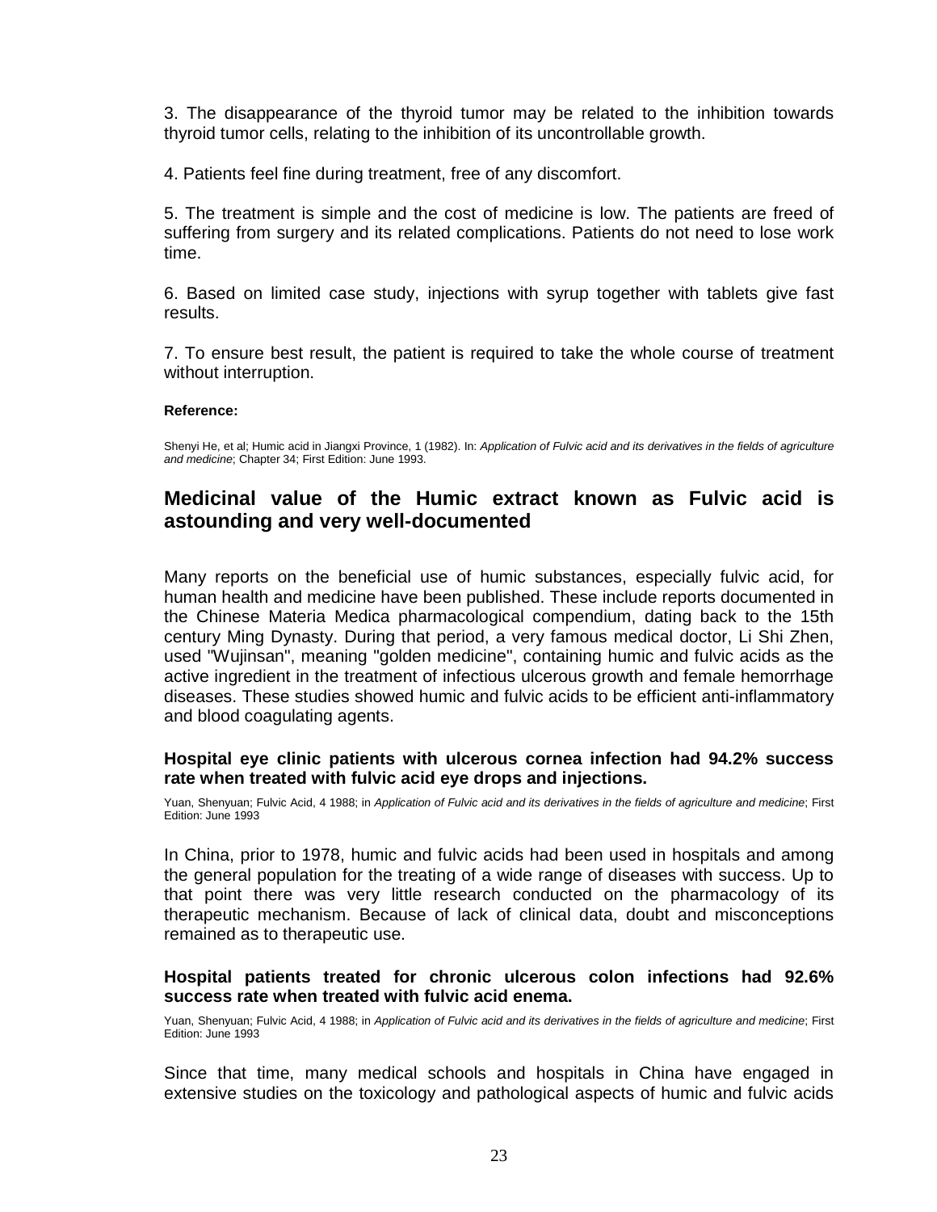3. The disappearance of the thyroid tumor may be related to the inhibition towards thyroid tumor cells, relating to the inhibition of its uncontrollable growth.

4. Patients feel fine during treatment, free of any discomfort.

5. The treatment is simple and the cost of medicine is low. The patients are freed of suffering from surgery and its related complications. Patients do not need to lose work time.

6. Based on limited case study, injections with syrup together with tablets give fast results.

7. To ensure best result, the patient is required to take the whole course of treatment without interruption.

**Reference:**

Shenyi He, et al; Humic acid in Jiangxi Province, 1 (1982). In: *Application of Fulvic acid and its derivatives in the fields of agriculture and medicine*; Chapter 34; First Edition: June 1993.

## Medicinal value of the Humic extract known as Fulvic acid is astounding and very well-documented

Many reports on the beneficial use of humic substances, especially fulvic acid, for human health and medicine have been published. These include reports documented in the Chinese Materia Medica pharmacological compendium, dating back to the 15th century Ming Dynasty. During that period, a very famous medical doctor, Li Shi Zhen, used "Wujinsan", meaning "golden medicine", containing humic and fulvic acids as the active ingredient in the treatment of infectious ulcerous growth and female hemorrhage diseases. These studies showed humic and fulvic acids to be efficient anti-inflammatory and blood coagulating agents.

**Hospital eye clinic patients with ulcerous cornea infection had 94.2% success rate when treated with fulvic acid eye drops and injections.**

Yuan, Shenyuan; Fulvic Acid, 4 1988; in *Application of Fulvic acid and its derivatives in the fields of agriculture and medicine*; First Edition: June 1993

In China, prior to 1978, humic and fulvic acids had been used in hospitals and among the general population for the treating of a wide range of diseases with success. Up to that point there was very little research conducted on the pharmacology of its therapeutic mechanism. Because of lack of clinical data, doubt and misconceptions remained as to therapeutic use.

**Hospital patients treated for chronic ulcerous colon infections had 92.6% success rate when treated with fulvic acid enema.**

Yuan, Shenyuan; Fulvic Acid, 4 1988; in *Application of Fulvic acid and its derivatives in the fields of agriculture and medicine*; First Edition: June 1993

Since that time, many medical schools and hospitals in China have engaged in extensive studies on the toxicology and pathological aspects of humic and fulvic acids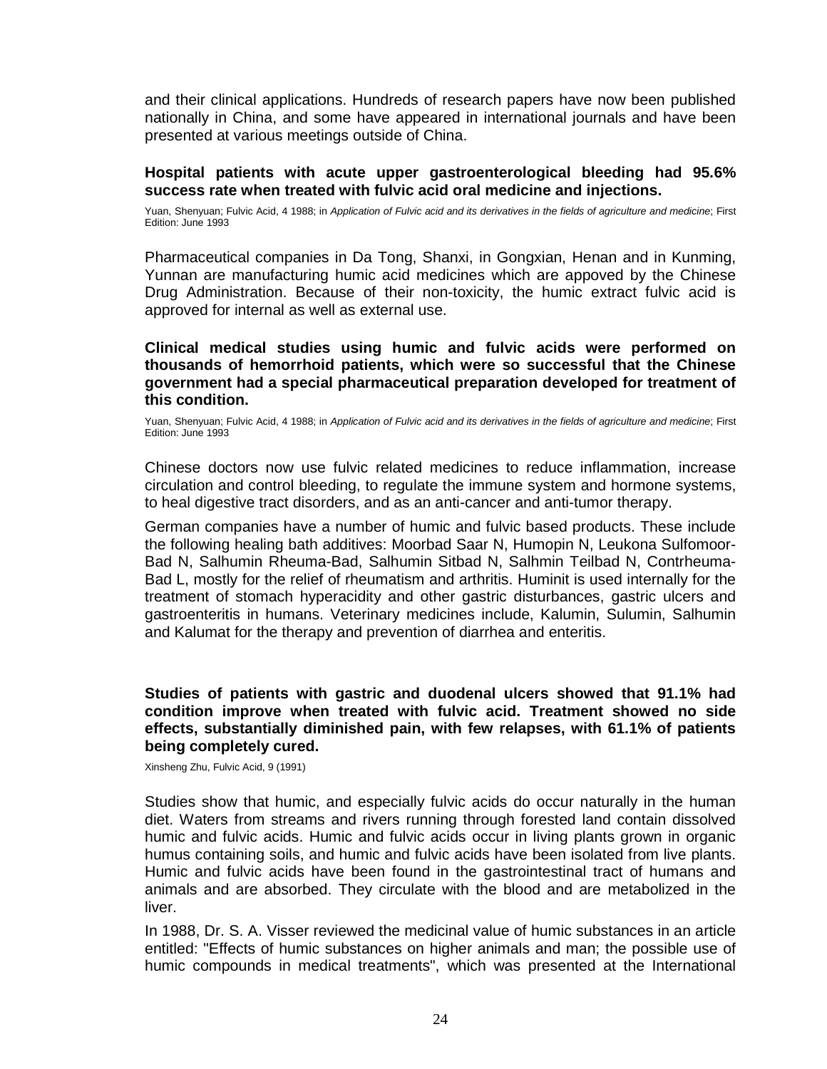and their clinical applications. Hundreds of research papers have now been published nationally in China, and some have appeared in international journals and have been presented at various meetings outside of China.

**Hospital patients with acute upper gastroenterological bleeding had 95.6% success rate when treated with fulvic acid oral medicine and injections.**

Yuan, Shenyuan; Fulvic Acid, 4 1988; in *Application of Fulvic acid and its derivatives in the fields of agriculture and medicine*; First Edition: June 1993

Pharmaceutical companies in Da Tong, Shanxi, in Gongxian, Henan and in Kunming, Yunnan are manufacturing humic acid medicines which are appoved by the Chinese Drug Administration. Because of their non-toxicity, the humic extract fulvic acid is approved for internal as well as external use.

**Clinical medical studies using humic and fulvic acids were performed on thousands of hemorrhoid patients, which were so successful that the Chinese government had a special pharmaceutical preparation developed for treatment of this condition.**

Yuan, Shenyuan; Fulvic Acid, 4 1988; in *Application of Fulvic acid and its derivatives in the fields of agriculture and medicine*; First Edition: June 1993

Chinese doctors now use fulvic related medicines to reduce inflammation, increase circulation and control bleeding, to regulate the immune system and hormone systems, to heal digestive tract disorders, and as an anti-cancer and anti-tumor therapy.

German companies have a number of humic and fulvic based products. These include the following healing bath additives: Moorbad Saar N, Humopin N, Leukona Sulfomoor-Bad N, Salhumin Rheuma-Bad, Salhumin Sitbad N, Salhmin Teilbad N, Contrheuma-Bad L, mostly for the relief of rheumatism and arthritis. Huminit is used internally for the treatment of stomach hyperacidity and other gastric disturbances, gastric ulcers and gastroenteritis in humans. Veterinary medicines include, Kalumin, Sulumin, Salhumin and Kalumat for the therapy and prevention of diarrhea and enteritis.

**Studies of patients with gastric and duodenal ulcers showed that 91.1% had condition improve when treated with fulvic acid. Treatment showed no side effects, substantially diminished pain, with few relapses, with 61.1% of patients being completely cured.**

Xinsheng Zhu, Fulvic Acid, 9 (1991)

Studies show that humic, and especially fulvic acids do occur naturally in the human diet. Waters from streams and rivers running through forested land contain dissolved humic and fulvic acids. Humic and fulvic acids occur in living plants grown in organic humus containing soils, and humic and fulvic acids have been isolated from live plants. Humic and fulvic acids have been found in the gastrointestinal tract of humans and animals and are absorbed. They circulate with the blood and are metabolized in the liver.

In 1988, Dr. S. A. Visser reviewed the medicinal value of humic substances in an article entitled: "Effects of humic substances on higher animals and man; the possible use of humic compounds in medical treatments", which was presented at the International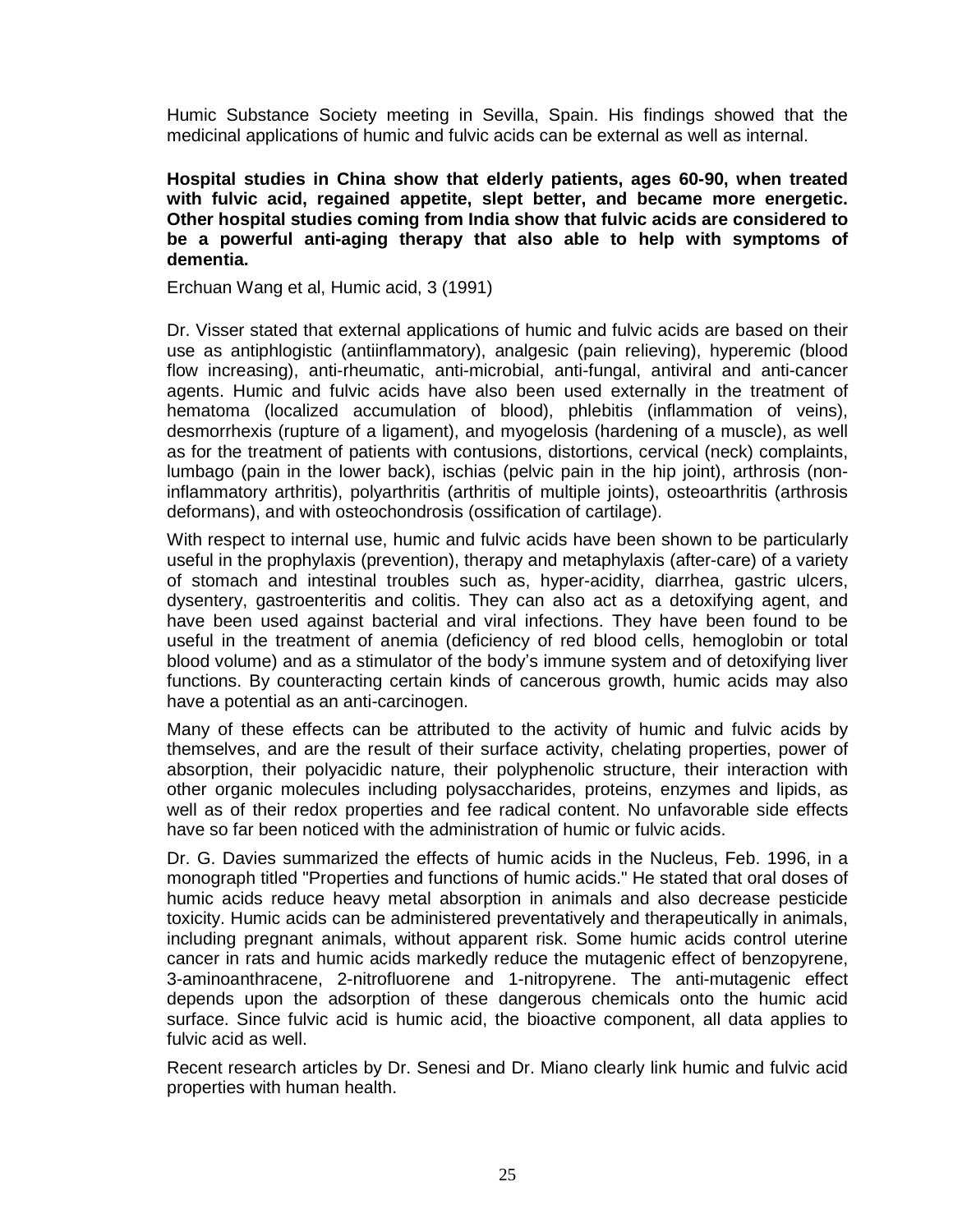Humic Substance Society meeting in Sevilla, Spain. His findings showed that the medicinal applications of humic and fulvic acids can be external as well as internal.

**Hospital studies in China show that elderly patients, ages 60-90, when treated with fulvic acid, regained appetite, slept better, and became more energetic. Other hospital studies coming from India show that fulvic acids are considered to be a powerful anti-aging therapy that also able to help with symptoms of dementia.**

Erchuan Wang et al, Humic acid, 3 (1991)

Dr. Visser stated that external applications of humic and fulvic acids are based on their use as antiphlogistic (antiinflammatory), analgesic (pain relieving), hyperemic (blood flow increasing), anti-rheumatic, anti-microbial, anti-fungal, antiviral and anti-cancer agents. Humic and fulvic acids have also been used externally in the treatment of hematoma (localized accumulation of blood), phlebitis (inflammation of veins), desmorrhexis (rupture of a ligament), and myogelosis (hardening of a muscle), as well as for the treatment of patients with contusions, distortions, cervical (neck) complaints, lumbago (pain in the lower back), ischias (pelvic pain in the hip joint), arthrosis (non-inflammatory arthritis), polyarthritis (arthritis of multiple joints), osteoarthritis (arthrosis deformans), and with osteochondrosis (ossification of cartilage).

With respect to internal use, humic and fulvic acids have been shown to be particularly useful in the prophylaxis (prevention), therapy and metaphylaxis (after-care) of a variety of stomach and intestinal troubles such as, hyper-acidity, diarrhea, gastric ulcers, dysentery, gastroenteritis and colitis. They can also act as a detoxifying agent, and have been used against bacterial and viral infections. They have been found to be useful in the treatment of anemia (deficiency of red blood cells, hemoglobin or total blood volume) and as a stimulator of the body's immune system and of detoxifying liver functions. By counteracting certain kinds of cancerous growth, humic acids may also have a potential as an anti-carcinogen.

Many of these effects can be attributed to the activity of humic and fulvic acids by themselves, and are the result of their surface activity, chelating properties, power of absorption, their polyacidic nature, their polyphenolic structure, their interaction with other organic molecules including polysaccharides, proteins, enzymes and lipids, as well as of their redox properties and fee radical content. No unfavorable side effects have so far been noticed with the administration of humic or fulvic acids.

Dr. G. Davies summarized the effects of humic acids in the Nucleus, Feb. 1996, in a monograph titled "Properties and functions of humic acids." He stated that oral doses of humic acids reduce heavy metal absorption in animals and also decrease pesticide toxicity. Humic acids can be administered preventatively and therapeutically in animals, including pregnant animals, without apparent risk. Some humic acids control uterine cancer in rats and humic acids markedly reduce the mutagenic effect of benzopyrene, 3-aminoanthracene, 2-nitrofluorene and 1-nitropyrene. The anti-mutagenic effect depends upon the adsorption of these dangerous chemicals onto the humic acid surface. Since fulvic acid is humic acid, the bioactive component, all data applies to fulvic acid as well.

Recent research articles by Dr. Senesi and Dr. Miano clearly link humic and fulvic acid properties with human health.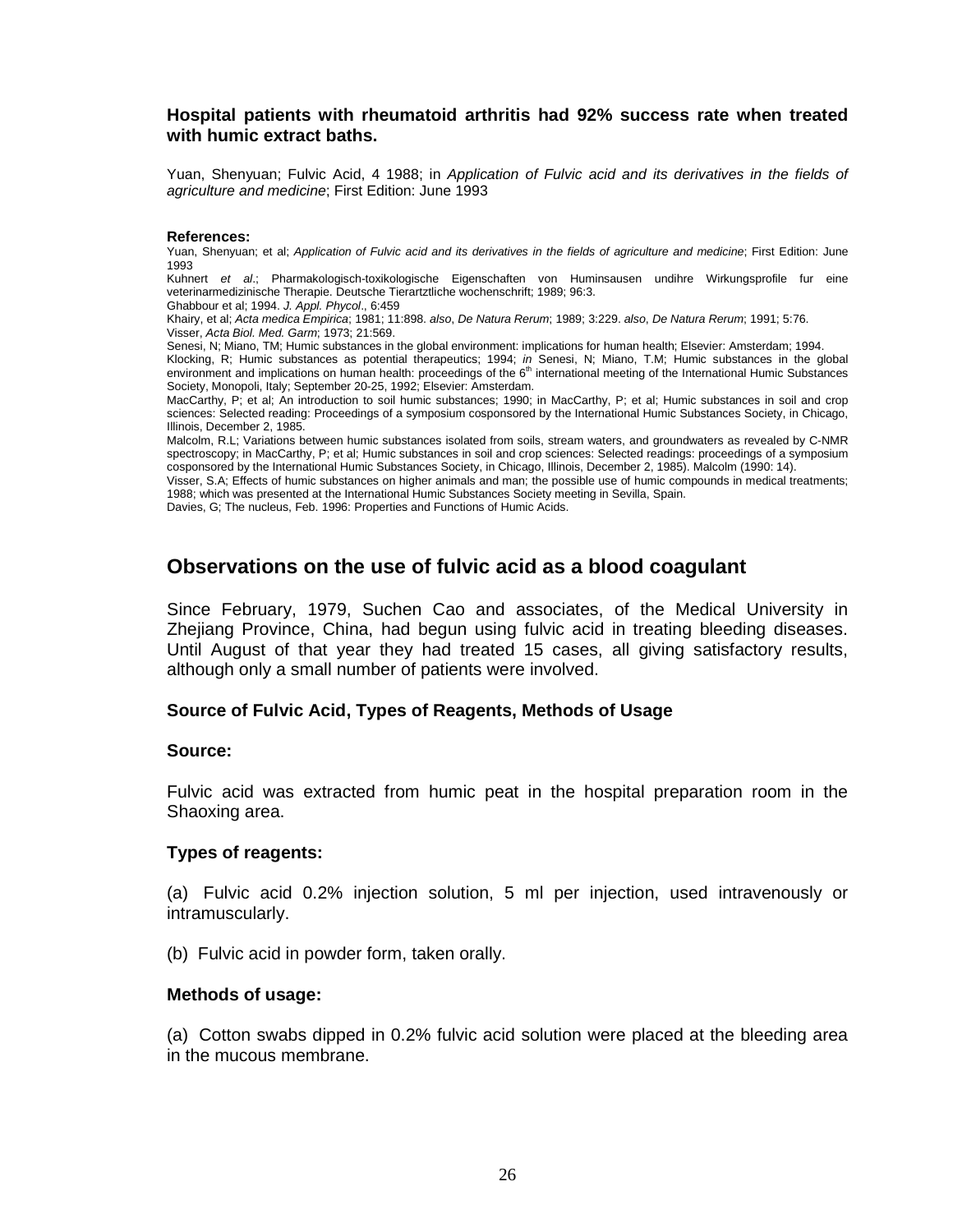**Hospital patients with rheumatoid arthritis had 92% success rate when treated with humic extract baths.**

Yuan, Shenyuan; Fulvic Acid, 4 1988; in *Application of Fulvic acid and its derivatives in the fields of agriculture and medicine*; First Edition: June 1993

**References:**

Yuan, Shenyuan; et al; *Application of Fulvic acid and its derivatives in the fields of agriculture and medicine*; First Edition: June 1993

Kuhnert *et al*.; Pharmakologisch-toxikologische Eigenschaften von Huminsausen undihre Wirkungsprofile fur eine veterinarmedizinische Therapie. Deutsche Tierartztliche wochenschrift; 1989; 96:3.

Ghabbour et al; 1994. *J. Appl. Phycol*., 6:459

Khairy, et al; *Acta medica Empirica*; 1981; 11:898. *also*, *De Natura Rerum*; 1989; 3:229. *also*, *De Natura Rerum*; 1991; 5:76.

Visser, *Acta Biol. Med. Garm*; 1973; 21:569.

Senesi, N; Miano, TM; Humic substances in the global environment: implications for human health; Elsevier: Amsterdam; 1994.

Klocking, R; Humic substances as potential therapeutics; 1994; *in* Senesi, N; Miano, T.M; Humic substances in the global environment and implications on human health: proceedings of the 6th international meeting of the International Humic Substances Society, Monopoli, Italy; September 20-25, 1992; Elsevier: Amsterdam.

MacCarthy, P; et al; An introduction to soil humic substances; 1990; in MacCarthy, P; et al; Humic substances in soil and crop sciences: Selected reading: Proceedings of a symposium cosponsored by the International Humic Substances Society, in Chicago, Illinois, December 2, 1985.

Malcolm, R.L; Variations between humic substances isolated from soils, stream waters, and groundwaters as revealed by C-NMR spectroscopy; in MacCarthy, P; et al; Humic substances in soil and crop sciences: Selected readings: proceedings of a symposium cosponsored by the International Humic Substances Society, in Chicago, Illinois, December 2, 1985). Malcolm (1990: 14).

Visser, S.A; Effects of humic substances on higher animals and man; the possible use of humic compounds in medical treatments; 1988; which was presented at the International Humic Substances Society meeting in Sevilla, Spain.

Davies, G; The nucleus, Feb. 1996: Properties and Functions of Humic Acids.

## Observations on the use of fulvic acid as a blood coagulant

Since February, 1979, Suchen Cao and associates, of the Medical University in Zhejiang Province, China, had begun using fulvic acid in treating bleeding diseases. Until August of that year they had treated 15 cases, all giving satisfactory results, although only a small number of patients were involved.

### Source of Fulvic Acid, Types of Reagents, Methods of Usage

**Source:**

Fulvic acid was extracted from humic peat in the hospital preparation room in the Shaoxing area.

**Types of reagents:**

(a) Fulvic acid 0.2% injection solution, 5 ml per injection, used intravenously or intramuscularly.

(b) Fulvic acid in powder form, taken orally.

**Methods of usage:**

(a) Cotton swabs dipped in 0.2% fulvic acid solution were placed at the bleeding area in the mucous membrane.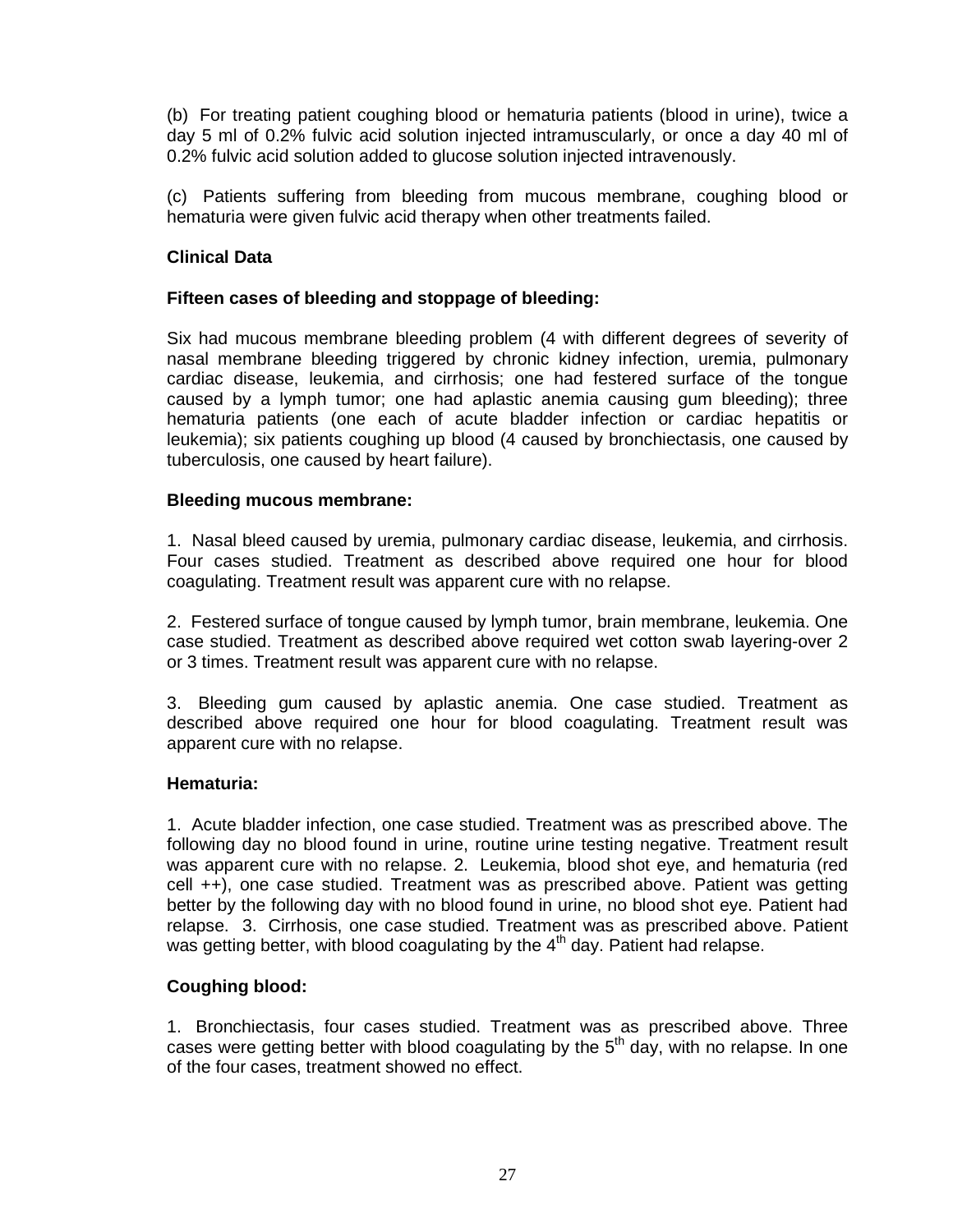(b) For treating patient coughing blood or hematuria patients (blood in urine), twice a day 5 ml of 0.2% fulvic acid solution injected intramuscularly, or once a day 40 ml of 0.2% fulvic acid solution added to glucose solution injected intravenously.

(c) Patients suffering from bleeding from mucous membrane, coughing blood or hematuria were given fulvic acid therapy when other treatments failed.

**Clinical Data**

**Fifteen cases of bleeding and stoppage of bleeding:**

Six had mucous membrane bleeding problem (4 with different degrees of severity of nasal membrane bleeding triggered by chronic kidney infection, uremia, pulmonary cardiac disease, leukemia, and cirrhosis; one had festered surface of the tongue caused by a lymph tumor; one had aplastic anemia causing gum bleeding); three hematuria patients (one each of acute bladder infection or cardiac hepatitis or leukemia); six patients coughing up blood (4 caused by bronchiectasis, one caused by tuberculosis, one caused by heart failure).

**Bleeding mucous membrane:**

1. Nasal bleed caused by uremia, pulmonary cardiac disease, leukemia, and cirrhosis. Four cases studied. Treatment as described above required one hour for blood coagulating. Treatment result was apparent cure with no relapse.

2. Festered surface of tongue caused by lymph tumor, brain membrane, leukemia. One case studied. Treatment as described above required wet cotton swab layering-over 2 or 3 times. Treatment result was apparent cure with no relapse.

3. Bleeding gum caused by aplastic anemia. One case studied. Treatment as described above required one hour for blood coagulating. Treatment result was apparent cure with no relapse.

**Hematuria:**

1. Acute bladder infection, one case studied. Treatment was as prescribed above. The following day no blood found in urine, routine urine testing negative. Treatment result was apparent cure with no relapse. 2. Leukemia, blood shot eye, and hematuria (red cell ++), one case studied. Treatment was as prescribed above. Patient was getting better by the following day with no blood found in urine, no blood shot eye. Patient had relapse. 3. Cirrhosis, one case studied. Treatment was as prescribed above. Patient was getting better, with blood coagulating by the 4th day. Patient had relapse.

**Coughing blood:**

1. Bronchiectasis, four cases studied. Treatment was as prescribed above. Three cases were getting better with blood coagulating by the 5th day, with no relapse. In one of the four cases, treatment showed no effect.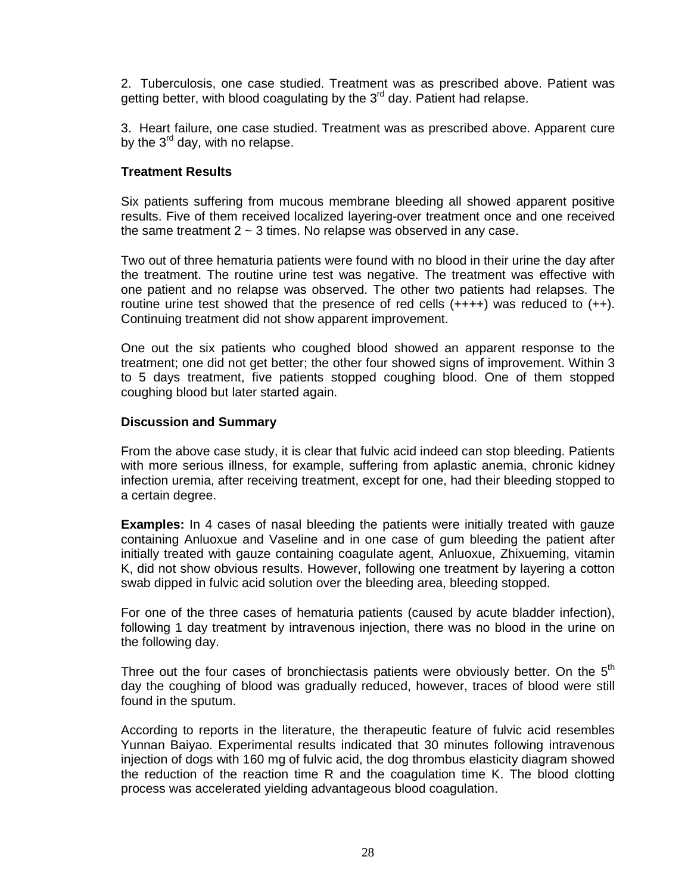2. Tuberculosis, one case studied. Treatment was as prescribed above. Patient was getting better, with blood coagulating by the 3rd day. Patient had relapse.

3. Heart failure, one case studied. Treatment was as prescribed above. Apparent cure by the 3rd day, with no relapse.

**Treatment Results**

Six patients suffering from mucous membrane bleeding all showed apparent positive results. Five of them received localized layering-over treatment once and one received the same treatment 2 ~ 3 times. No relapse was observed in any case.

Two out of three hematuria patients were found with no blood in their urine the day after the treatment. The routine urine test was negative. The treatment was effective with one patient and no relapse was observed. The other two patients had relapses. The routine urine test showed that the presence of red cells (++++) was reduced to (++). Continuing treatment did not show apparent improvement.

One out the six patients who coughed blood showed an apparent response to the treatment; one did not get better; the other four showed signs of improvement. Within 3 to 5 days treatment, five patients stopped coughing blood. One of them stopped coughing blood but later started again.

**Discussion and Summary**

From the above case study, it is clear that fulvic acid indeed can stop bleeding. Patients with more serious illness, for example, suffering from aplastic anemia, chronic kidney infection uremia, after receiving treatment, except for one, had their bleeding stopped to a certain degree.

**Examples:** In 4 cases of nasal bleeding the patients were initially treated with gauze containing Anluoxue and Vaseline and in one case of gum bleeding the patient after initially treated with gauze containing coagulate agent, Anluoxue, Zhixueming, vitamin K, did not show obvious results. However, following one treatment by layering a cotton swab dipped in fulvic acid solution over the bleeding area, bleeding stopped.

For one of the three cases of hematuria patients (caused by acute bladder infection), following 1 day treatment by intravenous injection, there was no blood in the urine on the following day.

Three out the four cases of bronchiectasis patients were obviously better. On the 5th day the coughing of blood was gradually reduced, however, traces of blood were still found in the sputum.

According to reports in the literature, the therapeutic feature of fulvic acid resembles Yunnan Baiyao. Experimental results indicated that 30 minutes following intravenous injection of dogs with 160 mg of fulvic acid, the dog thrombus elasticity diagram showed the reduction of the reaction time R and the coagulation time K. The blood clotting process was accelerated yielding advantageous blood coagulation.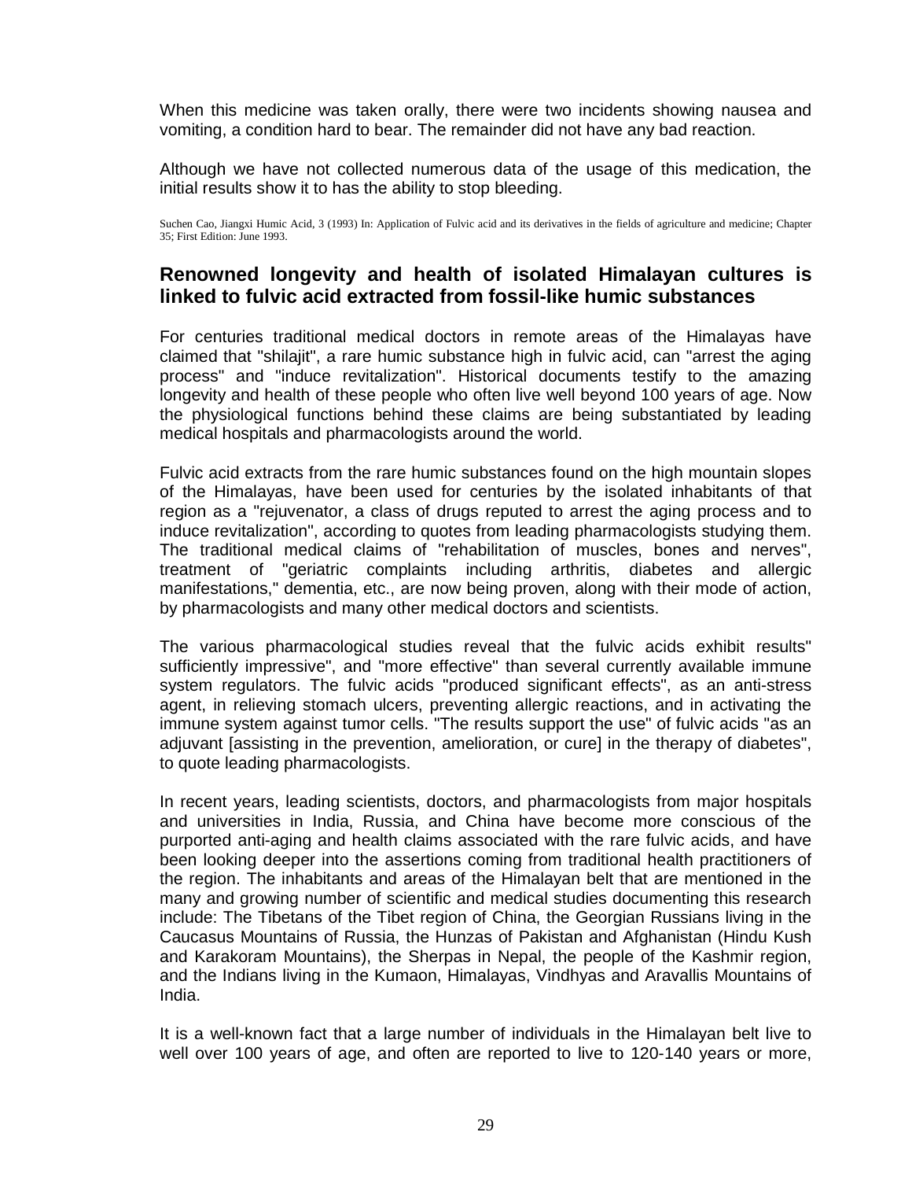When this medicine was taken orally, there were two incidents showing nausea and vomiting, a condition hard to bear. The remainder did not have any bad reaction.

Although we have not collected numerous data of the usage of this medication, the initial results show it to has the ability to stop bleeding.

Suchen Cao, Jiangxi Humic Acid, 3 (1993) In: Application of Fulvic acid and its derivatives in the fields of agriculture and medicine; Chapter 35; First Edition: June 1993.

## Renowned longevity and health of isolated Himalayan cultures is linked to fulvic acid extracted from fossil-like humic substances

For centuries traditional medical doctors in remote areas of the Himalayas have claimed that "shilajit", a rare humic substance high in fulvic acid, can "arrest the aging process" and "induce revitalization". Historical documents testify to the amazing longevity and health of these people who often live well beyond 100 years of age. Now the physiological functions behind these claims are being substantiated by leading medical hospitals and pharmacologists around the world.

Fulvic acid extracts from the rare humic substances found on the high mountain slopes of the Himalayas, have been used for centuries by the isolated inhabitants of that region as a "rejuvenator, a class of drugs reputed to arrest the aging process and to induce revitalization", according to quotes from leading pharmacologists studying them. The traditional medical claims of "rehabilitation of muscles, bones and nerves", treatment of "geriatric complaints including arthritis, diabetes and allergic manifestations," dementia, etc., are now being proven, along with their mode of action, by pharmacologists and many other medical doctors and scientists.

The various pharmacological studies reveal that the fulvic acids exhibit results" sufficiently impressive", and "more effective" than several currently available immune system regulators. The fulvic acids "produced significant effects", as an anti-stress agent, in relieving stomach ulcers, preventing allergic reactions, and in activating the immune system against tumor cells. "The results support the use" of fulvic acids "as an adjuvant [assisting in the prevention, amelioration, or cure] in the therapy of diabetes", to quote leading pharmacologists.

In recent years, leading scientists, doctors, and pharmacologists from major hospitals and universities in India, Russia, and China have become more conscious of the purported anti-aging and health claims associated with the rare fulvic acids, and have been looking deeper into the assertions coming from traditional health practitioners of the region. The inhabitants and areas of the Himalayan belt that are mentioned in the many and growing number of scientific and medical studies documenting this research include: The Tibetans of the Tibet region of China, the Georgian Russians living in the Caucasus Mountains of Russia, the Hunzas of Pakistan and Afghanistan (Hindu Kush and Karakoram Mountains), the Sherpas in Nepal, the people of the Kashmir region, and the Indians living in the Kumaon, Himalayas, Vindhyas and Aravallis Mountains of India.

It is a well-known fact that a large number of individuals in the Himalayan belt live to well over 100 years of age, and often are reported to live to 120-140 years or more,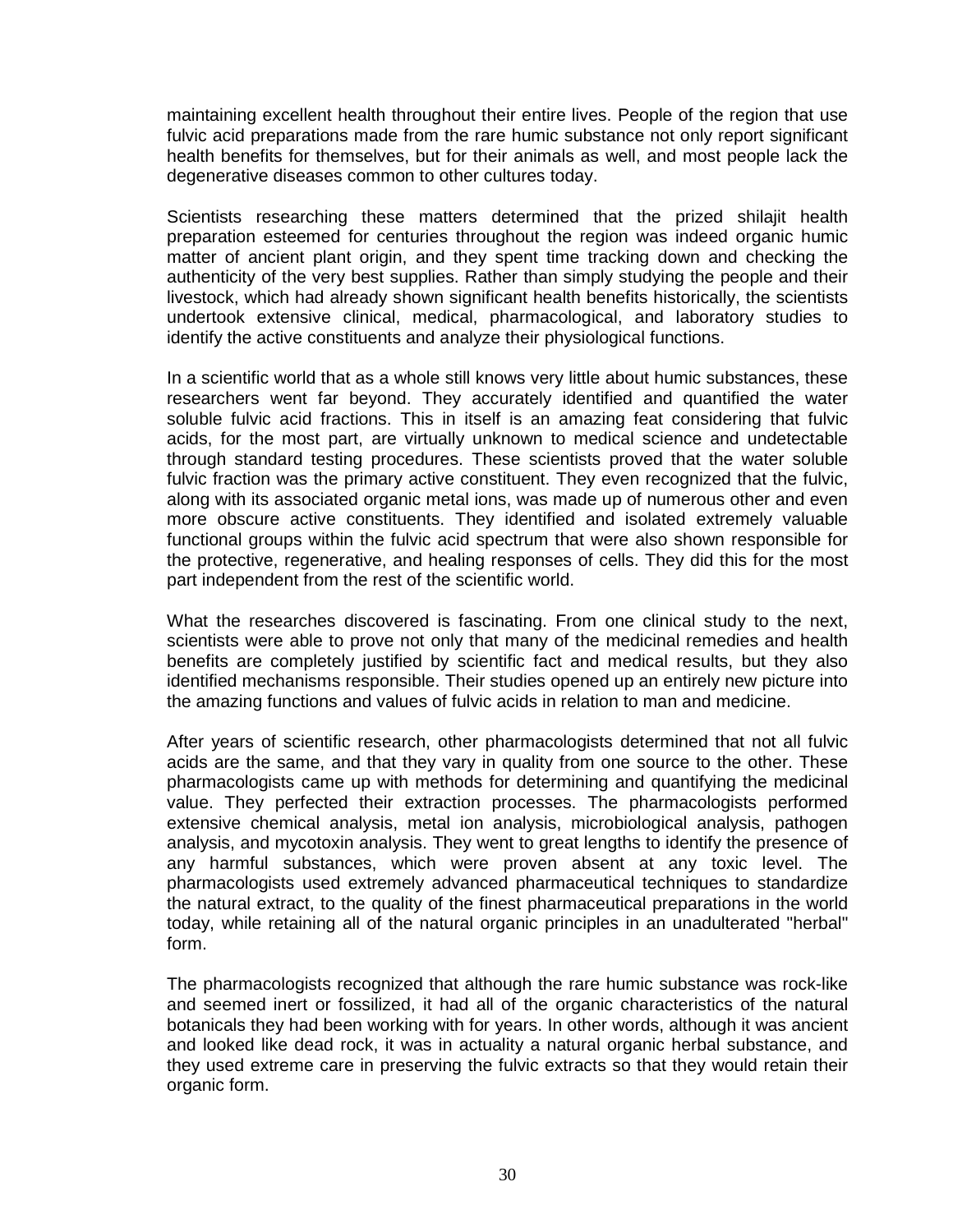maintaining excellent health throughout their entire lives. People of the region that use fulvic acid preparations made from the rare humic substance not only report significant health benefits for themselves, but for their animals as well, and most people lack the degenerative diseases common to other cultures today.

Scientists researching these matters determined that the prized shilajit health preparation esteemed for centuries throughout the region was indeed organic humic matter of ancient plant origin, and they spent time tracking down and checking the authenticity of the very best supplies. Rather than simply studying the people and their livestock, which had already shown significant health benefits historically, the scientists undertook extensive clinical, medical, pharmacological, and laboratory studies to identify the active constituents and analyze their physiological functions.

In a scientific world that as a whole still knows very little about humic substances, these researchers went far beyond. They accurately identified and quantified the water soluble fulvic acid fractions. This in itself is an amazing feat considering that fulvic acids, for the most part, are virtually unknown to medical science and undetectable through standard testing procedures. These scientists proved that the water soluble fulvic fraction was the primary active constituent. They even recognized that the fulvic, along with its associated organic metal ions, was made up of numerous other and even more obscure active constituents. They identified and isolated extremely valuable functional groups within the fulvic acid spectrum that were also shown responsible for the protective, regenerative, and healing responses of cells. They did this for the most part independent from the rest of the scientific world.

What the researches discovered is fascinating. From one clinical study to the next, scientists were able to prove not only that many of the medicinal remedies and health benefits are completely justified by scientific fact and medical results, but they also identified mechanisms responsible. Their studies opened up an entirely new picture into the amazing functions and values of fulvic acids in relation to man and medicine.

After years of scientific research, other pharmacologists determined that not all fulvic acids are the same, and that they vary in quality from one source to the other. These pharmacologists came up with methods for determining and quantifying the medicinal value. They perfected their extraction processes. The pharmacologists performed extensive chemical analysis, metal ion analysis, microbiological analysis, pathogen analysis, and mycotoxin analysis. They went to great lengths to identify the presence of any harmful substances, which were proven absent at any toxic level. The pharmacologists used extremely advanced pharmaceutical techniques to standardize the natural extract, to the quality of the finest pharmaceutical preparations in the world today, while retaining all of the natural organic principles in an unadulterated "herbal" form.

The pharmacologists recognized that although the rare humic substance was rock-like and seemed inert or fossilized, it had all of the organic characteristics of the natural botanicals they had been working with for years. In other words, although it was ancient and looked like dead rock, it was in actuality a natural organic herbal substance, and they used extreme care in preserving the fulvic extracts so that they would retain their organic form.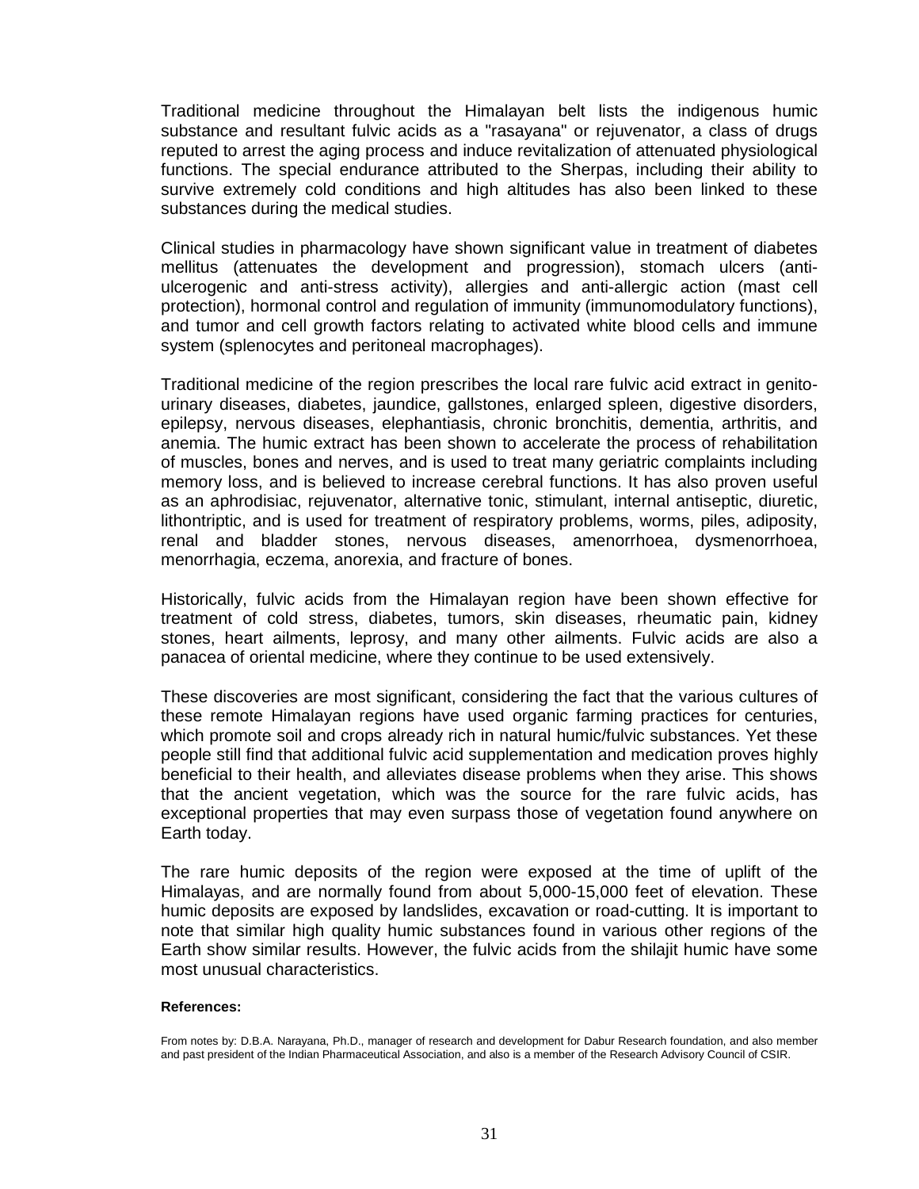Traditional medicine throughout the Himalayan belt lists the indigenous humic substance and resultant fulvic acids as a "rasayana" or rejuvenator, a class of drugs reputed to arrest the aging process and induce revitalization of attenuated physiological functions. The special endurance attributed to the Sherpas, including their ability to survive extremely cold conditions and high altitudes has also been linked to these substances during the medical studies.

Clinical studies in pharmacology have shown significant value in treatment of diabetes mellitus (attenuates the development and progression), stomach ulcers (anti-ulcerogenic and anti-stress activity), allergies and anti-allergic action (mast cell protection), hormonal control and regulation of immunity (immunomodulatory functions), and tumor and cell growth factors relating to activated white blood cells and immune system (splenocytes and peritoneal macrophages).

Traditional medicine of the region prescribes the local rare fulvic acid extract in genito-urinary diseases, diabetes, jaundice, gallstones, enlarged spleen, digestive disorders, epilepsy, nervous diseases, elephantiasis, chronic bronchitis, dementia, arthritis, and anemia. The humic extract has been shown to accelerate the process of rehabilitation of muscles, bones and nerves, and is used to treat many geriatric complaints including memory loss, and is believed to increase cerebral functions. It has also proven useful as an aphrodisiac, rejuvenator, alternative tonic, stimulant, internal antiseptic, diuretic, lithontriptic, and is used for treatment of respiratory problems, worms, piles, adiposity, renal and bladder stones, nervous diseases, amenorrhoea, dysmenorrhoea, menorrhagia, eczema, anorexia, and fracture of bones.

Historically, fulvic acids from the Himalayan region have been shown effective for treatment of cold stress, diabetes, tumors, skin diseases, rheumatic pain, kidney stones, heart ailments, leprosy, and many other ailments. Fulvic acids are also a panacea of oriental medicine, where they continue to be used extensively.

These discoveries are most significant, considering the fact that the various cultures of these remote Himalayan regions have used organic farming practices for centuries, which promote soil and crops already rich in natural humic/fulvic substances. Yet these people still find that additional fulvic acid supplementation and medication proves highly beneficial to their health, and alleviates disease problems when they arise. This shows that the ancient vegetation, which was the source for the rare fulvic acids, has exceptional properties that may even surpass those of vegetation found anywhere on Earth today.

The rare humic deposits of the region were exposed at the time of uplift of the Himalayas, and are normally found from about 5,000-15,000 feet of elevation. These humic deposits are exposed by landslides, excavation or road-cutting. It is important to note that similar high quality humic substances found in various other regions of the Earth show similar results. However, the fulvic acids from the shilajit humic have some most unusual characteristics.

**References:**

From notes by: D.B.A. Narayana, Ph.D., manager of research and development for Dabur Research foundation, and also member and past president of the Indian Pharmaceutical Association, and also is a member of the Research Advisory Council of CSIR.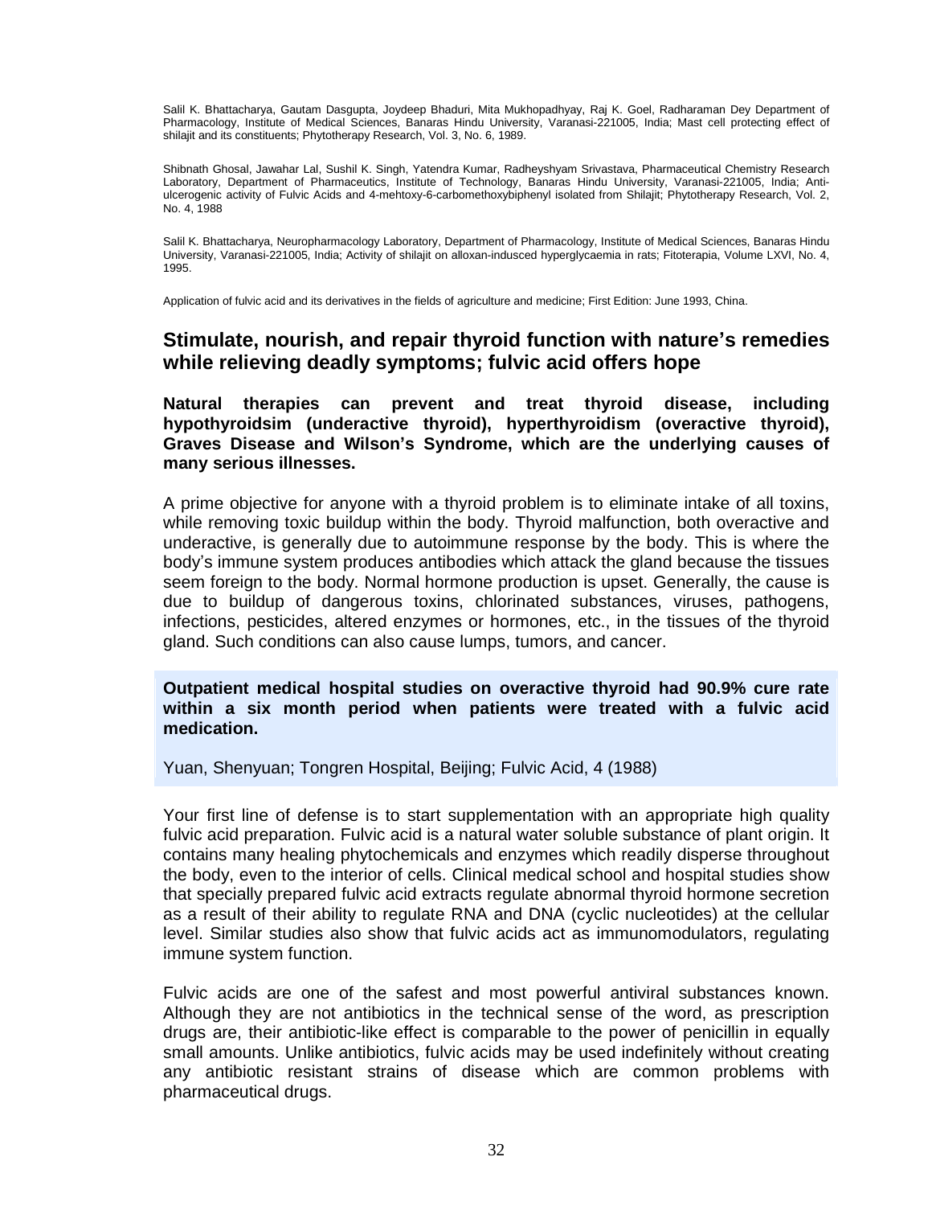Salil K. Bhattacharya, Gautam Dasgupta, Joydeep Bhaduri, Mita Mukhopadhyay, Raj K. Goel, Radharaman Dey Department of Pharmacology, Institute of Medical Sciences, Banaras Hindu University, Varanasi-221005, India; Mast cell protecting effect of shilajit and its constituents; Phytotherapy Research, Vol. 3, No. 6, 1989.

Shibnath Ghosal, Jawahar Lal, Sushil K. Singh, Yatendra Kumar, Radheyshyam Srivastava, Pharmaceutical Chemistry Research Laboratory, Department of Pharmaceutics, Institute of Technology, Banaras Hindu University, Varanasi-221005, India; Anti-ulcerogenic activity of Fulvic Acids and 4-mehtoxy-6-carbomethoxybiphenyl isolated from Shilajit; Phytotherapy Research, Vol. 2, No. 4, 1988

Salil K. Bhattacharya, Neuropharmacology Laboratory, Department of Pharmacology, Institute of Medical Sciences, Banaras Hindu University, Varanasi-221005, India; Activity of shilajit on alloxan-indusced hyperglycaemia in rats; Fitoterapia, Volume LXVI, No. 4, 1995.

Application of fulvic acid and its derivatives in the fields of agriculture and medicine; First Edition: June 1993, China.

## Stimulate, nourish, and repair thyroid function with nature's remedies while relieving deadly symptoms; fulvic acid offers hope

**Natural therapies can prevent and treat thyroid disease, including hypothyroidsim (underactive thyroid), hyperthyroidism (overactive thyroid), Graves Disease and Wilson's Syndrome, which are the underlying causes of many serious illnesses.**

A prime objective for anyone with a thyroid problem is to eliminate intake of all toxins, while removing toxic buildup within the body. Thyroid malfunction, both overactive and underactive, is generally due to autoimmune response by the body. This is where the body's immune system produces antibodies which attack the gland because the tissues seem foreign to the body. Normal hormone production is upset. Generally, the cause is due to buildup of dangerous toxins, chlorinated substances, viruses, pathogens, infections, pesticides, altered enzymes or hormones, etc., in the tissues of the thyroid gland. Such conditions can also cause lumps, tumors, and cancer.

**Outpatient medical hospital studies on overactive thyroid had 90.9% cure rate within a six month period when patients were treated with a fulvic acid medication.**

Yuan, Shenyuan; Tongren Hospital, Beijing; Fulvic Acid, 4 (1988)

Your first line of defense is to start supplementation with an appropriate high quality fulvic acid preparation. Fulvic acid is a natural water soluble substance of plant origin. It contains many healing phytochemicals and enzymes which readily disperse throughout the body, even to the interior of cells. Clinical medical school and hospital studies show that specially prepared fulvic acid extracts regulate abnormal thyroid hormone secretion as a result of their ability to regulate RNA and DNA (cyclic nucleotides) at the cellular level. Similar studies also show that fulvic acids act as immunomodulators, regulating immune system function.

Fulvic acids are one of the safest and most powerful antiviral substances known. Although they are not antibiotics in the technical sense of the word, as prescription drugs are, their antibiotic-like effect is comparable to the power of penicillin in equally small amounts. Unlike antibiotics, fulvic acids may be used indefinitely without creating any antibiotic resistant strains of disease which are common problems with pharmaceutical drugs.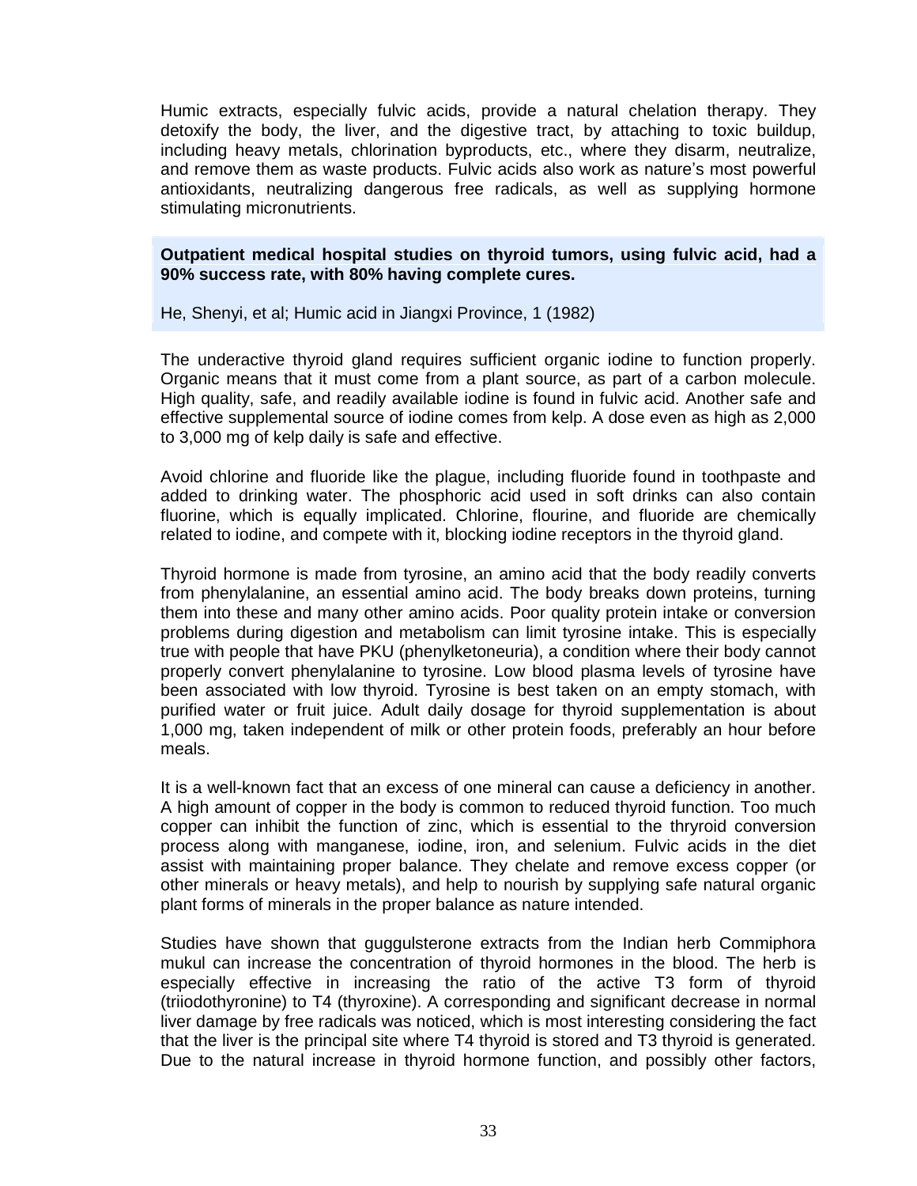Humic extracts, especially fulvic acids, provide a natural chelation therapy. They detoxify the body, the liver, and the digestive tract, by attaching to toxic buildup, including heavy metals, chlorination byproducts, etc., where they disarm, neutralize, and remove them as waste products. Fulvic acids also work as nature's most powerful antioxidants, neutralizing dangerous free radicals, as well as supplying hormone stimulating micronutrients.

> **Outpatient medical hospital studies on thyroid tumors, using fulvic acid, had a 90% success rate, with 80% having complete cures.**
>
> He, Shenyi, et al; Humic acid in Jiangxi Province, 1 (1982)

The underactive thyroid gland requires sufficient organic iodine to function properly. Organic means that it must come from a plant source, as part of a carbon molecule. High quality, safe, and readily available iodine is found in fulvic acid. Another safe and effective supplemental source of iodine comes from kelp. A dose even as high as 2,000 to 3,000 mg of kelp daily is safe and effective.

Avoid chlorine and fluoride like the plague, including fluoride found in toothpaste and added to drinking water. The phosphoric acid used in soft drinks can also contain fluorine, which is equally implicated. Chlorine, flourine, and fluoride are chemically related to iodine, and compete with it, blocking iodine receptors in the thyroid gland.

Thyroid hormone is made from tyrosine, an amino acid that the body readily converts from phenylalanine, an essential amino acid. The body breaks down proteins, turning them into these and many other amino acids. Poor quality protein intake or conversion problems during digestion and metabolism can limit tyrosine intake. This is especially true with people that have PKU (phenylketoneuria), a condition where their body cannot properly convert phenylalanine to tyrosine. Low blood plasma levels of tyrosine have been associated with low thyroid. Tyrosine is best taken on an empty stomach, with purified water or fruit juice. Adult daily dosage for thyroid supplementation is about 1,000 mg, taken independent of milk or other protein foods, preferably an hour before meals.

It is a well-known fact that an excess of one mineral can cause a deficiency in another. A high amount of copper in the body is common to reduced thyroid function. Too much copper can inhibit the function of zinc, which is essential to the thryroid conversion process along with manganese, iodine, iron, and selenium. Fulvic acids in the diet assist with maintaining proper balance. They chelate and remove excess copper (or other minerals or heavy metals), and help to nourish by supplying safe natural organic plant forms of minerals in the proper balance as nature intended.

Studies have shown that guggulsterone extracts from the Indian herb Commiphora mukul can increase the concentration of thyroid hormones in the blood. The herb is especially effective in increasing the ratio of the active T3 form of thyroid (triiodothyronine) to T4 (thyroxine). A corresponding and significant decrease in normal liver damage by free radicals was noticed, which is most interesting considering the fact that the liver is the principal site where T4 thyroid is stored and T3 thyroid is generated. Due to the natural increase in thyroid hormone function, and possibly other factors,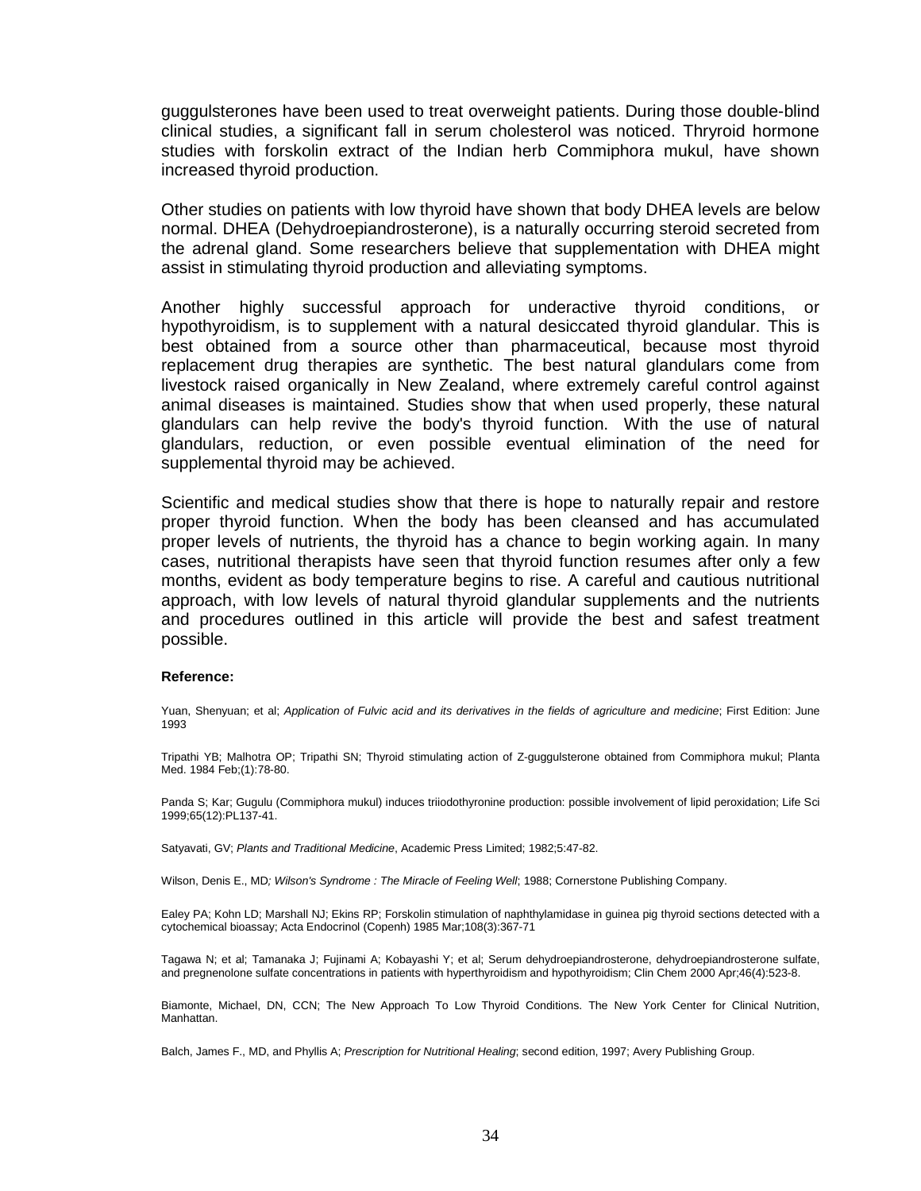guggulsterones have been used to treat overweight patients. During those double-blind clinical studies, a significant fall in serum cholesterol was noticed. Thryroid hormone studies with forskolin extract of the Indian herb Commiphora mukul, have shown increased thyroid production.

Other studies on patients with low thyroid have shown that body DHEA levels are below normal. DHEA (Dehydroepiandrosterone), is a naturally occurring steroid secreted from the adrenal gland. Some researchers believe that supplementation with DHEA might assist in stimulating thyroid production and alleviating symptoms.

Another highly successful approach for underactive thyroid conditions, or hypothyroidism, is to supplement with a natural desiccated thyroid glandular. This is best obtained from a source other than pharmaceutical, because most thyroid replacement drug therapies are synthetic. The best natural glandulars come from livestock raised organically in New Zealand, where extremely careful control against animal diseases is maintained. Studies show that when used properly, these natural glandulars can help revive the body's thyroid function. With the use of natural glandulars, reduction, or even possible eventual elimination of the need for supplemental thyroid may be achieved.

Scientific and medical studies show that there is hope to naturally repair and restore proper thyroid function. When the body has been cleansed and has accumulated proper levels of nutrients, the thyroid has a chance to begin working again. In many cases, nutritional therapists have seen that thyroid function resumes after only a few months, evident as body temperature begins to rise. A careful and cautious nutritional approach, with low levels of natural thyroid glandular supplements and the nutrients and procedures outlined in this article will provide the best and safest treatment possible.

**Reference:**

Yuan, Shenyuan; et al; *Application of Fulvic acid and its derivatives in the fields of agriculture and medicine*; First Edition: June 1993

Tripathi YB; Malhotra OP; Tripathi SN; Thyroid stimulating action of Z-guggulsterone obtained from Commiphora mukul; Planta Med. 1984 Feb;(1):78-80.

Panda S; Kar; Gugulu (Commiphora mukul) induces triiodothyronine production: possible involvement of lipid peroxidation; Life Sci 1999;65(12):PL137-41.

Satyavati, GV; *Plants and Traditional Medicine*, Academic Press Limited; 1982;5:47-82.

Wilson, Denis E., MD*; Wilson's Syndrome : The Miracle of Feeling Well*; 1988; Cornerstone Publishing Company.

Ealey PA; Kohn LD; Marshall NJ; Ekins RP; Forskolin stimulation of naphthylamidase in guinea pig thyroid sections detected with a cytochemical bioassay; Acta Endocrinol (Copenh) 1985 Mar;108(3):367-71

Tagawa N; et al; Tamanaka J; Fujinami A; Kobayashi Y; et al; Serum dehydroepiandrosterone, dehydroepiandrosterone sulfate, and pregnenolone sulfate concentrations in patients with hyperthyroidism and hypothyroidism; Clin Chem 2000 Apr;46(4):523-8.

Biamonte, Michael, DN, CCN; The New Approach To Low Thyroid Conditions. The New York Center for Clinical Nutrition, Manhattan.

Balch, James F., MD, and Phyllis A; *Prescription for Nutritional Healing*; second edition, 1997; Avery Publishing Group.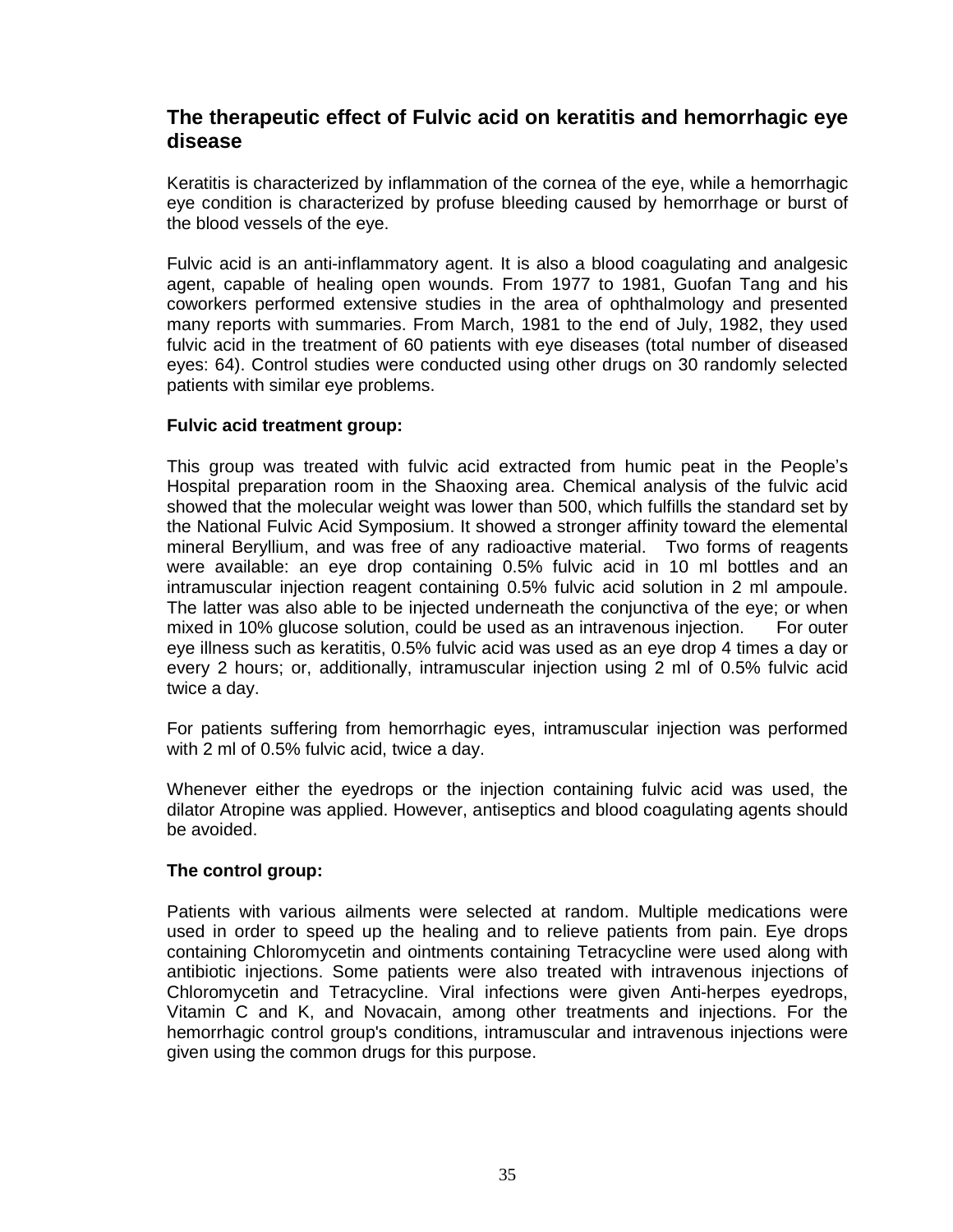## The therapeutic effect of Fulvic acid on keratitis and hemorrhagic eye disease

Keratitis is characterized by inflammation of the cornea of the eye, while a hemorrhagic eye condition is characterized by profuse bleeding caused by hemorrhage or burst of the blood vessels of the eye.

Fulvic acid is an anti-inflammatory agent. It is also a blood coagulating and analgesic agent, capable of healing open wounds. From 1977 to 1981, Guofan Tang and his coworkers performed extensive studies in the area of ophthalmology and presented many reports with summaries. From March, 1981 to the end of July, 1982, they used fulvic acid in the treatment of 60 patients with eye diseases (total number of diseased eyes: 64). Control studies were conducted using other drugs on 30 randomly selected patients with similar eye problems.

**Fulvic acid treatment group:**

This group was treated with fulvic acid extracted from humic peat in the People's Hospital preparation room in the Shaoxing area. Chemical analysis of the fulvic acid showed that the molecular weight was lower than 500, which fulfills the standard set by the National Fulvic Acid Symposium. It showed a stronger affinity toward the elemental mineral Beryllium, and was free of any radioactive material. Two forms of reagents were available: an eye drop containing 0.5% fulvic acid in 10 ml bottles and an intramuscular injection reagent containing 0.5% fulvic acid solution in 2 ml ampoule. The latter was also able to be injected underneath the conjunctiva of the eye; or when mixed in 10% glucose solution, could be used as an intravenous injection. For outer eye illness such as keratitis, 0.5% fulvic acid was used as an eye drop 4 times a day or every 2 hours; or, additionally, intramuscular injection using 2 ml of 0.5% fulvic acid twice a day.

For patients suffering from hemorrhagic eyes, intramuscular injection was performed with 2 ml of 0.5% fulvic acid, twice a day.

Whenever either the eyedrops or the injection containing fulvic acid was used, the dilator Atropine was applied. However, antiseptics and blood coagulating agents should be avoided.

**The control group:**

Patients with various ailments were selected at random. Multiple medications were used in order to speed up the healing and to relieve patients from pain. Eye drops containing Chloromycetin and ointments containing Tetracycline were used along with antibiotic injections. Some patients were also treated with intravenous injections of Chloromycetin and Tetracycline. Viral infections were given Anti-herpes eyedrops, Vitamin C and K, and Novacain, among other treatments and injections. For the hemorrhagic control group's conditions, intramuscular and intravenous injections were given using the common drugs for this purpose.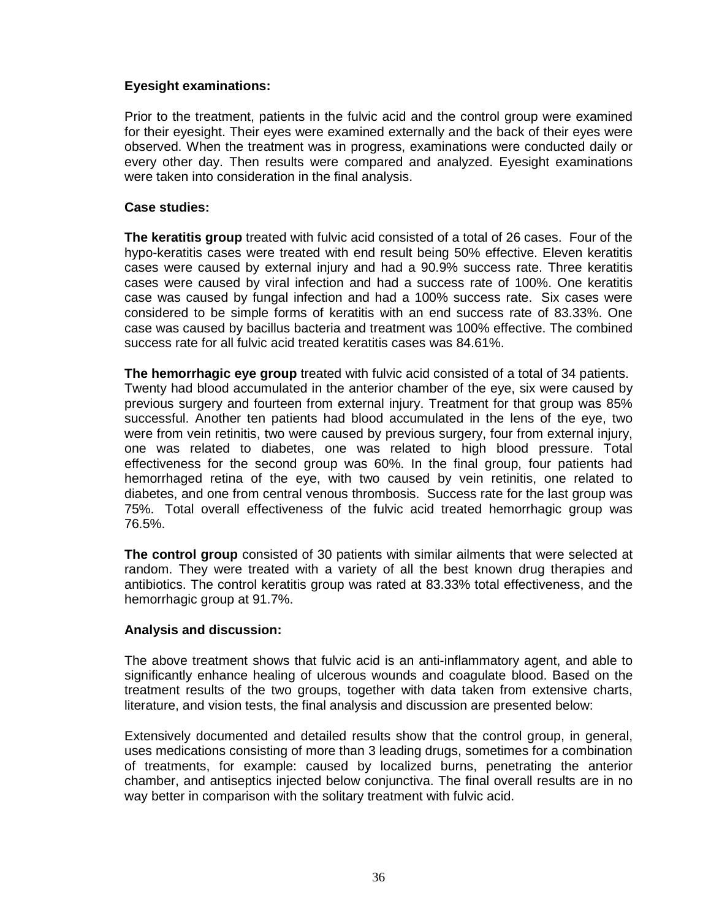**Eyesight examinations:**

Prior to the treatment, patients in the fulvic acid and the control group were examined for their eyesight. Their eyes were examined externally and the back of their eyes were observed. When the treatment was in progress, examinations were conducted daily or every other day. Then results were compared and analyzed. Eyesight examinations were taken into consideration in the final analysis.

**Case studies:**

**The keratitis group** treated with fulvic acid consisted of a total of 26 cases. Four of the hypo-keratitis cases were treated with end result being 50% effective. Eleven keratitis cases were caused by external injury and had a 90.9% success rate. Three keratitis cases were caused by viral infection and had a success rate of 100%. One keratitis case was caused by fungal infection and had a 100% success rate. Six cases were considered to be simple forms of keratitis with an end success rate of 83.33%. One case was caused by bacillus bacteria and treatment was 100% effective. The combined success rate for all fulvic acid treated keratitis cases was 84.61%.

**The hemorrhagic eye group** treated with fulvic acid consisted of a total of 34 patients. Twenty had blood accumulated in the anterior chamber of the eye, six were caused by previous surgery and fourteen from external injury. Treatment for that group was 85% successful. Another ten patients had blood accumulated in the lens of the eye, two were from vein retinitis, two were caused by previous surgery, four from external injury, one was related to diabetes, one was related to high blood pressure. Total effectiveness for the second group was 60%. In the final group, four patients had hemorrhaged retina of the eye, with two caused by vein retinitis, one related to diabetes, and one from central venous thrombosis. Success rate for the last group was 75%. Total overall effectiveness of the fulvic acid treated hemorrhagic group was 76.5%.

**The control group** consisted of 30 patients with similar ailments that were selected at random. They were treated with a variety of all the best known drug therapies and antibiotics. The control keratitis group was rated at 83.33% total effectiveness, and the hemorrhagic group at 91.7%.

**Analysis and discussion:**

The above treatment shows that fulvic acid is an anti-inflammatory agent, and able to significantly enhance healing of ulcerous wounds and coagulate blood. Based on the treatment results of the two groups, together with data taken from extensive charts, literature, and vision tests, the final analysis and discussion are presented below:

Extensively documented and detailed results show that the control group, in general, uses medications consisting of more than 3 leading drugs, sometimes for a combination of treatments, for example: caused by localized burns, penetrating the anterior chamber, and antiseptics injected below conjunctiva. The final overall results are in no way better in comparison with the solitary treatment with fulvic acid.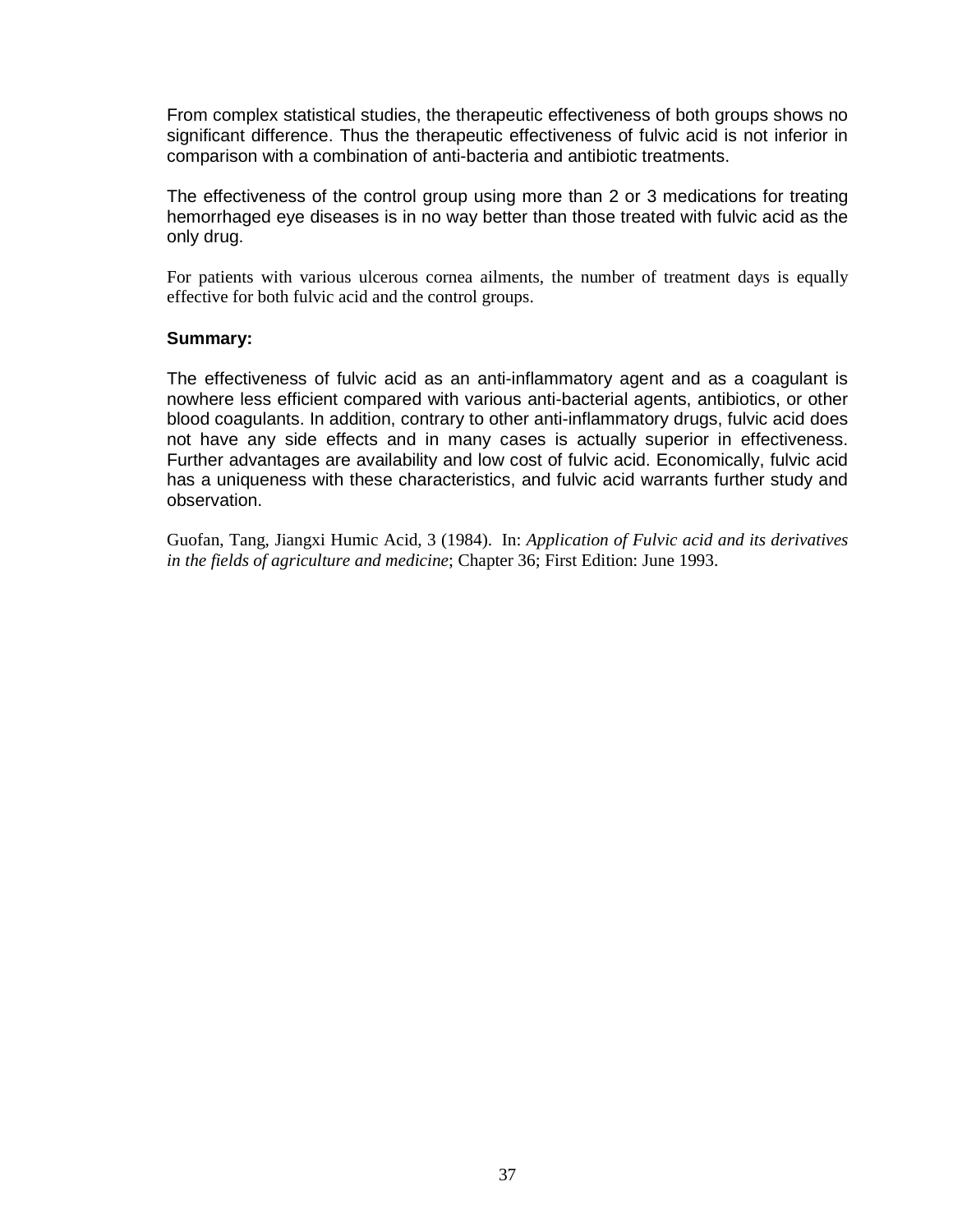From complex statistical studies, the therapeutic effectiveness of both groups shows no significant difference. Thus the therapeutic effectiveness of fulvic acid is not inferior in comparison with a combination of anti-bacteria and antibiotic treatments.

The effectiveness of the control group using more than 2 or 3 medications for treating hemorrhaged eye diseases is in no way better than those treated with fulvic acid as the only drug.

For patients with various ulcerous cornea ailments, the number of treatment days is equally effective for both fulvic acid and the control groups.

**Summary:**

The effectiveness of fulvic acid as an anti-inflammatory agent and as a coagulant is nowhere less efficient compared with various anti-bacterial agents, antibiotics, or other blood coagulants. In addition, contrary to other anti-inflammatory drugs, fulvic acid does not have any side effects and in many cases is actually superior in effectiveness. Further advantages are availability and low cost of fulvic acid. Economically, fulvic acid has a uniqueness with these characteristics, and fulvic acid warrants further study and observation.

Guofan, Tang, Jiangxi Humic Acid, 3 (1984). In: *Application of Fulvic acid and its derivatives in the fields of agriculture and medicine*; Chapter 36; First Edition: June 1993.